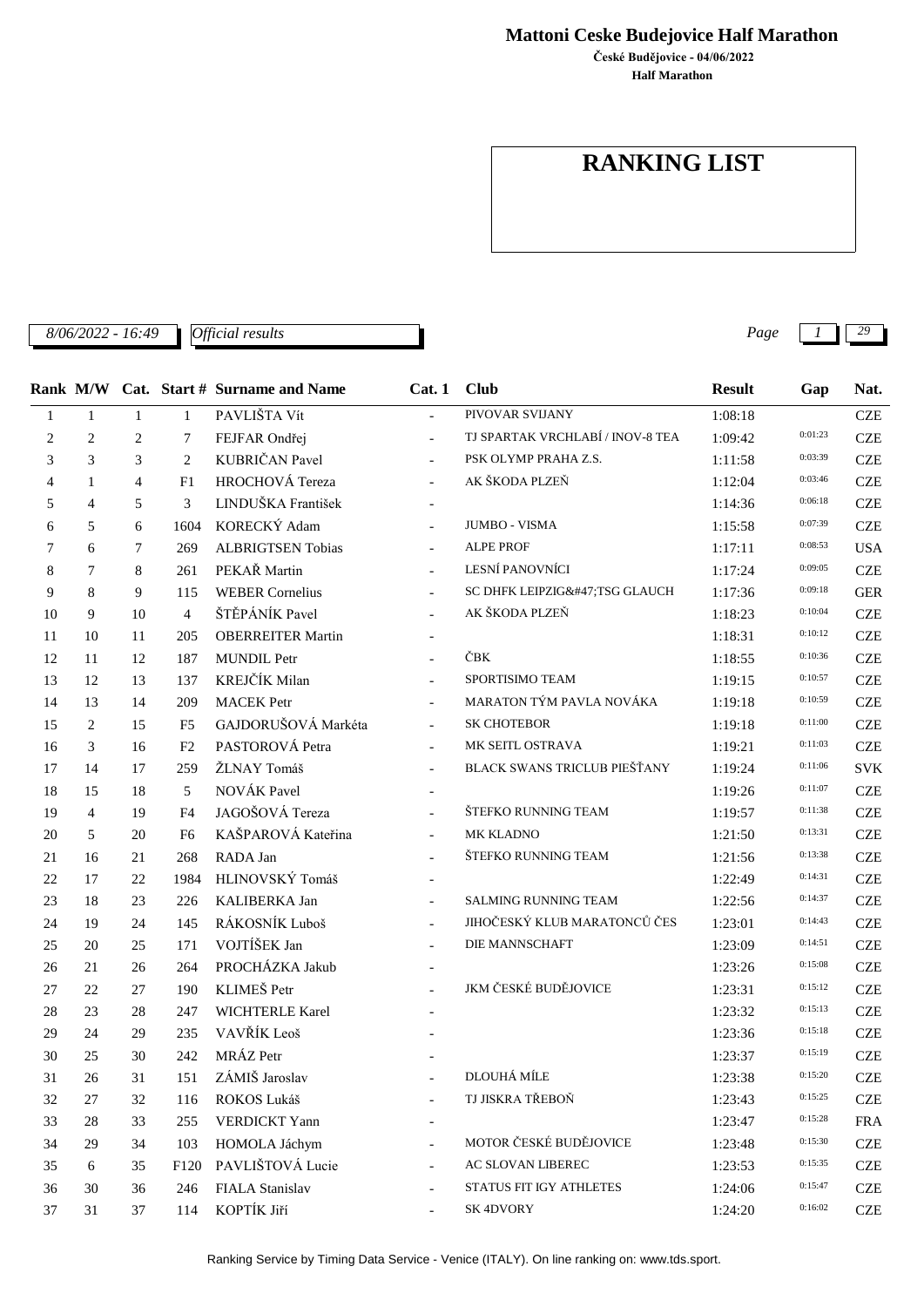**Mattoni Ceske Budejovice Half Marathon**

**České Budějovice - 04/06/2022**

**Half Marathon**

# RANKING LIST

*8/06/2022 - 16:49* | *Official results*

| Rank | M/W | Cat. | Start # | Surname and Name | Cat. 1 | Club | Result | Gap | Nat. |
|---|---|---|---|---|---|---|---|---|---|
| 1 | 1 | 1 | 1 | PAVLIŠTA Vít | - | PIVOVAR SVIJANY | 1:08:18 | | CZE |
| 2 | 2 | 2 | 7 | FEJFAR Ondřej | - | TJ SPARTAK VRCHLABÍ / INOV-8 TEA | 1:09:42 | 0:01:23 | CZE |
| 3 | 3 | 3 | 2 | KUBRIČAN Pavel | - | PSK OLYMP PRAHA Z.S. | 1:11:58 | 0:03:39 | CZE |
| 4 | 1 | 4 | F1 | HROCHOVÁ Tereza | - | AK ŠKODA PLZEŇ | 1:12:04 | 0:03:46 | CZE |
| 5 | 4 | 5 | 3 | LINDUŠKA František | - | | 1:14:36 | 0:06:18 | CZE |
| 6 | 5 | 6 | 1604 | KORECKÝ Adam | - | JUMBO - VISMA | 1:15:58 | 0:07:39 | CZE |
| 7 | 6 | 7 | 269 | ALBRIGTSEN Tobias | - | ALPE PROF | 1:17:11 | 0:08:53 | USA |
| 8 | 7 | 8 | 261 | PEKAŘ Martin | - | LESNÍ PANOVNÍCI | 1:17:24 | 0:09:05 | CZE |
| 9 | 8 | 9 | 115 | WEBER Cornelius | - | SC DHFK LEIPZIG&#47;TSG GLAUCH | 1:17:36 | 0:09:18 | GER |
| 10 | 9 | 10 | 4 | ŠTĚPÁNÍK Pavel | - | AK ŠKODA PLZEŇ | 1:18:23 | 0:10:04 | CZE |
| 11 | 10 | 11 | 205 | OBERREITER Martin | - | | 1:18:31 | 0:10:12 | CZE |
| 12 | 11 | 12 | 187 | MUNDIL Petr | - | ČBK | 1:18:55 | 0:10:36 | CZE |
| 13 | 12 | 13 | 137 | KREJČÍK Milan | - | SPORTISIMO TEAM | 1:19:15 | 0:10:57 | CZE |
| 14 | 13 | 14 | 209 | MACEK Petr | - | MARATON TÝM PAVLA NOVÁKA | 1:19:18 | 0:10:59 | CZE |
| 15 | 2 | 15 | F5 | GAJDORUŠOVÁ Markéta | - | SK CHOTEBOR | 1:19:18 | 0:11:00 | CZE |
| 16 | 3 | 16 | F2 | PASTOROVÁ Petra | - | MK SEITL OSTRAVA | 1:19:21 | 0:11:03 | CZE |
| 17 | 14 | 17 | 259 | ŽLNAY Tomáš | - | BLACK SWANS TRICLUB PIEŠŤANY | 1:19:24 | 0:11:06 | SVK |
| 18 | 15 | 18 | 5 | NOVÁK Pavel | - | | 1:19:26 | 0:11:07 | CZE |
| 19 | 4 | 19 | F4 | JAGOŠOVÁ Tereza | - | ŠTEFKO RUNNING TEAM | 1:19:57 | 0:11:38 | CZE |
| 20 | 5 | 20 | F6 | KAŠPAROVÁ Kateřina | - | MK KLADNO | 1:21:50 | 0:13:31 | CZE |
| 21 | 16 | 21 | 268 | RADA Jan | - | ŠTEFKO RUNNING TEAM | 1:21:56 | 0:13:38 | CZE |
| 22 | 17 | 22 | 1984 | HLINOVSKÝ Tomáš | - | | 1:22:49 | 0:14:31 | CZE |
| 23 | 18 | 23 | 226 | KALIBERKA Jan | - | SALMING RUNNING TEAM | 1:22:56 | 0:14:37 | CZE |
| 24 | 19 | 24 | 145 | RÁKOSNÍK Luboš | - | JIHOČESKÝ KLUB MARATONCŮ ČES | 1:23:01 | 0:14:43 | CZE |
| 25 | 20 | 25 | 171 | VOJTÍŠEK Jan | - | DIE MANNSCHAFT | 1:23:09 | 0:14:51 | CZE |
| 26 | 21 | 26 | 264 | PROCHÁZKA Jakub | - | | 1:23:26 | 0:15:08 | CZE |
| 27 | 22 | 27 | 190 | KLIMEŠ Petr | - | JKM ČESKÉ BUDĚJOVICE | 1:23:31 | 0:15:12 | CZE |
| 28 | 23 | 28 | 247 | WICHTERLE Karel | - | | 1:23:32 | 0:15:13 | CZE |
| 29 | 24 | 29 | 235 | VAVŘÍK Leoš | - | | 1:23:36 | 0:15:18 | CZE |
| 30 | 25 | 30 | 242 | MRÁZ Petr | - | | 1:23:37 | 0:15:19 | CZE |
| 31 | 26 | 31 | 151 | ZÁMIŠ Jaroslav | - | DLOUHÁ MÍLE | 1:23:38 | 0:15:20 | CZE |
| 32 | 27 | 32 | 116 | ROKOS Lukáš | - | TJ JISKRA TŘEBOŇ | 1:23:43 | 0:15:25 | CZE |
| 33 | 28 | 33 | 255 | VERDICKT Yann | - | | 1:23:47 | 0:15:28 | FRA |
| 34 | 29 | 34 | 103 | HOMOLA Jáchym | - | MOTOR ČESKÉ BUDĚJOVICE | 1:23:48 | 0:15:30 | CZE |
| 35 | 6 | 35 | F120 | PAVLIŠTOVÁ Lucie | - | AC SLOVAN LIBEREC | 1:23:53 | 0:15:35 | CZE |
| 36 | 30 | 36 | 246 | FIALA Stanislav | - | STATUS FIT IGY ATHLETES | 1:24:06 | 0:15:47 | CZE |
| 37 | 31 | 37 | 114 | KOPTÍK Jiří | - | SK 4DVORY | 1:24:20 | 0:16:02 | CZE |

Ranking Service by Timing Data Service - Venice (ITALY). On line ranking on: www.tds.sport.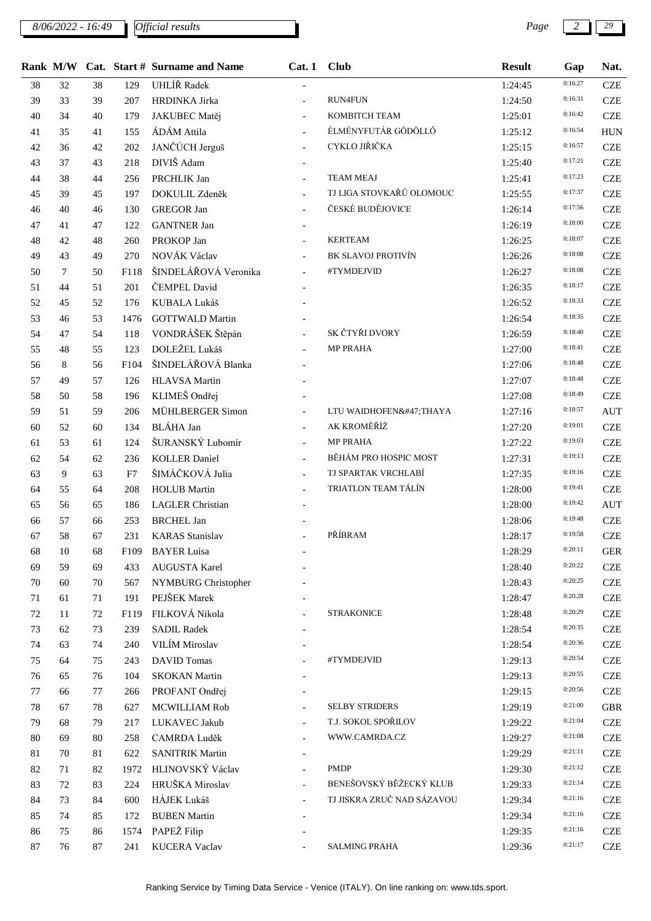| Rank | M/W | Cat. | Start # | Surname and Name | Cat. 1 | Club | Result | Gap | Nat. |
|---|---|---|---|---|---|---|---|---|---|
| 38 | 32 | 38 | 129 | UHLÍŘ Radek | - | | 1:24:45 | 0:16:27 | CZE |
| 39 | 33 | 39 | 207 | HRDINKA Jirka | - | RUN4FUN | 1:24:50 | 0:16:31 | CZE |
| 40 | 34 | 40 | 179 | JAKUBEC Matěj | - | KOMBITCH TEAM | 1:25:01 | 0:16:42 | CZE |
| 41 | 35 | 41 | 155 | ÁDÁM Attila | - | ÉLMÉNYFUTÁR GÖDÖLLŐ | 1:25:12 | 0:16:54 | HUN |
| 42 | 36 | 42 | 202 | JANČÚCH Jerguš | - | CYKLO JIŘIČKA | 1:25:15 | 0:16:57 | CZE |
| 43 | 37 | 43 | 218 | DIVIŠ Adam | - | | 1:25:40 | 0:17:21 | CZE |
| 44 | 38 | 44 | 256 | PRCHLIK Jan | - | TEAM MEAJ | 1:25:41 | 0:17:23 | CZE |
| 45 | 39 | 45 | 197 | DOKULIL Zdeněk | - | TJ LIGA STOVKAŘŮ OLOMOUC | 1:25:55 | 0:17:37 | CZE |
| 46 | 40 | 46 | 130 | GREGOR Jan | - | ČESKÉ BUDĚJOVICE | 1:26:14 | 0:17:56 | CZE |
| 47 | 41 | 47 | 122 | GANTNER Jan | - | | 1:26:19 | 0:18:00 | CZE |
| 48 | 42 | 48 | 260 | PROKOP Jan | - | KERTEAM | 1:26:25 | 0:18:07 | CZE |
| 49 | 43 | 49 | 270 | NOVÁK Václav | - | BK SLAVOJ PROTIVÍN | 1:26:26 | 0:18:08 | CZE |
| 50 | 7 | 50 | F118 | ŠINDELÁŘOVÁ Veronika | - | #TYMDEJVID | 1:26:27 | 0:18:08 | CZE |
| 51 | 44 | 51 | 201 | ČEMPEL David | - | | 1:26:35 | 0:18:17 | CZE |
| 52 | 45 | 52 | 176 | KUBALA Lukáš | - | | 1:26:52 | 0:18:33 | CZE |
| 53 | 46 | 53 | 1476 | GOTTWALD Martin | - | | 1:26:54 | 0:18:35 | CZE |
| 54 | 47 | 54 | 118 | VONDRÁŠEK Štěpán | - | SK ČTYŘI DVORY | 1:26:59 | 0:18:40 | CZE |
| 55 | 48 | 55 | 123 | DOLEŽEL Lukáš | - | MP PRAHA | 1:27:00 | 0:18:41 | CZE |
| 56 | 8 | 56 | F104 | ŠINDELÁŘOVÁ Blanka | - | | 1:27:06 | 0:18:48 | CZE |
| 57 | 49 | 57 | 126 | HLAVSA Martin | - | | 1:27:07 | 0:18:48 | CZE |
| 58 | 50 | 58 | 196 | KLIMEŠ Ondřej | - | | 1:27:08 | 0:18:49 | CZE |
| 59 | 51 | 59 | 206 | MÜHLBERGER Simon | - | LTU WAIDHOFEN&#47;THAYA | 1:27:16 | 0:18:57 | AUT |
| 60 | 52 | 60 | 134 | BLÁHA Jan | - | AK KROMĚŘÍŽ | 1:27:20 | 0:19:01 | CZE |
| 61 | 53 | 61 | 124 | ŠURANSKÝ Lubomír | - | MP PRAHA | 1:27:22 | 0:19:03 | CZE |
| 62 | 54 | 62 | 236 | KOLLER Daniel | - | BĚHÁM PRO HOSPIC MOST | 1:27:31 | 0:19:13 | CZE |
| 63 | 9 | 63 | F7 | ŠIMÁČKOVÁ Julia | - | TJ SPARTAK VRCHLABÍ | 1:27:35 | 0:19:16 | CZE |
| 64 | 55 | 64 | 208 | HOLUB Martin | - | TRIATLON TEAM TÁLÍN | 1:28:00 | 0:19:41 | CZE |
| 65 | 56 | 65 | 186 | LAGLER Christian | - | | 1:28:00 | 0:19:42 | AUT |
| 66 | 57 | 66 | 253 | BRCHEL Jan | - | | 1:28:06 | 0:19:48 | CZE |
| 67 | 58 | 67 | 231 | KARAS Stanislav | - | PŘÍBRAM | 1:28:17 | 0:19:58 | CZE |
| 68 | 10 | 68 | F109 | BAYER Luisa | - | | 1:28:29 | 0:20:11 | GER |
| 69 | 59 | 69 | 433 | AUGUSTA Karel | - | | 1:28:40 | 0:20:22 | CZE |
| 70 | 60 | 70 | 567 | NYMBURG Christopher | - | | 1:28:43 | 0:20:25 | CZE |
| 71 | 61 | 71 | 191 | PEJŠEK Marek | - | | 1:28:47 | 0:20:28 | CZE |
| 72 | 11 | 72 | F119 | FILKOVÁ Nikola | - | STRAKONICE | 1:28:48 | 0:20:29 | CZE |
| 73 | 62 | 73 | 239 | SADIL Radek | - | | 1:28:54 | 0:20:35 | CZE |
| 74 | 63 | 74 | 240 | VILÍM Miroslav | - | | 1:28:54 | 0:20:36 | CZE |
| 75 | 64 | 75 | 243 | DAVID Tomas | - | #TYMDEJVID | 1:29:13 | 0:20:54 | CZE |
| 76 | 65 | 76 | 104 | SKOKAN Martin | - | | 1:29:13 | 0:20:55 | CZE |
| 77 | 66 | 77 | 266 | PROFANT Ondřej | - | | 1:29:15 | 0:20:56 | CZE |
| 78 | 67 | 78 | 627 | MCWILLIAM Rob | - | SELBY STRIDERS | 1:29:19 | 0:21:00 | GBR |
| 79 | 68 | 79 | 217 | LUKAVEC Jakub | - | T.J. SOKOL SPOŘILOV | 1:29:22 | 0:21:04 | CZE |
| 80 | 69 | 80 | 258 | CAMRDA Luděk | - | WWW.CAMRDA.CZ | 1:29:27 | 0:21:08 | CZE |
| 81 | 70 | 81 | 622 | SANITRIK Martin | - | | 1:29:29 | 0:21:11 | CZE |
| 82 | 71 | 82 | 1972 | HLINOVSKÝ Václav | - | PMDP | 1:29:30 | 0:21:12 | CZE |
| 83 | 72 | 83 | 224 | HRUŠKA Miroslav | - | BENEŠOVSKÝ BĚŽECKÝ KLUB | 1:29:33 | 0:21:14 | CZE |
| 84 | 73 | 84 | 600 | HÁJEK Lukáš | - | TJ JISKRA ZRUČ NAD SÁZAVOU | 1:29:34 | 0:21:16 | CZE |
| 85 | 74 | 85 | 172 | BUBEN Martin | - | | 1:29:34 | 0:21:16 | CZE |
| 86 | 75 | 86 | 1574 | PAPEŽ Filip | - | | 1:29:35 | 0:21:16 | CZE |
| 87 | 76 | 87 | 241 | KUCERA Vaclav | - | SALMING PRAHA | 1:29:36 | 0:21:17 | CZE |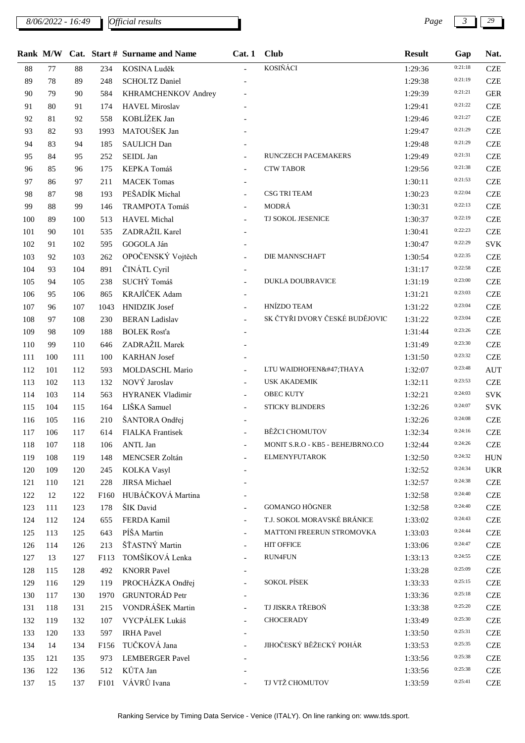| Rank | M/W | Cat. | Start # | Surname and Name | Cat. 1 | Club | Result | Gap | Nat. |
|---|---|---|---|---|---|---|---|---|---|
| 88 | 77 | 88 | 234 | KOSINA Luděk | - | KOSIŇÁCI | 1:29:36 | 0:21:18 | CZE |
| 89 | 78 | 89 | 248 | SCHOLTZ Daniel | - | | 1:29:38 | 0:21:19 | CZE |
| 90 | 79 | 90 | 584 | KHRAMCHENKOV Andrey | - | | 1:29:39 | 0:21:21 | GER |
| 91 | 80 | 91 | 174 | HAVEL Miroslav | - | | 1:29:41 | 0:21:22 | CZE |
| 92 | 81 | 92 | 558 | KOBLÍŽEK Jan | - | | 1:29:46 | 0:21:27 | CZE |
| 93 | 82 | 93 | 1993 | MATOUŠEK Jan | - | | 1:29:47 | 0:21:29 | CZE |
| 94 | 83 | 94 | 185 | SAULICH Dan | - | | 1:29:48 | 0:21:29 | CZE |
| 95 | 84 | 95 | 252 | SEIDL Jan | - | RUNCZECH PACEMAKERS | 1:29:49 | 0:21:31 | CZE |
| 96 | 85 | 96 | 175 | KEPKA Tomáš | - | CTW TABOR | 1:29:56 | 0:21:38 | CZE |
| 97 | 86 | 97 | 211 | MACEK Tomas | - | | 1:30:11 | 0:21:53 | CZE |
| 98 | 87 | 98 | 193 | PEŠADÍK Michal | - | CSG TRI TEAM | 1:30:23 | 0:22:04 | CZE |
| 99 | 88 | 99 | 146 | TRAMPOTA Tomáš | - | MODRÁ | 1:30:31 | 0:22:13 | CZE |
| 100 | 89 | 100 | 513 | HAVEL Michal | - | TJ SOKOL JESENICE | 1:30:37 | 0:22:19 | CZE |
| 101 | 90 | 101 | 535 | ZADRAŽIL Karel | - | | 1:30:41 | 0:22:23 | CZE |
| 102 | 91 | 102 | 595 | GOGOLA Ján | - | | 1:30:47 | 0:22:29 | SVK |
| 103 | 92 | 103 | 262 | OPOČENSKÝ Vojtěch | - | DIE MANNSCHAFT | 1:30:54 | 0:22:35 | CZE |
| 104 | 93 | 104 | 891 | ČINÁTL Cyril | - | | 1:31:17 | 0:22:58 | CZE |
| 105 | 94 | 105 | 238 | SUCHÝ Tomáš | - | DUKLA DOUBRAVICE | 1:31:19 | 0:23:00 | CZE |
| 106 | 95 | 106 | 865 | KRAJÍČEK Adam | - | | 1:31:21 | 0:23:03 | CZE |
| 107 | 96 | 107 | 1043 | HNIDZIK Josef | - | HNÍZDO TEAM | 1:31:22 | 0:23:04 | CZE |
| 108 | 97 | 108 | 230 | BERAN Ladislav | - | SK ČTYŘI DVORY ČESKÉ BUDĚJOVIC | 1:31:22 | 0:23:04 | CZE |
| 109 | 98 | 109 | 188 | BOLEK Rosťa | - | | 1:31:44 | 0:23:26 | CZE |
| 110 | 99 | 110 | 646 | ZADRAŽIL Marek | - | | 1:31:49 | 0:23:30 | CZE |
| 111 | 100 | 111 | 100 | KARHAN Josef | - | | 1:31:50 | 0:23:32 | CZE |
| 112 | 101 | 112 | 593 | MOLDASCHL Mario | - | LTU WAIDHOFEN&#47;THAYA | 1:32:07 | 0:23:48 | AUT |
| 113 | 102 | 113 | 132 | NOVÝ Jaroslav | - | USK AKADEMIK | 1:32:11 | 0:23:53 | CZE |
| 114 | 103 | 114 | 563 | HYRANEK Vladimir | - | OBEC KUTY | 1:32:21 | 0:24:03 | SVK |
| 115 | 104 | 115 | 164 | LIŠKA Samuel | - | STICKY BLINDERS | 1:32:26 | 0:24:07 | SVK |
| 116 | 105 | 116 | 210 | ŠANTORA Ondřej | - | | 1:32:26 | 0:24:08 | CZE |
| 117 | 106 | 117 | 614 | FIALKA Frantisek | - | BĚŽCI CHOMUTOV | 1:32:34 | 0:24:16 | CZE |
| 118 | 107 | 118 | 106 | ANTL Jan | - | MONIT S.R.O - KB5 - BEHEJBRNO.CO | 1:32:44 | 0:24:26 | CZE |
| 119 | 108 | 119 | 148 | MENCSER Zoltán | - | ELMENYFUTAROK | 1:32:50 | 0:24:32 | HUN |
| 120 | 109 | 120 | 245 | KOLKA Vasyl | - | | 1:32:52 | 0:24:34 | UKR |
| 121 | 110 | 121 | 228 | JIRSA Michael | - | | 1:32:57 | 0:24:38 | CZE |
| 122 | 12 | 122 | F160 | HUBÁČKOVÁ Martina | - | | 1:32:58 | 0:24:40 | CZE |
| 123 | 111 | 123 | 178 | ŠIK David | - | GOMANGO HÖGNER | 1:32:58 | 0:24:40 | CZE |
| 124 | 112 | 124 | 655 | FERDA Kamil | - | T.J. SOKOL MORAVSKÉ BRÁNICE | 1:33:02 | 0:24:43 | CZE |
| 125 | 113 | 125 | 643 | PÍŠA Martin | - | MATTONI FREERUN STROMOVKA | 1:33:03 | 0:24:44 | CZE |
| 126 | 114 | 126 | 213 | ŠŤASTNÝ Martin | - | HIT OFFICE | 1:33:06 | 0:24:47 | CZE |
| 127 | 13 | 127 | F113 | TOMŠÍKOVÁ Lenka | - | RUN4FUN | 1:33:13 | 0:24:55 | CZE |
| 128 | 115 | 128 | 492 | KNORR Pavel | - | | 1:33:28 | 0:25:09 | CZE |
| 129 | 116 | 129 | 119 | PROCHÁZKA Ondřej | - | SOKOL PÍSEK | 1:33:33 | 0:25:15 | CZE |
| 130 | 117 | 130 | 1970 | GRUNTORÁD Petr | - | | 1:33:36 | 0:25:18 | CZE |
| 131 | 118 | 131 | 215 | VONDRÁŠEK Martin | - | TJ JISKRA TŘEBOŇ | 1:33:38 | 0:25:20 | CZE |
| 132 | 119 | 132 | 107 | VYCPÁLEK Lukáš | - | CHOCERADY | 1:33:49 | 0:25:30 | CZE |
| 133 | 120 | 133 | 597 | IRHA Pavel | - | | 1:33:50 | 0:25:31 | CZE |
| 134 | 14 | 134 | F156 | TUČKOVÁ Jana | - | JIHOČESKÝ BĚŽECKÝ POHÁR | 1:33:53 | 0:25:35 | CZE |
| 135 | 121 | 135 | 973 | LEMBERGER Pavel | - | | 1:33:56 | 0:25:38 | CZE |
| 136 | 122 | 136 | 512 | KŮTA Jan | - | | 1:33:56 | 0:25:38 | CZE |
| 137 | 15 | 137 | F101 | VÁVRŮ Ivana | - | TJ VTŽ CHOMUTOV | 1:33:59 | 0:25:41 | CZE |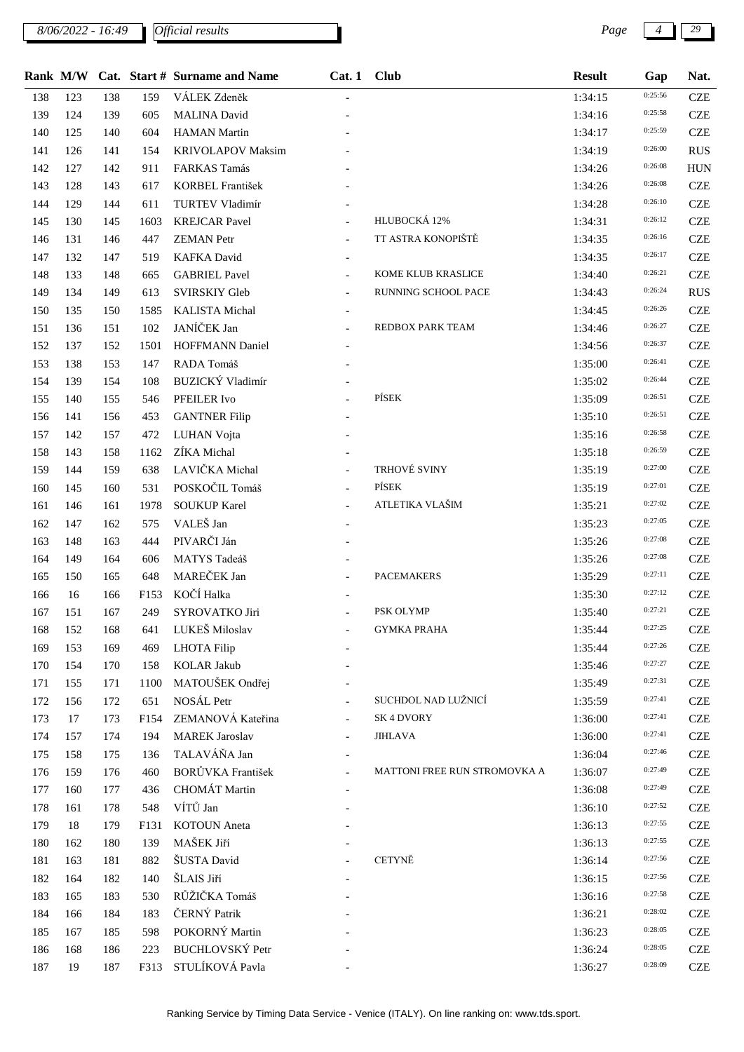| Rank | M/W | Cat. | Start # | Surname and Name | Cat. 1 | Club | Result | Gap | Nat. |
|---|---|---|---|---|---|---|---|---|---|
| 138 | 123 | 138 | 159 | VÁLEK Zdeněk | - | | 1:34:15 | 0:25:56 | CZE |
| 139 | 124 | 139 | 605 | MALINA David | - | | 1:34:16 | 0:25:58 | CZE |
| 140 | 125 | 140 | 604 | HAMAN Martin | - | | 1:34:17 | 0:25:59 | CZE |
| 141 | 126 | 141 | 154 | KRIVOLAPOV Maksim | - | | 1:34:19 | 0:26:00 | RUS |
| 142 | 127 | 142 | 911 | FARKAS Tamás | - | | 1:34:26 | 0:26:08 | HUN |
| 143 | 128 | 143 | 617 | KORBEL František | - | | 1:34:26 | 0:26:08 | CZE |
| 144 | 129 | 144 | 611 | TURTEV Vladimír | - | | 1:34:28 | 0:26:10 | CZE |
| 145 | 130 | 145 | 1603 | KREJCAR Pavel | - | HLUBOCKÁ 12% | 1:34:31 | 0:26:12 | CZE |
| 146 | 131 | 146 | 447 | ZEMAN Petr | - | TT ASTRA KONOPIŠTĚ | 1:34:35 | 0:26:16 | CZE |
| 147 | 132 | 147 | 519 | KAFKA David | - | | 1:34:35 | 0:26:17 | CZE |
| 148 | 133 | 148 | 665 | GABRIEL Pavel | - | KOME KLUB KRASLICE | 1:34:40 | 0:26:21 | CZE |
| 149 | 134 | 149 | 613 | SVIRSKIY Gleb | - | RUNNING SCHOOL PACE | 1:34:43 | 0:26:24 | RUS |
| 150 | 135 | 150 | 1585 | KALISTA Michal | - | | 1:34:45 | 0:26:26 | CZE |
| 151 | 136 | 151 | 102 | JANÍČEK Jan | - | REDBOX PARK TEAM | 1:34:46 | 0:26:27 | CZE |
| 152 | 137 | 152 | 1501 | HOFFMANN Daniel | - | | 1:34:56 | 0:26:37 | CZE |
| 153 | 138 | 153 | 147 | RADA Tomáš | - | | 1:35:00 | 0:26:41 | CZE |
| 154 | 139 | 154 | 108 | BUZICKÝ Vladimír | - | | 1:35:02 | 0:26:44 | CZE |
| 155 | 140 | 155 | 546 | PFEILER Ivo | - | PÍSEK | 1:35:09 | 0:26:51 | CZE |
| 156 | 141 | 156 | 453 | GANTNER Filip | - | | 1:35:10 | 0:26:51 | CZE |
| 157 | 142 | 157 | 472 | LUHAN Vojta | - | | 1:35:16 | 0:26:58 | CZE |
| 158 | 143 | 158 | 1162 | ZÍKA Michal | - | | 1:35:18 | 0:26:59 | CZE |
| 159 | 144 | 159 | 638 | LAVIČKA Michal | - | TRHOVÉ SVINY | 1:35:19 | 0:27:00 | CZE |
| 160 | 145 | 160 | 531 | POSKOČIL Tomáš | - | PÍSEK | 1:35:19 | 0:27:01 | CZE |
| 161 | 146 | 161 | 1978 | SOUKUP Karel | - | ATLETIKA VLAŠIM | 1:35:21 | 0:27:02 | CZE |
| 162 | 147 | 162 | 575 | VALEŠ Jan | - | | 1:35:23 | 0:27:05 | CZE |
| 163 | 148 | 163 | 444 | PIVARČI Ján | - | | 1:35:26 | 0:27:08 | CZE |
| 164 | 149 | 164 | 606 | MATYS Tadeáš | - | | 1:35:26 | 0:27:08 | CZE |
| 165 | 150 | 165 | 648 | MAREČEK Jan | - | PACEMAKERS | 1:35:29 | 0:27:11 | CZE |
| 166 | 16 | 166 | F153 | KOČÍ Halka | - | | 1:35:30 | 0:27:12 | CZE |
| 167 | 151 | 167 | 249 | SYROVATKO Jiri | - | PSK OLYMP | 1:35:40 | 0:27:21 | CZE |
| 168 | 152 | 168 | 641 | LUKEŠ Miloslav | - | GYMKA PRAHA | 1:35:44 | 0:27:25 | CZE |
| 169 | 153 | 169 | 469 | LHOTA Filip | - | | 1:35:44 | 0:27:26 | CZE |
| 170 | 154 | 170 | 158 | KOLAR Jakub | - | | 1:35:46 | 0:27:27 | CZE |
| 171 | 155 | 171 | 1100 | MATOUŠEK Ondřej | - | | 1:35:49 | 0:27:31 | CZE |
| 172 | 156 | 172 | 651 | NOSÁL Petr | - | SUCHDOL NAD LUŽNICÍ | 1:35:59 | 0:27:41 | CZE |
| 173 | 17 | 173 | F154 | ZEMANOVÁ Kateřina | - | SK 4 DVORY | 1:36:00 | 0:27:41 | CZE |
| 174 | 157 | 174 | 194 | MAREK Jaroslav | - | JIHLAVA | 1:36:00 | 0:27:41 | CZE |
| 175 | 158 | 175 | 136 | TALAVÁŇA Jan | - | | 1:36:04 | 0:27:46 | CZE |
| 176 | 159 | 176 | 460 | BORŮVKA František | - | MATTONI FREE RUN STROMOVKA A | 1:36:07 | 0:27:49 | CZE |
| 177 | 160 | 177 | 436 | CHOMÁT Martin | - | | 1:36:08 | 0:27:49 | CZE |
| 178 | 161 | 178 | 548 | VÍTŮ Jan | - | | 1:36:10 | 0:27:52 | CZE |
| 179 | 18 | 179 | F131 | KOTOUN Aneta | - | | 1:36:13 | 0:27:55 | CZE |
| 180 | 162 | 180 | 139 | MAŠEK Jiří | - | | 1:36:13 | 0:27:55 | CZE |
| 181 | 163 | 181 | 882 | ŠUSTA David | - | CETYNĚ | 1:36:14 | 0:27:56 | CZE |
| 182 | 164 | 182 | 140 | ŠLAIS Jiří | - | | 1:36:15 | 0:27:56 | CZE |
| 183 | 165 | 183 | 530 | RŮŽIČKA Tomáš | - | | 1:36:16 | 0:27:58 | CZE |
| 184 | 166 | 184 | 183 | ČERNÝ Patrik | - | | 1:36:21 | 0:28:02 | CZE |
| 185 | 167 | 185 | 598 | POKORNÝ Martin | - | | 1:36:23 | 0:28:05 | CZE |
| 186 | 168 | 186 | 223 | BUCHLOVSKÝ Petr | - | | 1:36:24 | 0:28:05 | CZE |
| 187 | 19 | 187 | F313 | STULÍKOVÁ Pavla | - | | 1:36:27 | 0:28:09 | CZE |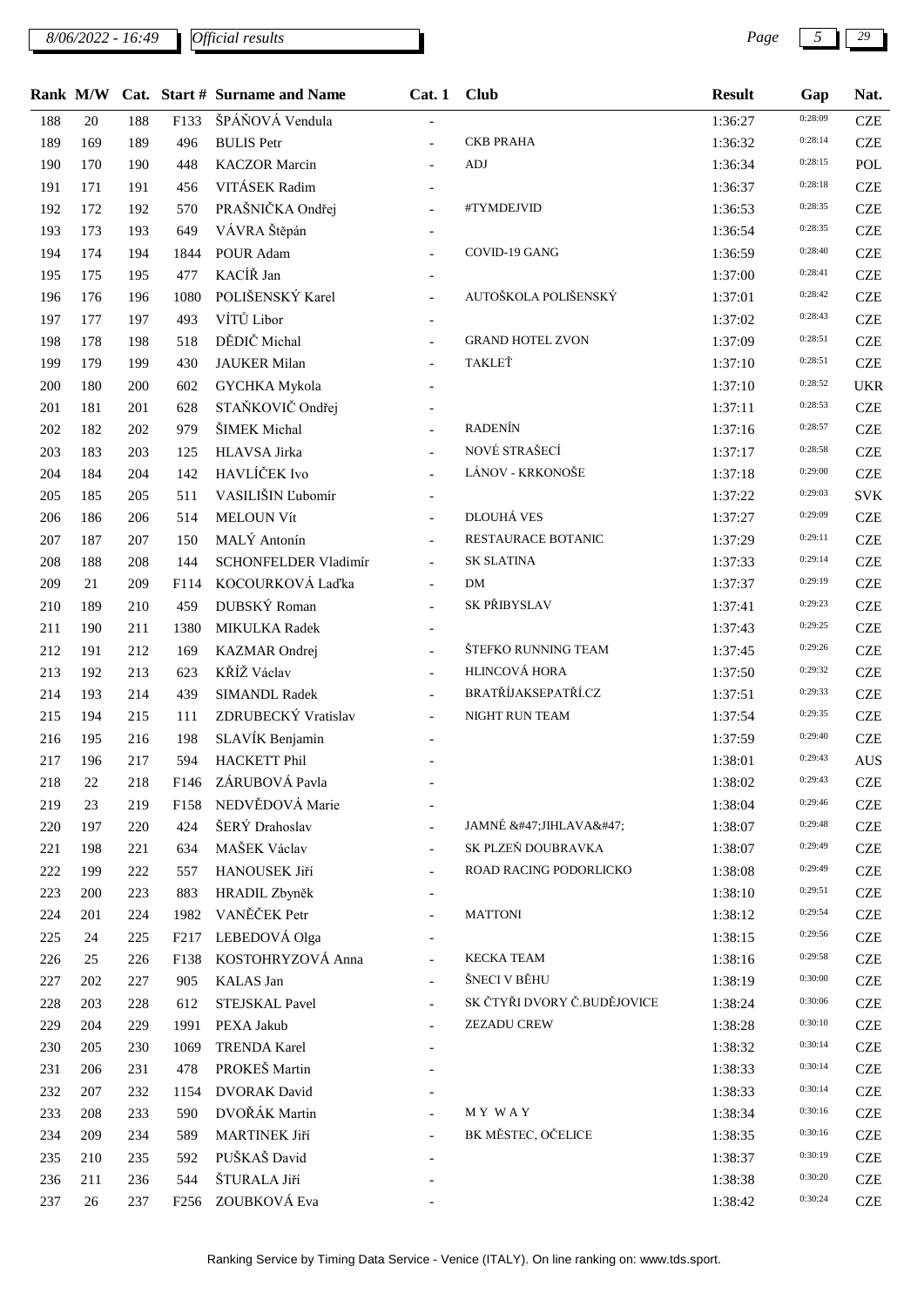| Rank | M/W | Cat. | Start # | Surname and Name | Cat. 1 | Club | Result | Gap | Nat. |
|---|---|---|---|---|---|---|---|---|---|
| 188 | 20 | 188 | F133 | ŠPÁŇOVÁ Vendula | - | | 1:36:27 | 0:28:09 | CZE |
| 189 | 169 | 189 | 496 | BULIS Petr | - | CKB PRAHA | 1:36:32 | 0:28:14 | CZE |
| 190 | 170 | 190 | 448 | KACZOR Marcin | - | ADJ | 1:36:34 | 0:28:15 | POL |
| 191 | 171 | 191 | 456 | VITÁSEK Radim | - | | 1:36:37 | 0:28:18 | CZE |
| 192 | 172 | 192 | 570 | PRAŠNIČKA Ondřej | - | #TYMDEJVID | 1:36:53 | 0:28:35 | CZE |
| 193 | 173 | 193 | 649 | VÁVRA Štěpán | - | | 1:36:54 | 0:28:35 | CZE |
| 194 | 174 | 194 | 1844 | POUR Adam | - | COVID-19 GANG | 1:36:59 | 0:28:40 | CZE |
| 195 | 175 | 195 | 477 | KACÍŘ Jan | - | | 1:37:00 | 0:28:41 | CZE |
| 196 | 176 | 196 | 1080 | POLIŠENSKÝ Karel | - | AUTOŠKOLA POLIŠENSKÝ | 1:37:01 | 0:28:42 | CZE |
| 197 | 177 | 197 | 493 | VÍTŮ Libor | - | | 1:37:02 | 0:28:43 | CZE |
| 198 | 178 | 198 | 518 | DĚDIČ Michal | - | GRAND HOTEL ZVON | 1:37:09 | 0:28:51 | CZE |
| 199 | 179 | 199 | 430 | JAUKER Milan | - | TAKLEŤ | 1:37:10 | 0:28:51 | CZE |
| 200 | 180 | 200 | 602 | GYCHKA Mykola | - | | 1:37:10 | 0:28:52 | UKR |
| 201 | 181 | 201 | 628 | STAŇKOVIČ Ondřej | - | | 1:37:11 | 0:28:53 | CZE |
| 202 | 182 | 202 | 979 | ŠIMEK Michal | - | RADENÍN | 1:37:16 | 0:28:57 | CZE |
| 203 | 183 | 203 | 125 | HLAVSA Jirka | - | NOVÉ STRAŠECÍ | 1:37:17 | 0:28:58 | CZE |
| 204 | 184 | 204 | 142 | HAVLÍČEK Ivo | - | LÁNOV - KRKONOŠE | 1:37:18 | 0:29:00 | CZE |
| 205 | 185 | 205 | 511 | VASILIŠIN Ľubomír | - | | 1:37:22 | 0:29:03 | SVK |
| 206 | 186 | 206 | 514 | MELOUN Vít | - | DLOUHÁ VES | 1:37:27 | 0:29:09 | CZE |
| 207 | 187 | 207 | 150 | MALÝ Antonín | - | RESTAURACE BOTANIC | 1:37:29 | 0:29:11 | CZE |
| 208 | 188 | 208 | 144 | SCHONFELDER Vladimír | - | SK SLATINA | 1:37:33 | 0:29:14 | CZE |
| 209 | 21 | 209 | F114 | KOCOURKOVÁ Laďka | - | DM | 1:37:37 | 0:29:19 | CZE |
| 210 | 189 | 210 | 459 | DUBSKÝ Roman | - | SK PŘIBYSLAV | 1:37:41 | 0:29:23 | CZE |
| 211 | 190 | 211 | 1380 | MIKULKA Radek | - | | 1:37:43 | 0:29:25 | CZE |
| 212 | 191 | 212 | 169 | KAZMAR Ondrej | - | ŠTEFKO RUNNING TEAM | 1:37:45 | 0:29:26 | CZE |
| 213 | 192 | 213 | 623 | KŘÍŽ Václav | - | HLINCOVÁ HORA | 1:37:50 | 0:29:32 | CZE |
| 214 | 193 | 214 | 439 | SIMANDL Radek | - | BRATŘÍJAKSEPATŘÍ.CZ | 1:37:51 | 0:29:33 | CZE |
| 215 | 194 | 215 | 111 | ZDRUBECKÝ Vratislav | - | NIGHT RUN TEAM | 1:37:54 | 0:29:35 | CZE |
| 216 | 195 | 216 | 198 | SLAVÍK Benjamin | - | | 1:37:59 | 0:29:40 | CZE |
| 217 | 196 | 217 | 594 | HACKETT Phil | - | | 1:38:01 | 0:29:43 | AUS |
| 218 | 22 | 218 | F146 | ZÁRUBOVÁ Pavla | - | | 1:38:02 | 0:29:43 | CZE |
| 219 | 23 | 219 | F158 | NEDVĚDOVÁ Marie | - | | 1:38:04 | 0:29:46 | CZE |
| 220 | 197 | 220 | 424 | ŠERÝ Drahoslav | - | JAMNÉ &#47;JIHLAVA&#47; | 1:38:07 | 0:29:48 | CZE |
| 221 | 198 | 221 | 634 | MAŠEK Václav | - | SK PLZEŇ DOUBRAVKA | 1:38:07 | 0:29:49 | CZE |
| 222 | 199 | 222 | 557 | HANOUSEK Jiří | - | ROAD RACING PODORLICKO | 1:38:08 | 0:29:49 | CZE |
| 223 | 200 | 223 | 883 | HRADIL Zbyněk | - | | 1:38:10 | 0:29:51 | CZE |
| 224 | 201 | 224 | 1982 | VANĚČEK Petr | - | MATTONI | 1:38:12 | 0:29:54 | CZE |
| 225 | 24 | 225 | F217 | LEBEDOVÁ Olga | - | | 1:38:15 | 0:29:56 | CZE |
| 226 | 25 | 226 | F138 | KOSTOHRYZOVÁ Anna | - | KECKA TEAM | 1:38:16 | 0:29:58 | CZE |
| 227 | 202 | 227 | 905 | KALAS Jan | - | ŠNECI V BĚHU | 1:38:19 | 0:30:00 | CZE |
| 228 | 203 | 228 | 612 | STEJSKAL Pavel | - | SK ČTYŘI DVORY Č.BUDĚJOVICE | 1:38:24 | 0:30:06 | CZE |
| 229 | 204 | 229 | 1991 | PEXA Jakub | - | ZEZADU CREW | 1:38:28 | 0:30:10 | CZE |
| 230 | 205 | 230 | 1069 | TRENDA Karel | - | | 1:38:32 | 0:30:14 | CZE |
| 231 | 206 | 231 | 478 | PROKEŠ Martin | - | | 1:38:33 | 0:30:14 | CZE |
| 232 | 207 | 232 | 1154 | DVORAK David | - | | 1:38:33 | 0:30:14 | CZE |
| 233 | 208 | 233 | 590 | DVOŘÁK Martin | - | M Y W A Y | 1:38:34 | 0:30:16 | CZE |
| 234 | 209 | 234 | 589 | MARTINEK Jiří | - | BK MĚSTEC, OČELICE | 1:38:35 | 0:30:16 | CZE |
| 235 | 210 | 235 | 592 | PUŠKAŠ David | - | | 1:38:37 | 0:30:19 | CZE |
| 236 | 211 | 236 | 544 | ŠTURALA Jiří | - | | 1:38:38 | 0:30:20 | CZE |
| 237 | 26 | 237 | F256 | ZOUBKOVÁ Eva | - | | 1:38:42 | 0:30:24 | CZE |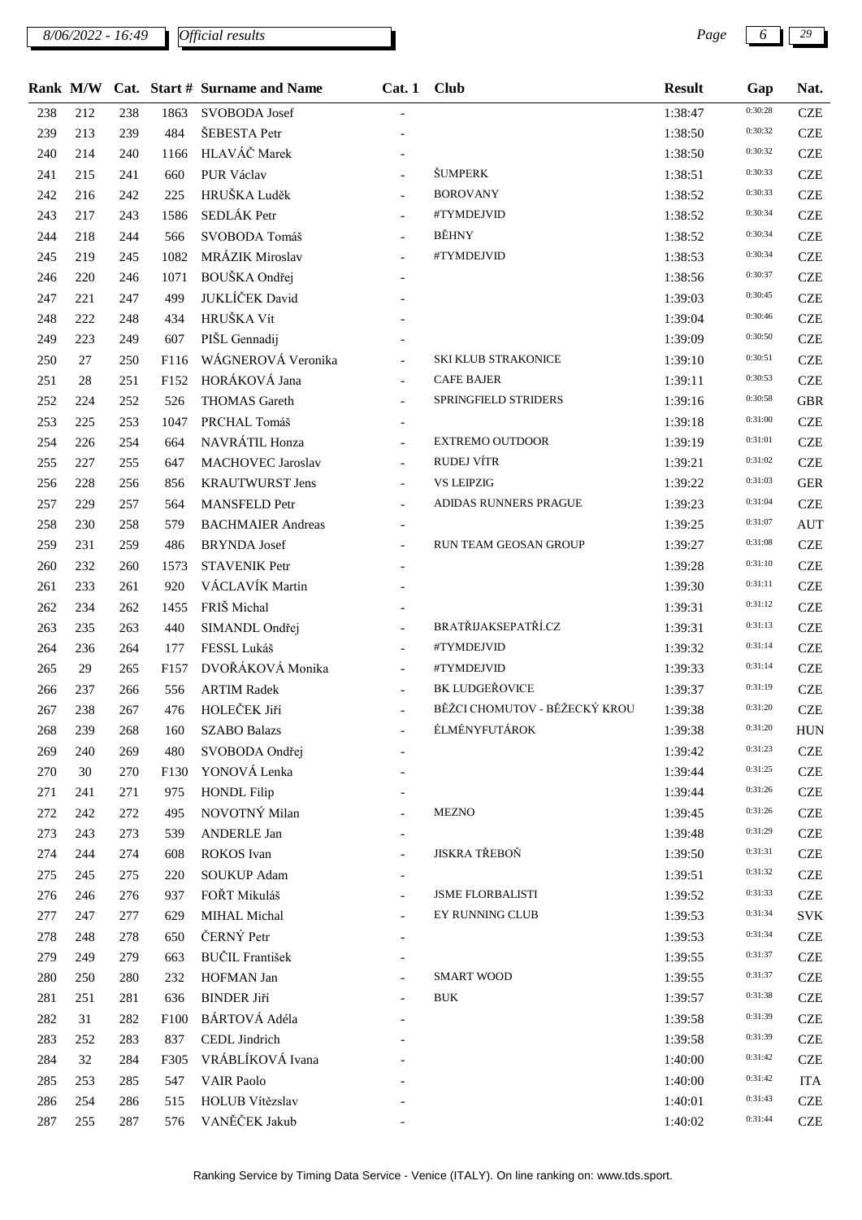| Rank | M/W | Cat. | Start # | Surname and Name | Cat. 1 | Club | Result | Gap | Nat. |
|---|---|---|---|---|---|---|---|---|---|
| 238 | 212 | 238 | 1863 | SVOBODA Josef | - | | 1:38:47 | 0:30:28 | CZE |
| 239 | 213 | 239 | 484 | ŠEBESTA Petr | - | | 1:38:50 | 0:30:32 | CZE |
| 240 | 214 | 240 | 1166 | HLAVÁČ Marek | - | | 1:38:50 | 0:30:32 | CZE |
| 241 | 215 | 241 | 660 | PUR Václav | - | ŠUMPERK | 1:38:51 | 0:30:33 | CZE |
| 242 | 216 | 242 | 225 | HRUŠKA Luděk | - | BOROVANY | 1:38:52 | 0:30:33 | CZE |
| 243 | 217 | 243 | 1586 | SEDLÁK Petr | - | #TYMDEJVID | 1:38:52 | 0:30:34 | CZE |
| 244 | 218 | 244 | 566 | SVOBODA Tomáš | - | BĚHNY | 1:38:52 | 0:30:34 | CZE |
| 245 | 219 | 245 | 1082 | MRÁZIK Miroslav | - | #TYMDEJVID | 1:38:53 | 0:30:34 | CZE |
| 246 | 220 | 246 | 1071 | BOUŠKA Ondřej | - | | 1:38:56 | 0:30:37 | CZE |
| 247 | 221 | 247 | 499 | JUKLÍČEK David | - | | 1:39:03 | 0:30:45 | CZE |
| 248 | 222 | 248 | 434 | HRUŠKA Vít | - | | 1:39:04 | 0:30:46 | CZE |
| 249 | 223 | 249 | 607 | PIŠL Gennadij | - | | 1:39:09 | 0:30:50 | CZE |
| 250 | 27 | 250 | F116 | WÁGNEROVÁ Veronika | - | SKI KLUB STRAKONICE | 1:39:10 | 0:30:51 | CZE |
| 251 | 28 | 251 | F152 | HORÁKOVÁ Jana | - | CAFE BAJER | 1:39:11 | 0:30:53 | CZE |
| 252 | 224 | 252 | 526 | THOMAS Gareth | - | SPRINGFIELD STRIDERS | 1:39:16 | 0:30:58 | GBR |
| 253 | 225 | 253 | 1047 | PRCHAL Tomáš | - | | 1:39:18 | 0:31:00 | CZE |
| 254 | 226 | 254 | 664 | NAVRÁTIL Honza | - | EXTREMO OUTDOOR | 1:39:19 | 0:31:01 | CZE |
| 255 | 227 | 255 | 647 | MACHOVEC Jaroslav | - | RUDEJ VÍTR | 1:39:21 | 0:31:02 | CZE |
| 256 | 228 | 256 | 856 | KRAUTWURST Jens | - | VS LEIPZIG | 1:39:22 | 0:31:03 | GER |
| 257 | 229 | 257 | 564 | MANSFELD Petr | - | ADIDAS RUNNERS PRAGUE | 1:39:23 | 0:31:04 | CZE |
| 258 | 230 | 258 | 579 | BACHMAIER Andreas | - | | 1:39:25 | 0:31:07 | AUT |
| 259 | 231 | 259 | 486 | BRYNDA Josef | - | RUN TEAM GEOSAN GROUP | 1:39:27 | 0:31:08 | CZE |
| 260 | 232 | 260 | 1573 | STAVENIK Petr | - | | 1:39:28 | 0:31:10 | CZE |
| 261 | 233 | 261 | 920 | VÁCLAVÍK Martin | - | | 1:39:30 | 0:31:11 | CZE |
| 262 | 234 | 262 | 1455 | FRIŠ Michal | - | | 1:39:31 | 0:31:12 | CZE |
| 263 | 235 | 263 | 440 | SIMANDL Ondřej | - | BRATŘIJAKSEPATŘÍ.CZ | 1:39:31 | 0:31:13 | CZE |
| 264 | 236 | 264 | 177 | FESSL Lukáš | - | #TYMDEJVID | 1:39:32 | 0:31:14 | CZE |
| 265 | 29 | 265 | F157 | DVOŘÁKOVÁ Monika | - | #TYMDEJVID | 1:39:33 | 0:31:14 | CZE |
| 266 | 237 | 266 | 556 | ARTIM Radek | - | BK LUDGEŘOVICE | 1:39:37 | 0:31:19 | CZE |
| 267 | 238 | 267 | 476 | HOLEČEK Jiří | - | BĚŽCI CHOMUTOV - BĚŽECKÝ KROU | 1:39:38 | 0:31:20 | CZE |
| 268 | 239 | 268 | 160 | SZABO Balazs | - | ÉLMÉNYFUTÁROK | 1:39:38 | 0:31:20 | HUN |
| 269 | 240 | 269 | 480 | SVOBODA Ondřej | - | | 1:39:42 | 0:31:23 | CZE |
| 270 | 30 | 270 | F130 | YONOVÁ Lenka | - | | 1:39:44 | 0:31:25 | CZE |
| 271 | 241 | 271 | 975 | HONDL Filip | - | | 1:39:44 | 0:31:26 | CZE |
| 272 | 242 | 272 | 495 | NOVOTNÝ Milan | - | MEZNO | 1:39:45 | 0:31:26 | CZE |
| 273 | 243 | 273 | 539 | ANDERLE Jan | - | | 1:39:48 | 0:31:29 | CZE |
| 274 | 244 | 274 | 608 | ROKOS Ivan | - | JISKRA TŘEBOŇ | 1:39:50 | 0:31:31 | CZE |
| 275 | 245 | 275 | 220 | SOUKUP Adam | - | | 1:39:51 | 0:31:32 | CZE |
| 276 | 246 | 276 | 937 | FOŘT Mikuláš | - | JSME FLORBALISTI | 1:39:52 | 0:31:33 | CZE |
| 277 | 247 | 277 | 629 | MIHAL Michal | - | EY RUNNING CLUB | 1:39:53 | 0:31:34 | SVK |
| 278 | 248 | 278 | 650 | ČERNÝ Petr | - | | 1:39:53 | 0:31:34 | CZE |
| 279 | 249 | 279 | 663 | BUČIL František | - | | 1:39:55 | 0:31:37 | CZE |
| 280 | 250 | 280 | 232 | HOFMAN Jan | - | SMART WOOD | 1:39:55 | 0:31:37 | CZE |
| 281 | 251 | 281 | 636 | BINDER Jiří | - | BUK | 1:39:57 | 0:31:38 | CZE |
| 282 | 31 | 282 | F100 | BÁRTOVÁ Adéla | - | | 1:39:58 | 0:31:39 | CZE |
| 283 | 252 | 283 | 837 | CEDL Jindrich | - | | 1:39:58 | 0:31:39 | CZE |
| 284 | 32 | 284 | F305 | VRÁBLÍKOVÁ Ivana | - | | 1:40:00 | 0:31:42 | CZE |
| 285 | 253 | 285 | 547 | VAIR Paolo | - | | 1:40:00 | 0:31:42 | ITA |
| 286 | 254 | 286 | 515 | HOLUB Vítězslav | - | | 1:40:01 | 0:31:43 | CZE |
| 287 | 255 | 287 | 576 | VANĚČEK Jakub | - | | 1:40:02 | 0:31:44 | CZE |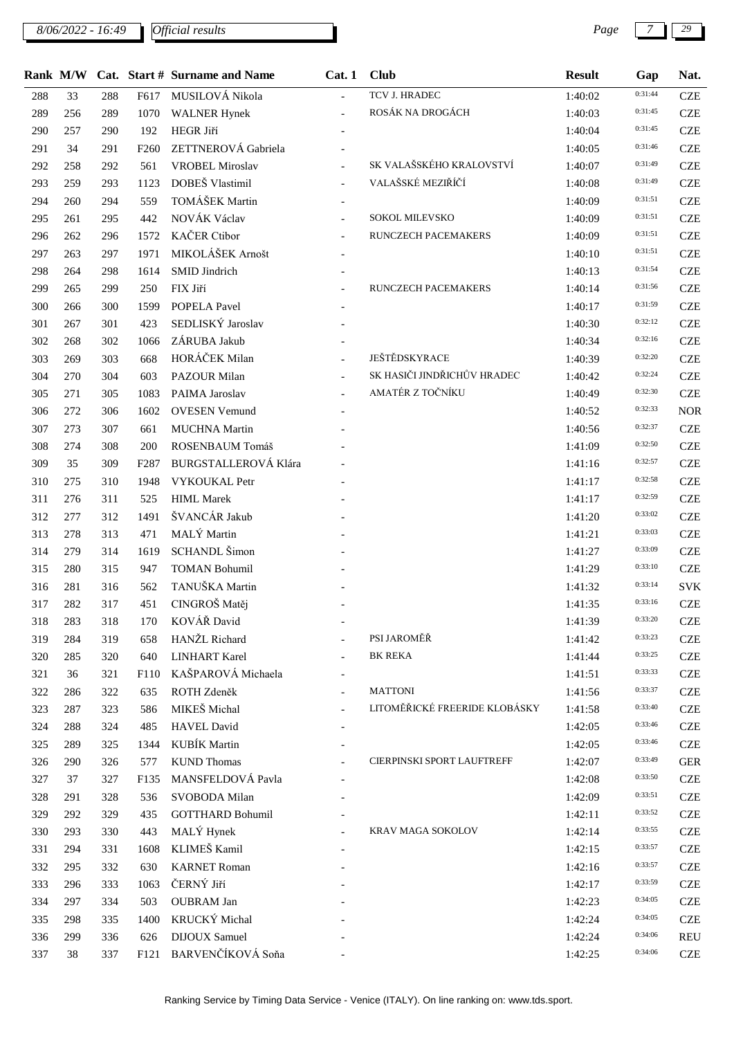| Rank | M/W | Cat. | Start # | Surname and Name | Cat. 1 | Club | Result | Gap | Nat. |
|---|---|---|---|---|---|---|---|---|---|
| 288 | 33 | 288 | F617 | MUSILOVÁ Nikola | - | TCV J. HRADEC | 1:40:02 | 0:31:44 | CZE |
| 289 | 256 | 289 | 1070 | WALNER Hynek | - | ROSÁK NA DROGÁCH | 1:40:03 | 0:31:45 | CZE |
| 290 | 257 | 290 | 192 | HEGR Jiří | - | | 1:40:04 | 0:31:45 | CZE |
| 291 | 34 | 291 | F260 | ZETTNEROVÁ Gabriela | - | | 1:40:05 | 0:31:46 | CZE |
| 292 | 258 | 292 | 561 | VROBEL Miroslav | - | SK VALAŠSKÉHO KRALOVSTVÍ | 1:40:07 | 0:31:49 | CZE |
| 293 | 259 | 293 | 1123 | DOBEŠ Vlastimil | - | VALAŠSKÉ MEZIŘÍČÍ | 1:40:08 | 0:31:49 | CZE |
| 294 | 260 | 294 | 559 | TOMÁŠEK Martin | - | | 1:40:09 | 0:31:51 | CZE |
| 295 | 261 | 295 | 442 | NOVÁK Václav | - | SOKOL MILEVSKO | 1:40:09 | 0:31:51 | CZE |
| 296 | 262 | 296 | 1572 | KAČER Ctibor | - | RUNCZECH PACEMAKERS | 1:40:09 | 0:31:51 | CZE |
| 297 | 263 | 297 | 1971 | MIKOLÁŠEK Arnošt | - | | 1:40:10 | 0:31:51 | CZE |
| 298 | 264 | 298 | 1614 | SMID Jindrich | - | | 1:40:13 | 0:31:54 | CZE |
| 299 | 265 | 299 | 250 | FIX Jiří | - | RUNCZECH PACEMAKERS | 1:40:14 | 0:31:56 | CZE |
| 300 | 266 | 300 | 1599 | POPELA Pavel | - | | 1:40:17 | 0:31:59 | CZE |
| 301 | 267 | 301 | 423 | SEDLISKÝ Jaroslav | - | | 1:40:30 | 0:32:12 | CZE |
| 302 | 268 | 302 | 1066 | ZÁRUBA Jakub | - | | 1:40:34 | 0:32:16 | CZE |
| 303 | 269 | 303 | 668 | HORÁČEK Milan | - | JEŠTĚDSKYRACE | 1:40:39 | 0:32:20 | CZE |
| 304 | 270 | 304 | 603 | PAZOUR Milan | - | SK HASIČI JINDŘICHŮV HRADEC | 1:40:42 | 0:32:24 | CZE |
| 305 | 271 | 305 | 1083 | PAIMA Jaroslav | - | AMATÉR Z TOČNÍKU | 1:40:49 | 0:32:30 | CZE |
| 306 | 272 | 306 | 1602 | OVESEN Vemund | - | | 1:40:52 | 0:32:33 | NOR |
| 307 | 273 | 307 | 661 | MUCHNA Martin | - | | 1:40:56 | 0:32:37 | CZE |
| 308 | 274 | 308 | 200 | ROSENBAUM Tomáš | - | | 1:41:09 | 0:32:50 | CZE |
| 309 | 35 | 309 | F287 | BURGSTALLEROVÁ Klára | - | | 1:41:16 | 0:32:57 | CZE |
| 310 | 275 | 310 | 1948 | VYKOUKAL Petr | - | | 1:41:17 | 0:32:58 | CZE |
| 311 | 276 | 311 | 525 | HIML Marek | - | | 1:41:17 | 0:32:59 | CZE |
| 312 | 277 | 312 | 1491 | ŠVANCÁR Jakub | - | | 1:41:20 | 0:33:02 | CZE |
| 313 | 278 | 313 | 471 | MALÝ Martin | - | | 1:41:21 | 0:33:03 | CZE |
| 314 | 279 | 314 | 1619 | SCHANDL Šimon | - | | 1:41:27 | 0:33:09 | CZE |
| 315 | 280 | 315 | 947 | TOMAN Bohumil | - | | 1:41:29 | 0:33:10 | CZE |
| 316 | 281 | 316 | 562 | TANUŠKA Martin | - | | 1:41:32 | 0:33:14 | SVK |
| 317 | 282 | 317 | 451 | CINGROŠ Matěj | - | | 1:41:35 | 0:33:16 | CZE |
| 318 | 283 | 318 | 170 | KOVÁŘ David | - | | 1:41:39 | 0:33:20 | CZE |
| 319 | 284 | 319 | 658 | HANŽL Richard | - | PSI JAROMĚŘ | 1:41:42 | 0:33:23 | CZE |
| 320 | 285 | 320 | 640 | LINHART Karel | - | BK REKA | 1:41:44 | 0:33:25 | CZE |
| 321 | 36 | 321 | F110 | KAŠPAROVÁ Michaela | - | | 1:41:51 | 0:33:33 | CZE |
| 322 | 286 | 322 | 635 | ROTH Zdeněk | - | MATTONI | 1:41:56 | 0:33:37 | CZE |
| 323 | 287 | 323 | 586 | MIKEŠ Michal | - | LITOMĚŘICKÉ FREERIDE KLOBÁSKY | 1:41:58 | 0:33:40 | CZE |
| 324 | 288 | 324 | 485 | HAVEL David | - | | 1:42:05 | 0:33:46 | CZE |
| 325 | 289 | 325 | 1344 | KUBÍK Martin | - | | 1:42:05 | 0:33:46 | CZE |
| 326 | 290 | 326 | 577 | KUND Thomas | - | CIERPINSKI SPORT LAUFTREFF | 1:42:07 | 0:33:49 | GER |
| 327 | 37 | 327 | F135 | MANSFELDOVÁ Pavla | - | | 1:42:08 | 0:33:50 | CZE |
| 328 | 291 | 328 | 536 | SVOBODA Milan | - | | 1:42:09 | 0:33:51 | CZE |
| 329 | 292 | 329 | 435 | GOTTHARD Bohumil | - | | 1:42:11 | 0:33:52 | CZE |
| 330 | 293 | 330 | 443 | MALÝ Hynek | - | KRAV MAGA SOKOLOV | 1:42:14 | 0:33:55 | CZE |
| 331 | 294 | 331 | 1608 | KLIMEŠ Kamil | - | | 1:42:15 | 0:33:57 | CZE |
| 332 | 295 | 332 | 630 | KARNET Roman | - | | 1:42:16 | 0:33:57 | CZE |
| 333 | 296 | 333 | 1063 | ČERNÝ Jiří | - | | 1:42:17 | 0:33:59 | CZE |
| 334 | 297 | 334 | 503 | OUBRAM Jan | - | | 1:42:23 | 0:34:05 | CZE |
| 335 | 298 | 335 | 1400 | KRUCKÝ Michal | - | | 1:42:24 | 0:34:05 | CZE |
| 336 | 299 | 336 | 626 | DIJOUX Samuel | - | | 1:42:24 | 0:34:06 | REU |
| 337 | 38 | 337 | F121 | BARVENČÍKOVÁ Soňa | - | | 1:42:25 | 0:34:06 | CZE |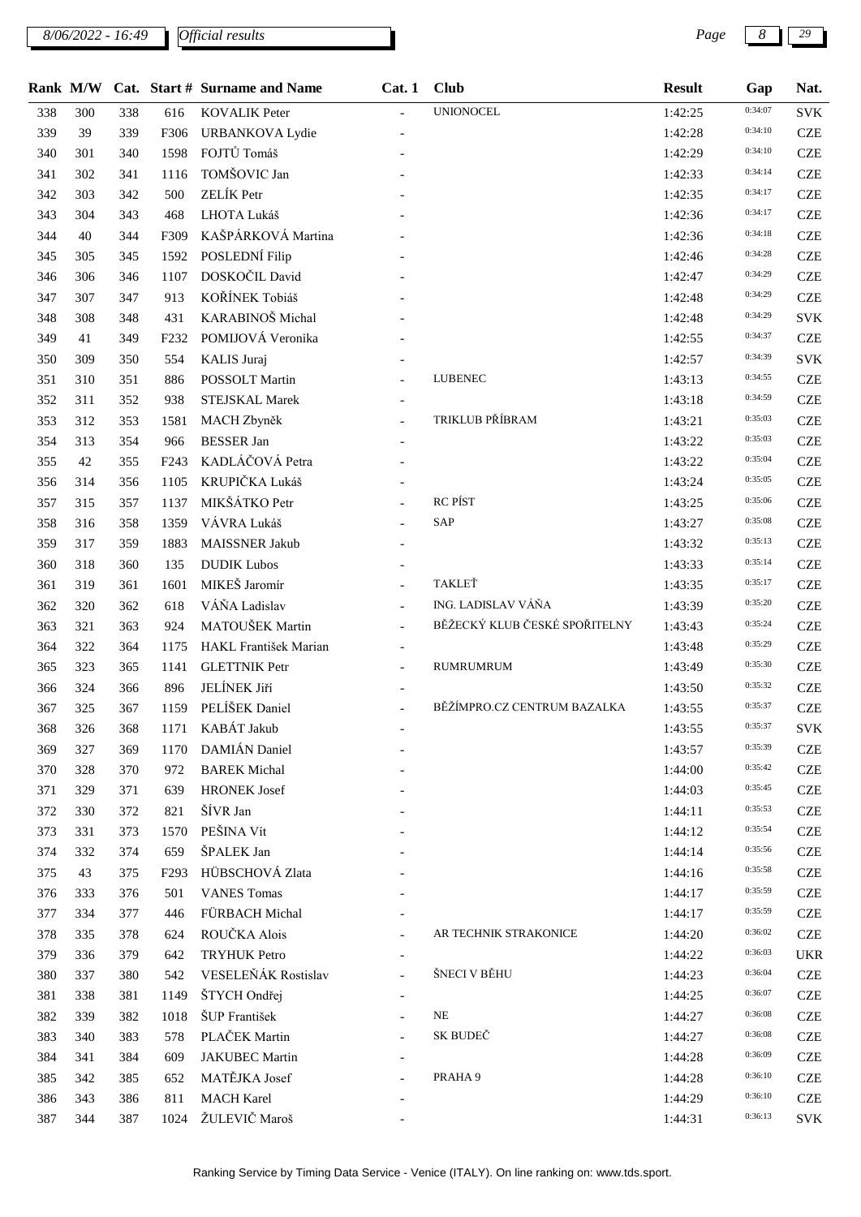| Rank | M/W | Cat. | Start # | Surname and Name | Cat. 1 | Club | Result | Gap | Nat. |
|---|---|---|---|---|---|---|---|---|---|
| 338 | 300 | 338 | 616 | KOVALIK Peter | - | UNIONOCEL | 1:42:25 | 0:34:07 | SVK |
| 339 | 39 | 339 | F306 | URBANKOVA Lydie | - | | 1:42:28 | 0:34:10 | CZE |
| 340 | 301 | 340 | 1598 | FOJTŮ Tomáš | - | | 1:42:29 | 0:34:10 | CZE |
| 341 | 302 | 341 | 1116 | TOMŠOVIC Jan | - | | 1:42:33 | 0:34:14 | CZE |
| 342 | 303 | 342 | 500 | ZELÍK Petr | - | | 1:42:35 | 0:34:17 | CZE |
| 343 | 304 | 343 | 468 | LHOTA Lukáš | - | | 1:42:36 | 0:34:17 | CZE |
| 344 | 40 | 344 | F309 | KAŠPÁRKOVÁ Martina | - | | 1:42:36 | 0:34:18 | CZE |
| 345 | 305 | 345 | 1592 | POSLEDNÍ Filip | - | | 1:42:46 | 0:34:28 | CZE |
| 346 | 306 | 346 | 1107 | DOSKOČIL David | - | | 1:42:47 | 0:34:29 | CZE |
| 347 | 307 | 347 | 913 | KOŘÍNEK Tobiáš | - | | 1:42:48 | 0:34:29 | CZE |
| 348 | 308 | 348 | 431 | KARABINOŠ Michal | - | | 1:42:48 | 0:34:29 | SVK |
| 349 | 41 | 349 | F232 | POMIJOVÁ Veronika | - | | 1:42:55 | 0:34:37 | CZE |
| 350 | 309 | 350 | 554 | KALIS Juraj | - | | 1:42:57 | 0:34:39 | SVK |
| 351 | 310 | 351 | 886 | POSSOLT Martin | - | LUBENEC | 1:43:13 | 0:34:55 | CZE |
| 352 | 311 | 352 | 938 | STEJSKAL Marek | - | | 1:43:18 | 0:34:59 | CZE |
| 353 | 312 | 353 | 1581 | MACH Zbyněk | - | TRIKLUB PŘÍBRAM | 1:43:21 | 0:35:03 | CZE |
| 354 | 313 | 354 | 966 | BESSER Jan | - | | 1:43:22 | 0:35:03 | CZE |
| 355 | 42 | 355 | F243 | KADLÁČOVÁ Petra | - | | 1:43:22 | 0:35:04 | CZE |
| 356 | 314 | 356 | 1105 | KRUPIČKA Lukáš | - | | 1:43:24 | 0:35:05 | CZE |
| 357 | 315 | 357 | 1137 | MIKŠÁTKO Petr | - | RC PÍST | 1:43:25 | 0:35:06 | CZE |
| 358 | 316 | 358 | 1359 | VÁVRA Lukáš | - | SAP | 1:43:27 | 0:35:08 | CZE |
| 359 | 317 | 359 | 1883 | MAISSNER Jakub | - | | 1:43:32 | 0:35:13 | CZE |
| 360 | 318 | 360 | 135 | DUDIK Lubos | - | | 1:43:33 | 0:35:14 | CZE |
| 361 | 319 | 361 | 1601 | MIKEŠ Jaromír | - | TAKLEŤ | 1:43:35 | 0:35:17 | CZE |
| 362 | 320 | 362 | 618 | VÁŇA Ladislav | - | ING. LADISLAV VÁŇA | 1:43:39 | 0:35:20 | CZE |
| 363 | 321 | 363 | 924 | MATOUŠEK Martin | - | BĚŽECKÝ KLUB ČESKÉ SPOŘITELNY | 1:43:43 | 0:35:24 | CZE |
| 364 | 322 | 364 | 1175 | HAKL František Marian | - | | 1:43:48 | 0:35:29 | CZE |
| 365 | 323 | 365 | 1141 | GLETTNIK Petr | - | RUMRUMRUM | 1:43:49 | 0:35:30 | CZE |
| 366 | 324 | 366 | 896 | JELÍNEK Jiří | - | | 1:43:50 | 0:35:32 | CZE |
| 367 | 325 | 367 | 1159 | PELÍŠEK Daniel | - | BĚŽÍMPRO.CZ CENTRUM BAZALKA | 1:43:55 | 0:35:37 | CZE |
| 368 | 326 | 368 | 1171 | KABÁT Jakub | - | | 1:43:55 | 0:35:37 | SVK |
| 369 | 327 | 369 | 1170 | DAMIÁN Daniel | - | | 1:43:57 | 0:35:39 | CZE |
| 370 | 328 | 370 | 972 | BAREK Michal | - | | 1:44:00 | 0:35:42 | CZE |
| 371 | 329 | 371 | 639 | HRONEK Josef | - | | 1:44:03 | 0:35:45 | CZE |
| 372 | 330 | 372 | 821 | ŠÍVR Jan | - | | 1:44:11 | 0:35:53 | CZE |
| 373 | 331 | 373 | 1570 | PEŠINA Vít | - | | 1:44:12 | 0:35:54 | CZE |
| 374 | 332 | 374 | 659 | ŠPALEK Jan | - | | 1:44:14 | 0:35:56 | CZE |
| 375 | 43 | 375 | F293 | HÜBSCHOVÁ Zlata | - | | 1:44:16 | 0:35:58 | CZE |
| 376 | 333 | 376 | 501 | VANES Tomas | - | | 1:44:17 | 0:35:59 | CZE |
| 377 | 334 | 377 | 446 | FÜRBACH Michal | - | | 1:44:17 | 0:35:59 | CZE |
| 378 | 335 | 378 | 624 | ROUČKA Alois | - | AR TECHNIK STRAKONICE | 1:44:20 | 0:36:02 | CZE |
| 379 | 336 | 379 | 642 | TRYHUK Petro | - | | 1:44:22 | 0:36:03 | UKR |
| 380 | 337 | 380 | 542 | VESELEŇÁK Rostislav | - | ŠNECI V BĚHU | 1:44:23 | 0:36:04 | CZE |
| 381 | 338 | 381 | 1149 | ŠTYCH Ondřej | - | | 1:44:25 | 0:36:07 | CZE |
| 382 | 339 | 382 | 1018 | ŠUP František | - | NE | 1:44:27 | 0:36:08 | CZE |
| 383 | 340 | 383 | 578 | PLAČEK Martin | - | SK BUDEČ | 1:44:27 | 0:36:08 | CZE |
| 384 | 341 | 384 | 609 | JAKUBEC Martin | - | | 1:44:28 | 0:36:09 | CZE |
| 385 | 342 | 385 | 652 | MATĚJKA Josef | - | PRAHA 9 | 1:44:28 | 0:36:10 | CZE |
| 386 | 343 | 386 | 811 | MACH Karel | - | | 1:44:29 | 0:36:10 | CZE |
| 387 | 344 | 387 | 1024 | ŽULEVIČ Maroš | - | | 1:44:31 | 0:36:13 | SVK |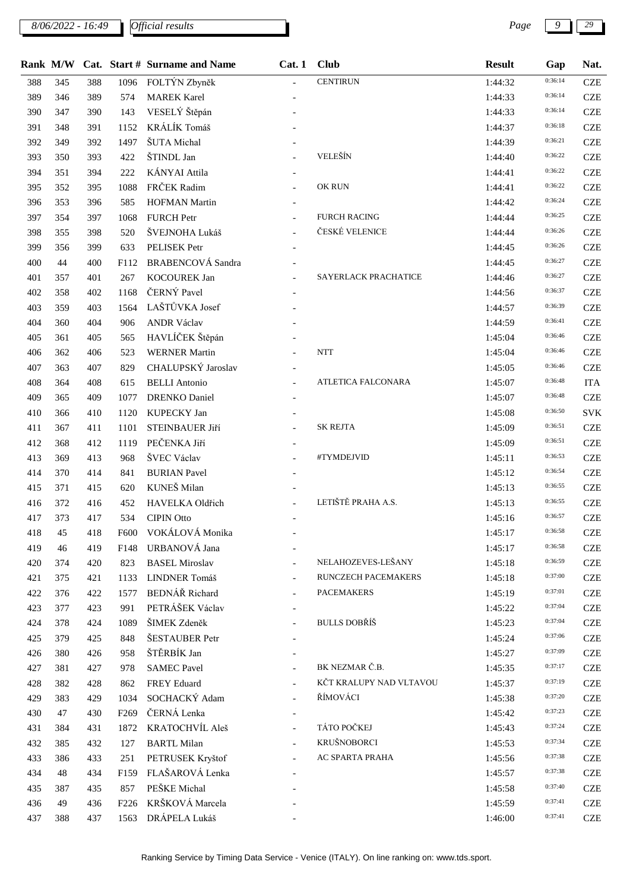| Rank | M/W | Cat. | Start # | Surname and Name | Cat. 1 | Club | Result | Gap | Nat. |
|---|---|---|---|---|---|---|---|---|---|
| 388 | 345 | 388 | 1096 | FOLTÝN Zbyněk | - | CENTIRUN | 1:44:32 | 0:36:14 | CZE |
| 389 | 346 | 389 | 574 | MAREK Karel | - | | 1:44:33 | 0:36:14 | CZE |
| 390 | 347 | 390 | 143 | VESELÝ Štěpán | - | | 1:44:33 | 0:36:14 | CZE |
| 391 | 348 | 391 | 1152 | KRÁLÍK Tomáš | - | | 1:44:37 | 0:36:18 | CZE |
| 392 | 349 | 392 | 1497 | ŠUTA Michal | - | | 1:44:39 | 0:36:21 | CZE |
| 393 | 350 | 393 | 422 | ŠTINDL Jan | - | VELEŠÍN | 1:44:40 | 0:36:22 | CZE |
| 394 | 351 | 394 | 222 | KÁNYAI Attila | - | | 1:44:41 | 0:36:22 | CZE |
| 395 | 352 | 395 | 1088 | FRČEK Radim | - | OK RUN | 1:44:41 | 0:36:22 | CZE |
| 396 | 353 | 396 | 585 | HOFMAN Martin | - | | 1:44:42 | 0:36:24 | CZE |
| 397 | 354 | 397 | 1068 | FURCH Petr | - | FURCH RACING | 1:44:44 | 0:36:25 | CZE |
| 398 | 355 | 398 | 520 | ŠVEJNOHA Lukáš | - | ČESKÉ VELENICE | 1:44:44 | 0:36:26 | CZE |
| 399 | 356 | 399 | 633 | PELISEK Petr | - | | 1:44:45 | 0:36:26 | CZE |
| 400 | 44 | 400 | F112 | BRABENCOVÁ Sandra | - | | 1:44:45 | 0:36:27 | CZE |
| 401 | 357 | 401 | 267 | KOCOUREK Jan | - | SAYERLACK PRACHATICE | 1:44:46 | 0:36:27 | CZE |
| 402 | 358 | 402 | 1168 | ČERNÝ Pavel | - | | 1:44:56 | 0:36:37 | CZE |
| 403 | 359 | 403 | 1564 | LAŠTŮVKA Josef | - | | 1:44:57 | 0:36:39 | CZE |
| 404 | 360 | 404 | 906 | ANDR Václav | - | | 1:44:59 | 0:36:41 | CZE |
| 405 | 361 | 405 | 565 | HAVLÍČEK Štěpán | - | | 1:45:04 | 0:36:46 | CZE |
| 406 | 362 | 406 | 523 | WERNER Martin | - | NTT | 1:45:04 | 0:36:46 | CZE |
| 407 | 363 | 407 | 829 | CHALUPSKÝ Jaroslav | - | | 1:45:05 | 0:36:46 | CZE |
| 408 | 364 | 408 | 615 | BELLI Antonio | - | ATLETICA FALCONARA | 1:45:07 | 0:36:48 | ITA |
| 409 | 365 | 409 | 1077 | DRENKO Daniel | - | | 1:45:07 | 0:36:48 | CZE |
| 410 | 366 | 410 | 1120 | KUPECKY Jan | - | | 1:45:08 | 0:36:50 | SVK |
| 411 | 367 | 411 | 1101 | STEINBAUER Jiří | - | SK REJTA | 1:45:09 | 0:36:51 | CZE |
| 412 | 368 | 412 | 1119 | PEČENKA Jiří | - | | 1:45:09 | 0:36:51 | CZE |
| 413 | 369 | 413 | 968 | ŠVEC Václav | - | #TYMDEJVID | 1:45:11 | 0:36:53 | CZE |
| 414 | 370 | 414 | 841 | BURIAN Pavel | - | | 1:45:12 | 0:36:54 | CZE |
| 415 | 371 | 415 | 620 | KUNEŠ Milan | - | | 1:45:13 | 0:36:55 | CZE |
| 416 | 372 | 416 | 452 | HAVELKA Oldřich | - | LETIŠTĚ PRAHA A.S. | 1:45:13 | 0:36:55 | CZE |
| 417 | 373 | 417 | 534 | CIPIN Otto | - | | 1:45:16 | 0:36:57 | CZE |
| 418 | 45 | 418 | F600 | VOKÁLOVÁ Monika | - | | 1:45:17 | 0:36:58 | CZE |
| 419 | 46 | 419 | F148 | URBANOVÁ Jana | - | | 1:45:17 | 0:36:58 | CZE |
| 420 | 374 | 420 | 823 | BASEL Miroslav | - | NELAHOZEVES-LEŠANY | 1:45:18 | 0:36:59 | CZE |
| 421 | 375 | 421 | 1133 | LINDNER Tomáš | - | RUNCZECH PACEMAKERS | 1:45:18 | 0:37:00 | CZE |
| 422 | 376 | 422 | 1577 | BEDNÁŘ Richard | - | PACEMAKERS | 1:45:19 | 0:37:01 | CZE |
| 423 | 377 | 423 | 991 | PETRÁŠEK Václav | - | | 1:45:22 | 0:37:04 | CZE |
| 424 | 378 | 424 | 1089 | ŠIMEK Zdeněk | - | BULLS DOBŘÍŠ | 1:45:23 | 0:37:04 | CZE |
| 425 | 379 | 425 | 848 | ŠESTAUBER Petr | - | | 1:45:24 | 0:37:06 | CZE |
| 426 | 380 | 426 | 958 | ŠTĚRBÍK Jan | - | | 1:45:27 | 0:37:09 | CZE |
| 427 | 381 | 427 | 978 | SAMEC Pavel | - | BK NEZMAR Č.B. | 1:45:35 | 0:37:17 | CZE |
| 428 | 382 | 428 | 862 | FREY Eduard | - | KČT KRALUPY NAD VLTAVOU | 1:45:37 | 0:37:19 | CZE |
| 429 | 383 | 429 | 1034 | SOCHACKÝ Adam | - | ŘÍMOVÁCI | 1:45:38 | 0:37:20 | CZE |
| 430 | 47 | 430 | F269 | ČERNÁ Lenka | - | | 1:45:42 | 0:37:23 | CZE |
| 431 | 384 | 431 | 1872 | KRATOCHVÍL Aleš | - | TÁTO POČKEJ | 1:45:43 | 0:37:24 | CZE |
| 432 | 385 | 432 | 127 | BARTL Milan | - | KRUŠNOBORCI | 1:45:53 | 0:37:34 | CZE |
| 433 | 386 | 433 | 251 | PETRUSEK Kryštof | - | AC SPARTA PRAHA | 1:45:56 | 0:37:38 | CZE |
| 434 | 48 | 434 | F159 | FLAŠAROVÁ Lenka | - | | 1:45:57 | 0:37:38 | CZE |
| 435 | 387 | 435 | 857 | PEŠKE Michal | - | | 1:45:58 | 0:37:40 | CZE |
| 436 | 49 | 436 | F226 | KRŠKOVÁ Marcela | - | | 1:45:59 | 0:37:41 | CZE |
| 437 | 388 | 437 | 1563 | DRÁPELA Lukáš | - | | 1:46:00 | 0:37:41 | CZE |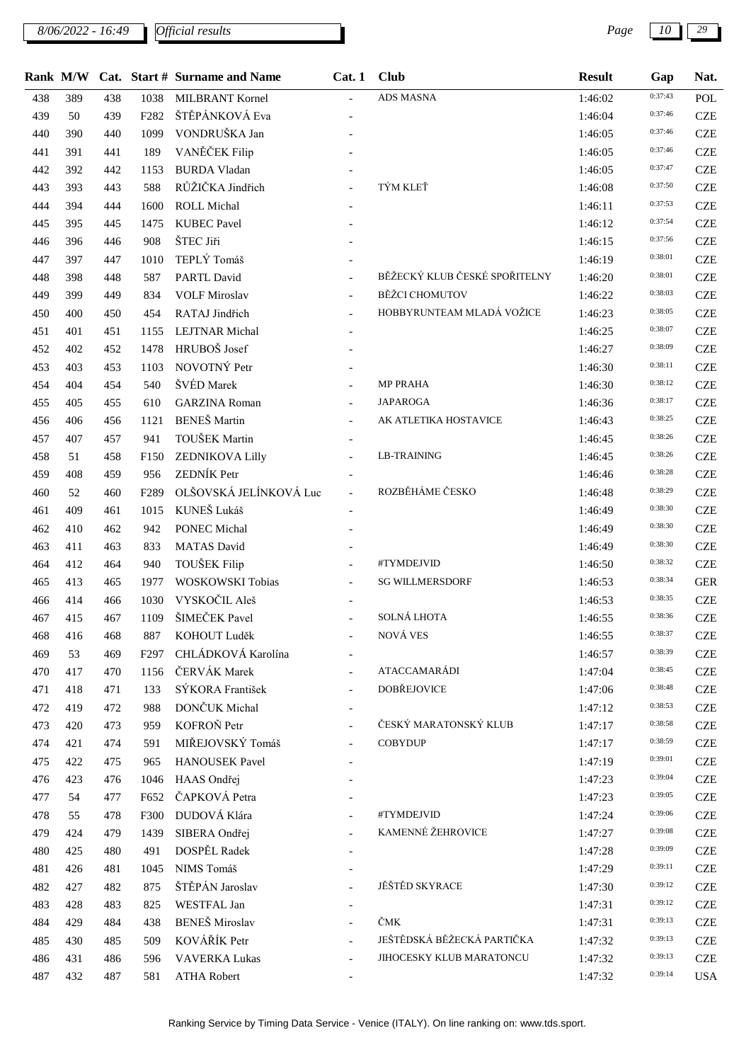| Rank | M/W | Cat. | Start # | Surname and Name | Cat. 1 | Club | Result | Gap | Nat. |
|---|---|---|---|---|---|---|---|---|---|
| 438 | 389 | 438 | 1038 | MILBRANT Kornel | - | ADS MASNA | 1:46:02 | 0:37:43 | POL |
| 439 | 50 | 439 | F282 | ŠTĚPÁNKOVÁ Eva | - | | 1:46:04 | 0:37:46 | CZE |
| 440 | 390 | 440 | 1099 | VONDRUŠKA Jan | - | | 1:46:05 | 0:37:46 | CZE |
| 441 | 391 | 441 | 189 | VANĚČEK Filip | - | | 1:46:05 | 0:37:46 | CZE |
| 442 | 392 | 442 | 1153 | BURDA Vladan | - | | 1:46:05 | 0:37:47 | CZE |
| 443 | 393 | 443 | 588 | RŮŽIČKA Jindřich | - | TÝM KLEŤ | 1:46:08 | 0:37:50 | CZE |
| 444 | 394 | 444 | 1600 | ROLL Michal | - | | 1:46:11 | 0:37:53 | CZE |
| 445 | 395 | 445 | 1475 | KUBEC Pavel | - | | 1:46:12 | 0:37:54 | CZE |
| 446 | 396 | 446 | 908 | ŠTEC Jiři | - | | 1:46:15 | 0:37:56 | CZE |
| 447 | 397 | 447 | 1010 | TEPLÝ Tomáš | - | | 1:46:19 | 0:38:01 | CZE |
| 448 | 398 | 448 | 587 | PARTL David | - | BĚŽECKÝ KLUB ČESKÉ SPOŘITELNY | 1:46:20 | 0:38:01 | CZE |
| 449 | 399 | 449 | 834 | VOLF Miroslav | - | BĚŽCI CHOMUTOV | 1:46:22 | 0:38:03 | CZE |
| 450 | 400 | 450 | 454 | RATAJ Jindřich | - | HOBBYRUNTEAM MLADÁ VOŽICE | 1:46:23 | 0:38:05 | CZE |
| 451 | 401 | 451 | 1155 | LEJTNAR Michal | - | | 1:46:25 | 0:38:07 | CZE |
| 452 | 402 | 452 | 1478 | HRUBOŠ Josef | - | | 1:46:27 | 0:38:09 | CZE |
| 453 | 403 | 453 | 1103 | NOVOTNÝ Petr | - | | 1:46:30 | 0:38:11 | CZE |
| 454 | 404 | 454 | 540 | ŠVÉD Marek | - | MP PRAHA | 1:46:30 | 0:38:12 | CZE |
| 455 | 405 | 455 | 610 | GARZINA Roman | - | JAPAROGA | 1:46:36 | 0:38:17 | CZE |
| 456 | 406 | 456 | 1121 | BENEŠ Martin | - | AK ATLETIKA HOSTAVICE | 1:46:43 | 0:38:25 | CZE |
| 457 | 407 | 457 | 941 | TOUŠEK Martin | - | | 1:46:45 | 0:38:26 | CZE |
| 458 | 51 | 458 | F150 | ZEDNIKOVA Lilly | - | LB-TRAINING | 1:46:45 | 0:38:26 | CZE |
| 459 | 408 | 459 | 956 | ZEDNÍK Petr | - | | 1:46:46 | 0:38:28 | CZE |
| 460 | 52 | 460 | F289 | OLŠOVSKÁ JELÍNKOVÁ Luc | - | ROZBĚHÁME ČESKO | 1:46:48 | 0:38:29 | CZE |
| 461 | 409 | 461 | 1015 | KUNEŠ Lukáš | - | | 1:46:49 | 0:38:30 | CZE |
| 462 | 410 | 462 | 942 | PONEC Michal | - | | 1:46:49 | 0:38:30 | CZE |
| 463 | 411 | 463 | 833 | MATAS David | - | | 1:46:49 | 0:38:30 | CZE |
| 464 | 412 | 464 | 940 | TOUŠEK Filip | - | #TYMDEJVID | 1:46:50 | 0:38:32 | CZE |
| 465 | 413 | 465 | 1977 | WOSKOWSKI Tobias | - | SG WILLMERSDORF | 1:46:53 | 0:38:34 | GER |
| 466 | 414 | 466 | 1030 | VYSKOČIL Aleš | - | | 1:46:53 | 0:38:35 | CZE |
| 467 | 415 | 467 | 1109 | ŠIMEČEK Pavel | - | SOLNÁ LHOTA | 1:46:55 | 0:38:36 | CZE |
| 468 | 416 | 468 | 887 | KOHOUT Luděk | - | NOVÁ VES | 1:46:55 | 0:38:37 | CZE |
| 469 | 53 | 469 | F297 | CHLÁDKOVÁ Karolína | - | | 1:46:57 | 0:38:39 | CZE |
| 470 | 417 | 470 | 1156 | ČERVÁK Marek | - | ATACCAMARÁDI | 1:47:04 | 0:38:45 | CZE |
| 471 | 418 | 471 | 133 | SÝKORA František | - | DOBŘEJOVICE | 1:47:06 | 0:38:48 | CZE |
| 472 | 419 | 472 | 988 | DONČUK Michal | - | | 1:47:12 | 0:38:53 | CZE |
| 473 | 420 | 473 | 959 | KOFROŇ Petr | - | ČESKÝ MARATONSKÝ KLUB | 1:47:17 | 0:38:58 | CZE |
| 474 | 421 | 474 | 591 | MIŘEJOVSKÝ Tomáš | - | COBYDUP | 1:47:17 | 0:38:59 | CZE |
| 475 | 422 | 475 | 965 | HANOUSEK Pavel | - | | 1:47:19 | 0:39:01 | CZE |
| 476 | 423 | 476 | 1046 | HAAS Ondřej | - | | 1:47:23 | 0:39:04 | CZE |
| 477 | 54 | 477 | F652 | ČAPKOVÁ Petra | - | | 1:47:23 | 0:39:05 | CZE |
| 478 | 55 | 478 | F300 | DUDOVÁ Klára | - | #TYMDEJVID | 1:47:24 | 0:39:06 | CZE |
| 479 | 424 | 479 | 1439 | SIBERA Ondřej | - | KAMENNÉ ŽEHROVICE | 1:47:27 | 0:39:08 | CZE |
| 480 | 425 | 480 | 491 | DOSPĚL Radek | - | | 1:47:28 | 0:39:09 | CZE |
| 481 | 426 | 481 | 1045 | NIMS Tomáš | - | | 1:47:29 | 0:39:11 | CZE |
| 482 | 427 | 482 | 875 | ŠTĚPÁN Jaroslav | - | JĚŠTĚD SKYRACE | 1:47:30 | 0:39:12 | CZE |
| 483 | 428 | 483 | 825 | WESTFAL Jan | - | | 1:47:31 | 0:39:12 | CZE |
| 484 | 429 | 484 | 438 | BENEŠ Miroslav | - | ČMK | 1:47:31 | 0:39:13 | CZE |
| 485 | 430 | 485 | 509 | KOVÁŘÍK Petr | - | JEŠTĚDSKÁ BĚŽECKÁ PARTIČKA | 1:47:32 | 0:39:13 | CZE |
| 486 | 431 | 486 | 596 | VAVERKA Lukas | - | JIHOCESKY KLUB MARATONCU | 1:47:32 | 0:39:13 | CZE |
| 487 | 432 | 487 | 581 | ATHA Robert | - | | 1:47:32 | 0:39:14 | USA |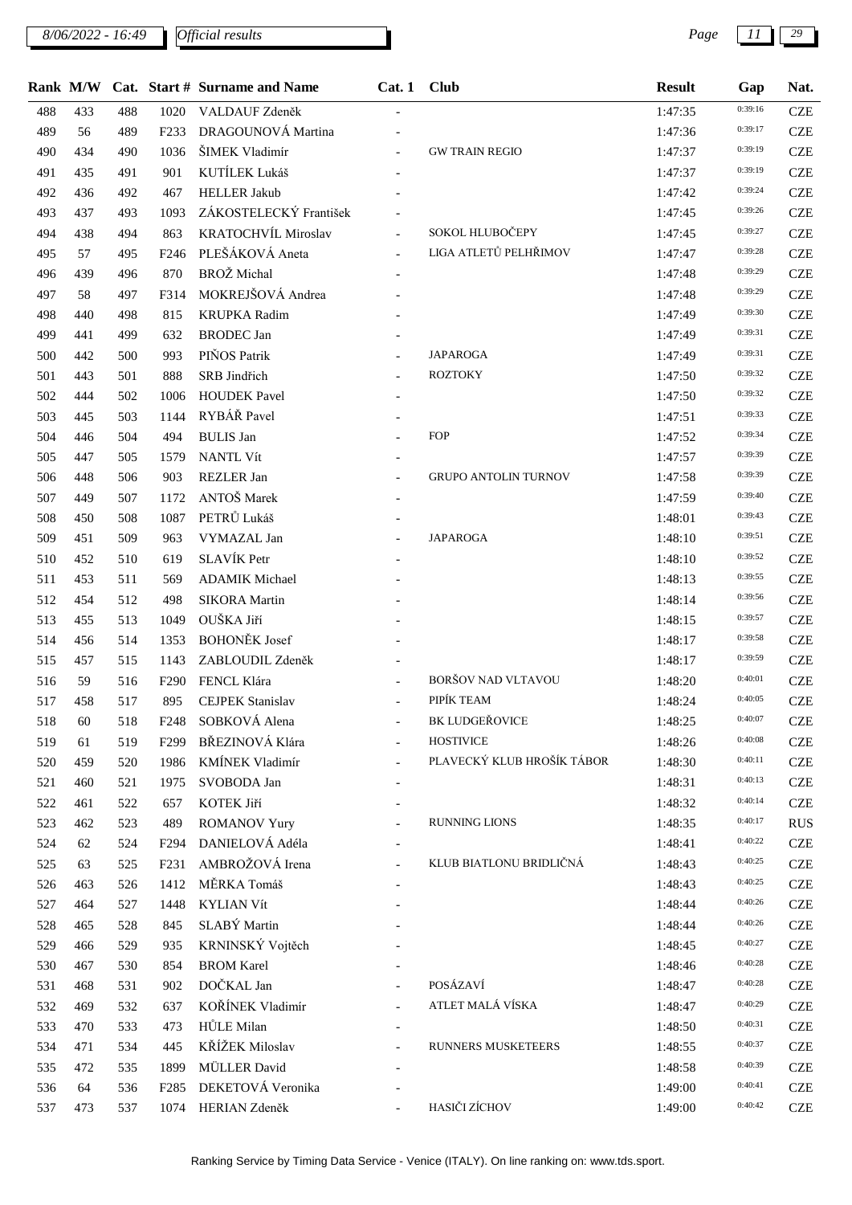| Rank | M/W | Cat. | Start # | Surname and Name | Cat. 1 | Club | Result | Gap | Nat. |
|---|---|---|---|---|---|---|---|---|---|
| 488 | 433 | 488 | 1020 | VALDAUF Zdeněk | - | | 1:47:35 | 0:39:16 | CZE |
| 489 | 56 | 489 | F233 | DRAGOUNOVÁ Martina | - | | 1:47:36 | 0:39:17 | CZE |
| 490 | 434 | 490 | 1036 | ŠIMEK Vladimír | - | GW TRAIN REGIO | 1:47:37 | 0:39:19 | CZE |
| 491 | 435 | 491 | 901 | KUTÍLEK Lukáš | - | | 1:47:37 | 0:39:19 | CZE |
| 492 | 436 | 492 | 467 | HELLER Jakub | - | | 1:47:42 | 0:39:24 | CZE |
| 493 | 437 | 493 | 1093 | ZÁKOSTELECKÝ František | - | | 1:47:45 | 0:39:26 | CZE |
| 494 | 438 | 494 | 863 | KRATOCHVÍL Miroslav | - | SOKOL HLUBOČEPY | 1:47:45 | 0:39:27 | CZE |
| 495 | 57 | 495 | F246 | PLEŠÁKOVÁ Aneta | - | LIGA ATLETŮ PELHŘIMOV | 1:47:47 | 0:39:28 | CZE |
| 496 | 439 | 496 | 870 | BROŽ Michal | - | | 1:47:48 | 0:39:29 | CZE |
| 497 | 58 | 497 | F314 | MOKREJŠOVÁ Andrea | - | | 1:47:48 | 0:39:29 | CZE |
| 498 | 440 | 498 | 815 | KRUPKA Radim | - | | 1:47:49 | 0:39:30 | CZE |
| 499 | 441 | 499 | 632 | BRODEC Jan | - | | 1:47:49 | 0:39:31 | CZE |
| 500 | 442 | 500 | 993 | PIŇOS Patrik | - | JAPAROGA | 1:47:49 | 0:39:31 | CZE |
| 501 | 443 | 501 | 888 | SRB Jindřich | - | ROZTOKY | 1:47:50 | 0:39:32 | CZE |
| 502 | 444 | 502 | 1006 | HOUDEK Pavel | - | | 1:47:50 | 0:39:32 | CZE |
| 503 | 445 | 503 | 1144 | RYBÁŘ Pavel | - | | 1:47:51 | 0:39:33 | CZE |
| 504 | 446 | 504 | 494 | BULIS Jan | - | FOP | 1:47:52 | 0:39:34 | CZE |
| 505 | 447 | 505 | 1579 | NANTL Vít | - | | 1:47:57 | 0:39:39 | CZE |
| 506 | 448 | 506 | 903 | REZLER Jan | - | GRUPO ANTOLIN TURNOV | 1:47:58 | 0:39:39 | CZE |
| 507 | 449 | 507 | 1172 | ANTOŠ Marek | - | | 1:47:59 | 0:39:40 | CZE |
| 508 | 450 | 508 | 1087 | PETRŮ Lukáš | - | | 1:48:01 | 0:39:43 | CZE |
| 509 | 451 | 509 | 963 | VYMAZAL Jan | - | JAPAROGA | 1:48:10 | 0:39:51 | CZE |
| 510 | 452 | 510 | 619 | SLAVÍK Petr | - | | 1:48:10 | 0:39:52 | CZE |
| 511 | 453 | 511 | 569 | ADAMIK Michael | - | | 1:48:13 | 0:39:55 | CZE |
| 512 | 454 | 512 | 498 | SIKORA Martin | - | | 1:48:14 | 0:39:56 | CZE |
| 513 | 455 | 513 | 1049 | OUŠKA Jiří | - | | 1:48:15 | 0:39:57 | CZE |
| 514 | 456 | 514 | 1353 | BOHONĚK Josef | - | | 1:48:17 | 0:39:58 | CZE |
| 515 | 457 | 515 | 1143 | ZABLOUDIL Zdeněk | - | | 1:48:17 | 0:39:59 | CZE |
| 516 | 59 | 516 | F290 | FENCL Klára | - | BORŠOV NAD VLTAVOU | 1:48:20 | 0:40:01 | CZE |
| 517 | 458 | 517 | 895 | CEJPEK Stanislav | - | PIPÍK TEAM | 1:48:24 | 0:40:05 | CZE |
| 518 | 60 | 518 | F248 | SOBKOVÁ Alena | - | BK LUDGEŘOVICE | 1:48:25 | 0:40:07 | CZE |
| 519 | 61 | 519 | F299 | BŘEZINOVÁ Klára | - | HOSTIVICE | 1:48:26 | 0:40:08 | CZE |
| 520 | 459 | 520 | 1986 | KMÍNEK Vladimír | - | PLAVECKÝ KLUB HROŠÍK TÁBOR | 1:48:30 | 0:40:11 | CZE |
| 521 | 460 | 521 | 1975 | SVOBODA Jan | - | | 1:48:31 | 0:40:13 | CZE |
| 522 | 461 | 522 | 657 | KOTEK Jiří | - | | 1:48:32 | 0:40:14 | CZE |
| 523 | 462 | 523 | 489 | ROMANOV Yury | - | RUNNING LIONS | 1:48:35 | 0:40:17 | RUS |
| 524 | 62 | 524 | F294 | DANIELOVÁ Adéla | - | | 1:48:41 | 0:40:22 | CZE |
| 525 | 63 | 525 | F231 | AMBROŽOVÁ Irena | - | KLUB BIATLONU BRIDLIČNÁ | 1:48:43 | 0:40:25 | CZE |
| 526 | 463 | 526 | 1412 | MĚRKA Tomáš | - | | 1:48:43 | 0:40:25 | CZE |
| 527 | 464 | 527 | 1448 | KYLIAN Vít | - | | 1:48:44 | 0:40:26 | CZE |
| 528 | 465 | 528 | 845 | SLABÝ Martin | - | | 1:48:44 | 0:40:26 | CZE |
| 529 | 466 | 529 | 935 | KRNINSKÝ Vojtěch | - | | 1:48:45 | 0:40:27 | CZE |
| 530 | 467 | 530 | 854 | BROM Karel | - | | 1:48:46 | 0:40:28 | CZE |
| 531 | 468 | 531 | 902 | DOČKAL Jan | - | POSÁZAVÍ | 1:48:47 | 0:40:28 | CZE |
| 532 | 469 | 532 | 637 | KOŘÍNEK Vladimír | - | ATLET MALÁ VÍSKA | 1:48:47 | 0:40:29 | CZE |
| 533 | 470 | 533 | 473 | HŮLE Milan | - | | 1:48:50 | 0:40:31 | CZE |
| 534 | 471 | 534 | 445 | KŘÍŽEK Miloslav | - | RUNNERS MUSKETEERS | 1:48:55 | 0:40:37 | CZE |
| 535 | 472 | 535 | 1899 | MÜLLER David | - | | 1:48:58 | 0:40:39 | CZE |
| 536 | 64 | 536 | F285 | DEKETOVÁ Veronika | - | | 1:49:00 | 0:40:41 | CZE |
| 537 | 473 | 537 | 1074 | HERIAN Zdeněk | - | HASIČI ZÍCHOV | 1:49:00 | 0:40:42 | CZE |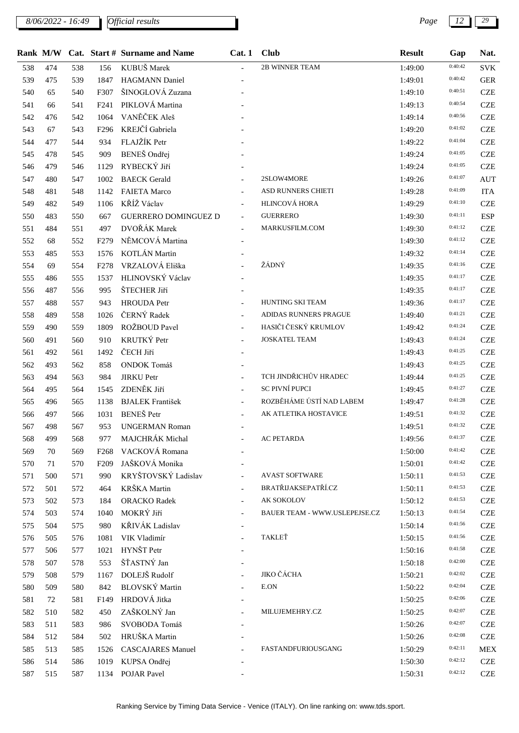| Rank | M/W | Cat. | Start # | Surname and Name | Cat. 1 | Club | Result | Gap | Nat. |
|---|---|---|---|---|---|---|---|---|---|
| 538 | 474 | 538 | 156 | KUBUŠ Marek | - | 2B WINNER TEAM | 1:49:00 | 0:40:42 | SVK |
| 539 | 475 | 539 | 1847 | HAGMANN Daniel | - | | 1:49:01 | 0:40:42 | GER |
| 540 | 65 | 540 | F307 | ŠINOGLOVÁ Zuzana | - | | 1:49:10 | 0:40:51 | CZE |
| 541 | 66 | 541 | F241 | PIKLOVÁ Martina | - | | 1:49:13 | 0:40:54 | CZE |
| 542 | 476 | 542 | 1064 | VANĚČEK Aleš | - | | 1:49:14 | 0:40:56 | CZE |
| 543 | 67 | 543 | F296 | KREJČÍ Gabriela | - | | 1:49:20 | 0:41:02 | CZE |
| 544 | 477 | 544 | 934 | FLAJŽÍK Petr | - | | 1:49:22 | 0:41:04 | CZE |
| 545 | 478 | 545 | 909 | BENEŠ Ondřej | - | | 1:49:24 | 0:41:05 | CZE |
| 546 | 479 | 546 | 1129 | RYBECKÝ Jiří | - | | 1:49:24 | 0:41:05 | CZE |
| 547 | 480 | 547 | 1002 | BAECK Gerald | - | 2SLOW4MORE | 1:49:26 | 0:41:07 | AUT |
| 548 | 481 | 548 | 1142 | FAIETA Marco | - | ASD RUNNERS CHIETI | 1:49:28 | 0:41:09 | ITA |
| 549 | 482 | 549 | 1106 | KŘÍŽ Václav | - | HLINCOVÁ HORA | 1:49:29 | 0:41:10 | CZE |
| 550 | 483 | 550 | 667 | GUERRERO DOMINGUEZ D | - | GUERRERO | 1:49:30 | 0:41:11 | ESP |
| 551 | 484 | 551 | 497 | DVOŘÁK Marek | - | MARKUSFILM.COM | 1:49:30 | 0:41:12 | CZE |
| 552 | 68 | 552 | F279 | NĚMCOVÁ Martina | - | | 1:49:30 | 0:41:12 | CZE |
| 553 | 485 | 553 | 1576 | KOTLÁN Martin | - | | 1:49:32 | 0:41:14 | CZE |
| 554 | 69 | 554 | F278 | VRZALOVÁ Eliška | - | ŽÁDNÝ | 1:49:35 | 0:41:16 | CZE |
| 555 | 486 | 555 | 1537 | HLINOVSKÝ Václav | - | | 1:49:35 | 0:41:17 | CZE |
| 556 | 487 | 556 | 995 | ŠTECHER Jiří | - | | 1:49:35 | 0:41:17 | CZE |
| 557 | 488 | 557 | 943 | HROUDA Petr | - | HUNTING SKI TEAM | 1:49:36 | 0:41:17 | CZE |
| 558 | 489 | 558 | 1026 | ČERNÝ Radek | - | ADIDAS RUNNERS PRAGUE | 1:49:40 | 0:41:21 | CZE |
| 559 | 490 | 559 | 1809 | ROŽBOUD Pavel | - | HASIČI ČESKÝ KRUMLOV | 1:49:42 | 0:41:24 | CZE |
| 560 | 491 | 560 | 910 | KRUTKÝ Petr | - | JOSKATEL TEAM | 1:49:43 | 0:41:24 | CZE |
| 561 | 492 | 561 | 1492 | ČECH Jiří | - | | 1:49:43 | 0:41:25 | CZE |
| 562 | 493 | 562 | 858 | ONDOK Tomáš | - | | 1:49:43 | 0:41:25 | CZE |
| 563 | 494 | 563 | 984 | JIRKU Petr | - | TCH JINDŘICHŮV HRADEC | 1:49:44 | 0:41:25 | CZE |
| 564 | 495 | 564 | 1545 | ZDENĚK Jiří | - | SC PIVNÍ PUPCI | 1:49:45 | 0:41:27 | CZE |
| 565 | 496 | 565 | 1138 | BJALEK František | - | ROZBĚHÁME ÚSTÍ NAD LABEM | 1:49:47 | 0:41:28 | CZE |
| 566 | 497 | 566 | 1031 | BENEŠ Petr | - | AK ATLETIKA HOSTAVICE | 1:49:51 | 0:41:32 | CZE |
| 567 | 498 | 567 | 953 | UNGERMAN Roman | - | | 1:49:51 | 0:41:32 | CZE |
| 568 | 499 | 568 | 977 | MAJCHRÁK Michal | - | AC PETARDA | 1:49:56 | 0:41:37 | CZE |
| 569 | 70 | 569 | F268 | VACKOVÁ Romana | - | | 1:50:00 | 0:41:42 | CZE |
| 570 | 71 | 570 | F209 | JAŠKOVÁ Monika | - | | 1:50:01 | 0:41:42 | CZE |
| 571 | 500 | 571 | 990 | KRYŠTOVSKÝ Ladislav | - | AVAST SOFTWARE | 1:50:11 | 0:41:53 | CZE |
| 572 | 501 | 572 | 464 | KRŠKA Martin | - | BRATŘIJAKSEPATŘÍ.CZ | 1:50:11 | 0:41:53 | CZE |
| 573 | 502 | 573 | 184 | ORACKO Radek | - | AK SOKOLOV | 1:50:12 | 0:41:53 | CZE |
| 574 | 503 | 574 | 1040 | MOKRÝ Jiří | - | BAUER TEAM - WWW.USLEPEJSE.CZ | 1:50:13 | 0:41:54 | CZE |
| 575 | 504 | 575 | 980 | KŘIVÁK Ladislav | - | | 1:50:14 | 0:41:56 | CZE |
| 576 | 505 | 576 | 1081 | VIK Vladimír | - | TAKLEŤ | 1:50:15 | 0:41:56 | CZE |
| 577 | 506 | 577 | 1021 | HYNŠT Petr | - | | 1:50:16 | 0:41:58 | CZE |
| 578 | 507 | 578 | 553 | ŠŤASTNÝ Jan | - | | 1:50:18 | 0:42:00 | CZE |
| 579 | 508 | 579 | 1167 | DOLEJŠ Rudolf | - | JIKO ČÁCHA | 1:50:21 | 0:42:02 | CZE |
| 580 | 509 | 580 | 842 | BLOVSKÝ Martin | - | E.ON | 1:50:22 | 0:42:04 | CZE |
| 581 | 72 | 581 | F149 | HRDOVÁ Jitka | - | | 1:50:25 | 0:42:06 | CZE |
| 582 | 510 | 582 | 450 | ZAŠKOLNÝ Jan | - | MILUJEMEHRY.CZ | 1:50:25 | 0:42:07 | CZE |
| 583 | 511 | 583 | 986 | SVOBODA Tomáš | - | | 1:50:26 | 0:42:07 | CZE |
| 584 | 512 | 584 | 502 | HRUŠKA Martin | - | | 1:50:26 | 0:42:08 | CZE |
| 585 | 513 | 585 | 1526 | CASCAJARES Manuel | - | FASTANDFURIOUSGANG | 1:50:29 | 0:42:11 | MEX |
| 586 | 514 | 586 | 1019 | KUPSA Ondřej | - | | 1:50:30 | 0:42:12 | CZE |
| 587 | 515 | 587 | 1134 | POJAR Pavel | - | | 1:50:31 | 0:42:12 | CZE |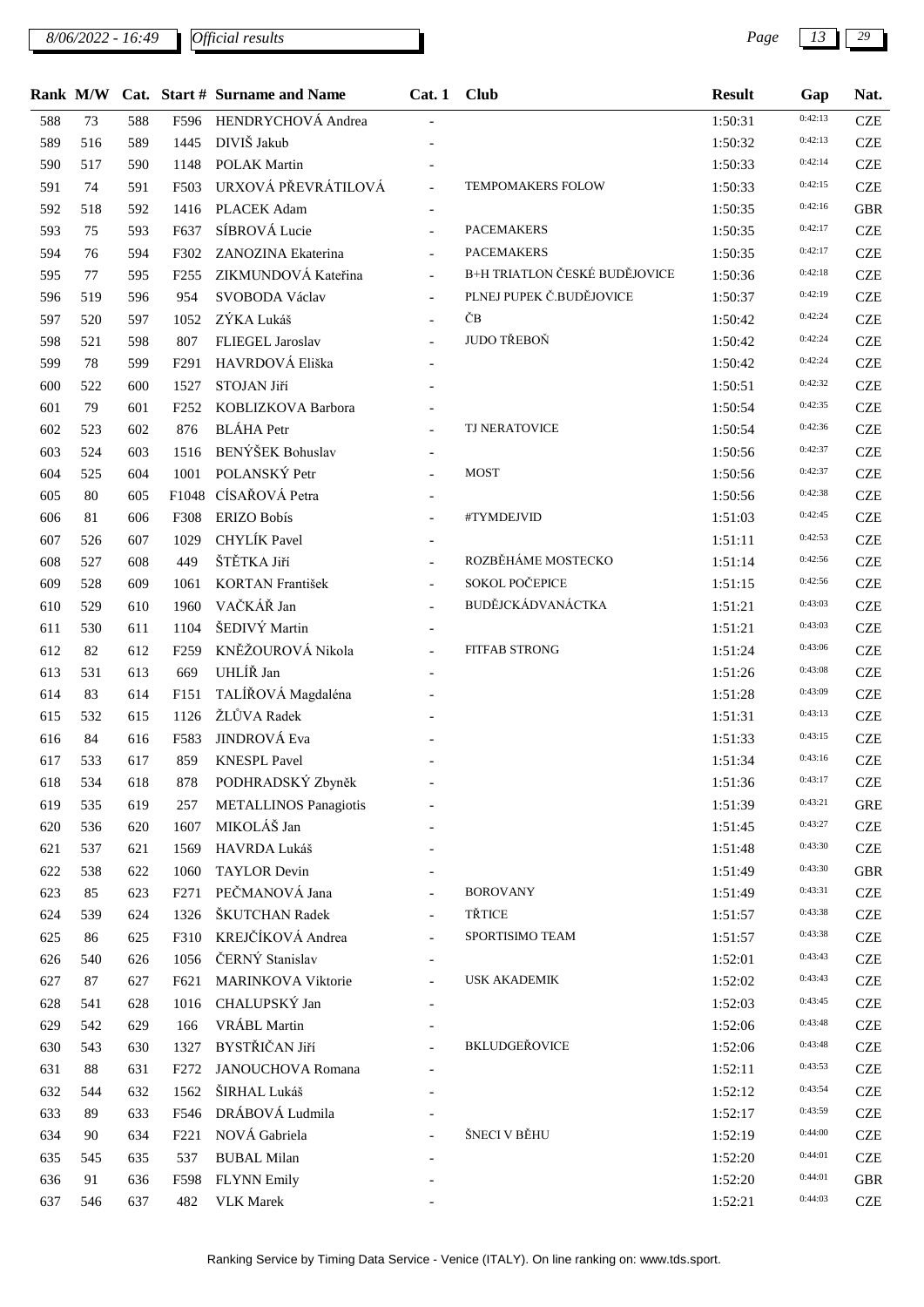*8/06/2022 - 16:49* *Official results*

| Rank | M/W | Cat. | Start # | Surname and Name | Cat. 1 | Club | Result | Gap | Nat. |
|---|---|---|---|---|---|---|---|---|---|
| 588 | 73 | 588 | F596 | HENDRYCHOVÁ Andrea | - | | 1:50:31 | 0:42:13 | CZE |
| 589 | 516 | 589 | 1445 | DIVIŠ Jakub | - | | 1:50:32 | 0:42:13 | CZE |
| 590 | 517 | 590 | 1148 | POLAK Martin | - | | 1:50:33 | 0:42:14 | CZE |
| 591 | 74 | 591 | F503 | URXOVÁ PŘEVRÁTILOVÁ | - | TEMPOMAKERS FOLOW | 1:50:33 | 0:42:15 | CZE |
| 592 | 518 | 592 | 1416 | PLACEK Adam | - | | 1:50:35 | 0:42:16 | GBR |
| 593 | 75 | 593 | F637 | SÍBROVÁ Lucie | - | PACEMAKERS | 1:50:35 | 0:42:17 | CZE |
| 594 | 76 | 594 | F302 | ZANOZINA Ekaterina | - | PACEMAKERS | 1:50:35 | 0:42:17 | CZE |
| 595 | 77 | 595 | F255 | ZIKMUNDOVÁ Kateřina | - | B+H TRIATLON ČESKÉ BUDĚJOVICE | 1:50:36 | 0:42:18 | CZE |
| 596 | 519 | 596 | 954 | SVOBODA Václav | - | PLNEJ PUPEK Č.BUDĚJOVICE | 1:50:37 | 0:42:19 | CZE |
| 597 | 520 | 597 | 1052 | ZÝKA Lukáš | - | ČB | 1:50:42 | 0:42:24 | CZE |
| 598 | 521 | 598 | 807 | FLIEGEL Jaroslav | - | JUDO TŘEBOŇ | 1:50:42 | 0:42:24 | CZE |
| 599 | 78 | 599 | F291 | HAVRDOVÁ Eliška | - | | 1:50:42 | 0:42:24 | CZE |
| 600 | 522 | 600 | 1527 | STOJAN Jiří | - | | 1:50:51 | 0:42:32 | CZE |
| 601 | 79 | 601 | F252 | KOBLIZKOVA Barbora | - | | 1:50:54 | 0:42:35 | CZE |
| 602 | 523 | 602 | 876 | BLÁHA Petr | - | TJ NERATOVICE | 1:50:54 | 0:42:36 | CZE |
| 603 | 524 | 603 | 1516 | BENÝŠEK Bohuslav | - | | 1:50:56 | 0:42:37 | CZE |
| 604 | 525 | 604 | 1001 | POLANSKÝ Petr | - | MOST | 1:50:56 | 0:42:37 | CZE |
| 605 | 80 | 605 | F1048 | CÍSAŘOVÁ Petra | - | | 1:50:56 | 0:42:38 | CZE |
| 606 | 81 | 606 | F308 | ERIZO Bobís | - | #TYMDEJVID | 1:51:03 | 0:42:45 | CZE |
| 607 | 526 | 607 | 1029 | CHYLÍK Pavel | - | | 1:51:11 | 0:42:53 | CZE |
| 608 | 527 | 608 | 449 | ŠTĚTKA Jiří | - | ROZBĚHÁME MOSTECKO | 1:51:14 | 0:42:56 | CZE |
| 609 | 528 | 609 | 1061 | KORTAN František | - | SOKOL POČEPICE | 1:51:15 | 0:42:56 | CZE |
| 610 | 529 | 610 | 1960 | VAČKÁŘ Jan | - | BUDĚJCKÁDVANÁCTKA | 1:51:21 | 0:43:03 | CZE |
| 611 | 530 | 611 | 1104 | ŠEDIVÝ Martin | - | | 1:51:21 | 0:43:03 | CZE |
| 612 | 82 | 612 | F259 | KNĚŽOUROVÁ Nikola | - | FITFAB STRONG | 1:51:24 | 0:43:06 | CZE |
| 613 | 531 | 613 | 669 | UHLÍŘ Jan | - | | 1:51:26 | 0:43:08 | CZE |
| 614 | 83 | 614 | F151 | TALÍŘOVÁ Magdaléna | - | | 1:51:28 | 0:43:09 | CZE |
| 615 | 532 | 615 | 1126 | ŽLŮVA Radek | - | | 1:51:31 | 0:43:13 | CZE |
| 616 | 84 | 616 | F583 | JINDROVÁ Eva | - | | 1:51:33 | 0:43:15 | CZE |
| 617 | 533 | 617 | 859 | KNESPL Pavel | - | | 1:51:34 | 0:43:16 | CZE |
| 618 | 534 | 618 | 878 | PODHRADSKÝ Zbyněk | - | | 1:51:36 | 0:43:17 | CZE |
| 619 | 535 | 619 | 257 | METALLINOS Panagiotis | - | | 1:51:39 | 0:43:21 | GRE |
| 620 | 536 | 620 | 1607 | MIKOLÁŠ Jan | - | | 1:51:45 | 0:43:27 | CZE |
| 621 | 537 | 621 | 1569 | HAVRDA Lukáš | - | | 1:51:48 | 0:43:30 | CZE |
| 622 | 538 | 622 | 1060 | TAYLOR Devin | - | | 1:51:49 | 0:43:30 | GBR |
| 623 | 85 | 623 | F271 | PEČMANOVÁ Jana | - | BOROVANY | 1:51:49 | 0:43:31 | CZE |
| 624 | 539 | 624 | 1326 | ŠKUTCHAN Radek | - | TŘTICE | 1:51:57 | 0:43:38 | CZE |
| 625 | 86 | 625 | F310 | KREJČÍKOVÁ Andrea | - | SPORTISIMO TEAM | 1:51:57 | 0:43:38 | CZE |
| 626 | 540 | 626 | 1056 | ČERNÝ Stanislav | - | | 1:52:01 | 0:43:43 | CZE |
| 627 | 87 | 627 | F621 | MARINKOVA Viktorie | - | USK AKADEMIK | 1:52:02 | 0:43:43 | CZE |
| 628 | 541 | 628 | 1016 | CHALUPSKÝ Jan | - | | 1:52:03 | 0:43:45 | CZE |
| 629 | 542 | 629 | 166 | VRÁBL Martin | - | | 1:52:06 | 0:43:48 | CZE |
| 630 | 543 | 630 | 1327 | BYSTŘIČAN Jiří | - | BKLUDGEŘOVICE | 1:52:06 | 0:43:48 | CZE |
| 631 | 88 | 631 | F272 | JANOUCHOVA Romana | - | | 1:52:11 | 0:43:53 | CZE |
| 632 | 544 | 632 | 1562 | ŠIRHAL Lukáš | - | | 1:52:12 | 0:43:54 | CZE |
| 633 | 89 | 633 | F546 | DRÁBOVÁ Ludmila | - | | 1:52:17 | 0:43:59 | CZE |
| 634 | 90 | 634 | F221 | NOVÁ Gabriela | - | ŠNECI V BĚHU | 1:52:19 | 0:44:00 | CZE |
| 635 | 545 | 635 | 537 | BUBAL Milan | - | | 1:52:20 | 0:44:01 | CZE |
| 636 | 91 | 636 | F598 | FLYNN Emily | - | | 1:52:20 | 0:44:01 | GBR |
| 637 | 546 | 637 | 482 | VLK Marek | - | | 1:52:21 | 0:44:03 | CZE |

Ranking Service by Timing Data Service - Venice (ITALY). On line ranking on: www.tds.sport.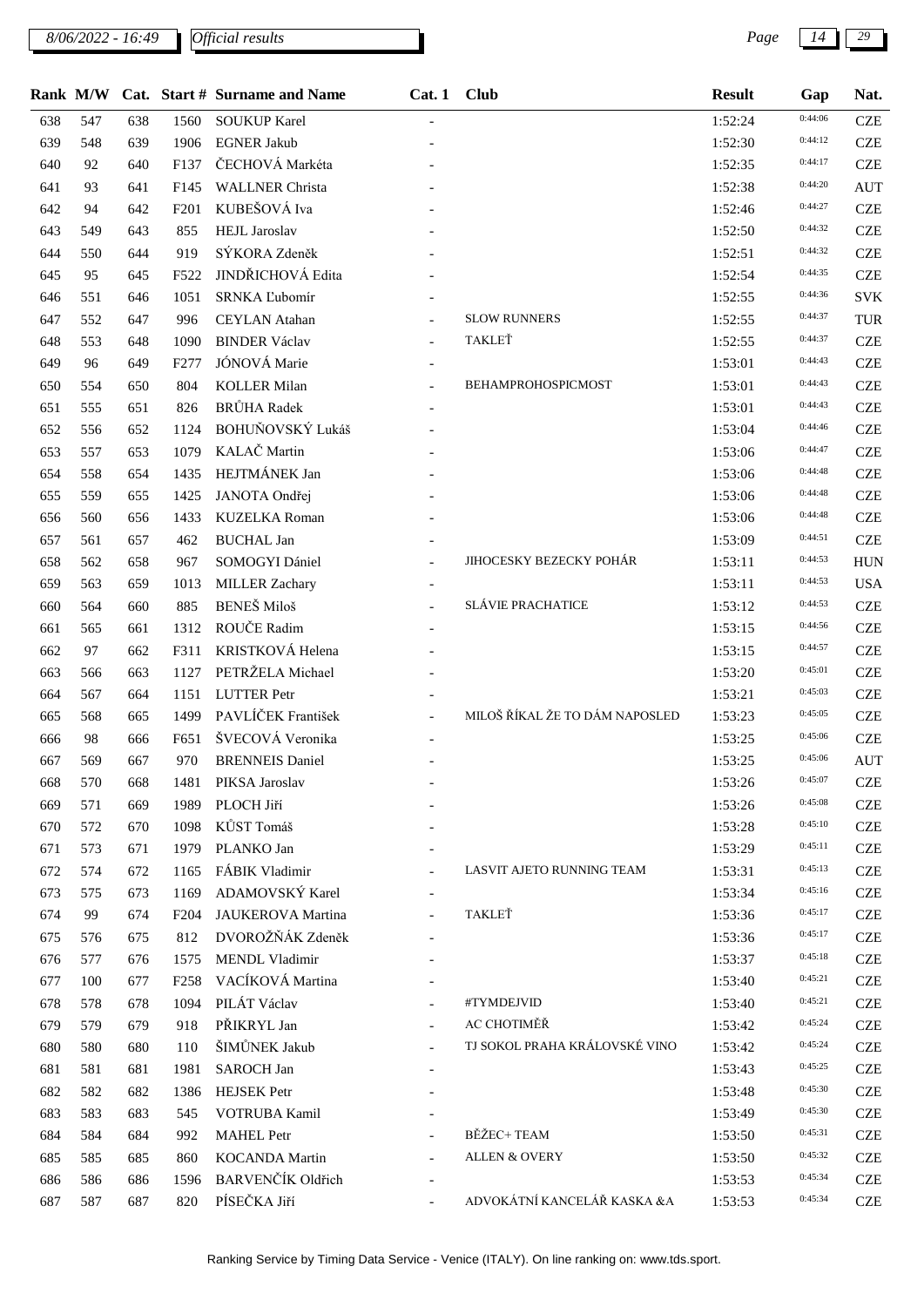*8/06/2022 - 16:49* *Official results*

| Rank | M/W | Cat. | Start # | Surname and Name | Cat. 1 | Club | Result | Gap | Nat. |
|---|---|---|---|---|---|---|---|---|---|
| 638 | 547 | 638 | 1560 | SOUKUP Karel | - | | 1:52:24 | 0:44:06 | CZE |
| 639 | 548 | 639 | 1906 | EGNER Jakub | - | | 1:52:30 | 0:44:12 | CZE |
| 640 | 92 | 640 | F137 | ČECHOVÁ Markéta | - | | 1:52:35 | 0:44:17 | CZE |
| 641 | 93 | 641 | F145 | WALLNER Christa | - | | 1:52:38 | 0:44:20 | AUT |
| 642 | 94 | 642 | F201 | KUBEŠOVÁ Iva | - | | 1:52:46 | 0:44:27 | CZE |
| 643 | 549 | 643 | 855 | HEJL Jaroslav | - | | 1:52:50 | 0:44:32 | CZE |
| 644 | 550 | 644 | 919 | SÝKORA Zdeněk | - | | 1:52:51 | 0:44:32 | CZE |
| 645 | 95 | 645 | F522 | JINDŘICHOVÁ Edita | - | | 1:52:54 | 0:44:35 | CZE |
| 646 | 551 | 646 | 1051 | SRNKA Ľubomír | - | | 1:52:55 | 0:44:36 | SVK |
| 647 | 552 | 647 | 996 | CEYLAN Atahan | - | SLOW RUNNERS | 1:52:55 | 0:44:37 | TUR |
| 648 | 553 | 648 | 1090 | BINDER Václav | - | TAKLEŤ | 1:52:55 | 0:44:37 | CZE |
| 649 | 96 | 649 | F277 | JÓNOVÁ Marie | - | | 1:53:01 | 0:44:43 | CZE |
| 650 | 554 | 650 | 804 | KOLLER Milan | - | BEHAMPROHOSPICMOST | 1:53:01 | 0:44:43 | CZE |
| 651 | 555 | 651 | 826 | BRŮHA Radek | - | | 1:53:01 | 0:44:43 | CZE |
| 652 | 556 | 652 | 1124 | BOHUŇOVSKÝ Lukáš | - | | 1:53:04 | 0:44:46 | CZE |
| 653 | 557 | 653 | 1079 | KALAČ Martin | - | | 1:53:06 | 0:44:47 | CZE |
| 654 | 558 | 654 | 1435 | HEJTMÁNEK Jan | - | | 1:53:06 | 0:44:48 | CZE |
| 655 | 559 | 655 | 1425 | JANOTA Ondřej | - | | 1:53:06 | 0:44:48 | CZE |
| 656 | 560 | 656 | 1433 | KUZELKA Roman | - | | 1:53:06 | 0:44:48 | CZE |
| 657 | 561 | 657 | 462 | BUCHAL Jan | - | | 1:53:09 | 0:44:51 | CZE |
| 658 | 562 | 658 | 967 | SOMOGYI Dániel | - | JIHOCESKY BEZECKY POHÁR | 1:53:11 | 0:44:53 | HUN |
| 659 | 563 | 659 | 1013 | MILLER Zachary | - | | 1:53:11 | 0:44:53 | USA |
| 660 | 564 | 660 | 885 | BENEŠ Miloš | - | SLÁVIE PRACHATICE | 1:53:12 | 0:44:53 | CZE |
| 661 | 565 | 661 | 1312 | ROUČE Radim | - | | 1:53:15 | 0:44:56 | CZE |
| 662 | 97 | 662 | F311 | KRISTKOVÁ Helena | - | | 1:53:15 | 0:44:57 | CZE |
| 663 | 566 | 663 | 1127 | PETRŽELA Michael | - | | 1:53:20 | 0:45:01 | CZE |
| 664 | 567 | 664 | 1151 | LUTTER Petr | - | | 1:53:21 | 0:45:03 | CZE |
| 665 | 568 | 665 | 1499 | PAVLÍČEK František | - | MILOŠ ŘÍKAL ŽE TO DÁM NAPOSLED | 1:53:23 | 0:45:05 | CZE |
| 666 | 98 | 666 | F651 | ŠVECOVÁ Veronika | - | | 1:53:25 | 0:45:06 | CZE |
| 667 | 569 | 667 | 970 | BRENNEIS Daniel | - | | 1:53:25 | 0:45:06 | AUT |
| 668 | 570 | 668 | 1481 | PIKSA Jaroslav | - | | 1:53:26 | 0:45:07 | CZE |
| 669 | 571 | 669 | 1989 | PLOCH Jiří | - | | 1:53:26 | 0:45:08 | CZE |
| 670 | 572 | 670 | 1098 | KŮST Tomáš | - | | 1:53:28 | 0:45:10 | CZE |
| 671 | 573 | 671 | 1979 | PLANKO Jan | - | | 1:53:29 | 0:45:11 | CZE |
| 672 | 574 | 672 | 1165 | FÁBIK Vladimir | - | LASVIT AJETO RUNNING TEAM | 1:53:31 | 0:45:13 | CZE |
| 673 | 575 | 673 | 1169 | ADAMOVSKÝ Karel | - | | 1:53:34 | 0:45:16 | CZE |
| 674 | 99 | 674 | F204 | JAUKEROVA Martina | - | TAKLEŤ | 1:53:36 | 0:45:17 | CZE |
| 675 | 576 | 675 | 812 | DVOROŽŇÁK Zdeněk | - | | 1:53:36 | 0:45:17 | CZE |
| 676 | 577 | 676 | 1575 | MENDL Vladimir | - | | 1:53:37 | 0:45:18 | CZE |
| 677 | 100 | 677 | F258 | VACÍKOVÁ Martina | - | | 1:53:40 | 0:45:21 | CZE |
| 678 | 578 | 678 | 1094 | PILÁT Václav | - | #TYMDEJVID | 1:53:40 | 0:45:21 | CZE |
| 679 | 579 | 679 | 918 | PŘIKRYL Jan | - | AC CHOTIMĚŘ | 1:53:42 | 0:45:24 | CZE |
| 680 | 580 | 680 | 110 | ŠIMŮNEK Jakub | - | TJ SOKOL PRAHA KRÁLOVSKÉ VINO | 1:53:42 | 0:45:24 | CZE |
| 681 | 581 | 681 | 1981 | SAROCH Jan | - | | 1:53:43 | 0:45:25 | CZE |
| 682 | 582 | 682 | 1386 | HEJSEK Petr | - | | 1:53:48 | 0:45:30 | CZE |
| 683 | 583 | 683 | 545 | VOTRUBA Kamil | - | | 1:53:49 | 0:45:30 | CZE |
| 684 | 584 | 684 | 992 | MAHEL Petr | - | BĚŽEC+ TEAM | 1:53:50 | 0:45:31 | CZE |
| 685 | 585 | 685 | 860 | KOCANDA Martin | - | ALLEN & OVERY | 1:53:50 | 0:45:32 | CZE |
| 686 | 586 | 686 | 1596 | BARVENČÍK Oldřich | - | | 1:53:53 | 0:45:34 | CZE |
| 687 | 587 | 687 | 820 | PÍSEČKA Jiří | - | ADVOKÁTNÍ KANCELÁŘ KASKA &A | 1:53:53 | 0:45:34 | CZE |

Ranking Service by Timing Data Service - Venice (ITALY). On line ranking on: www.tds.sport.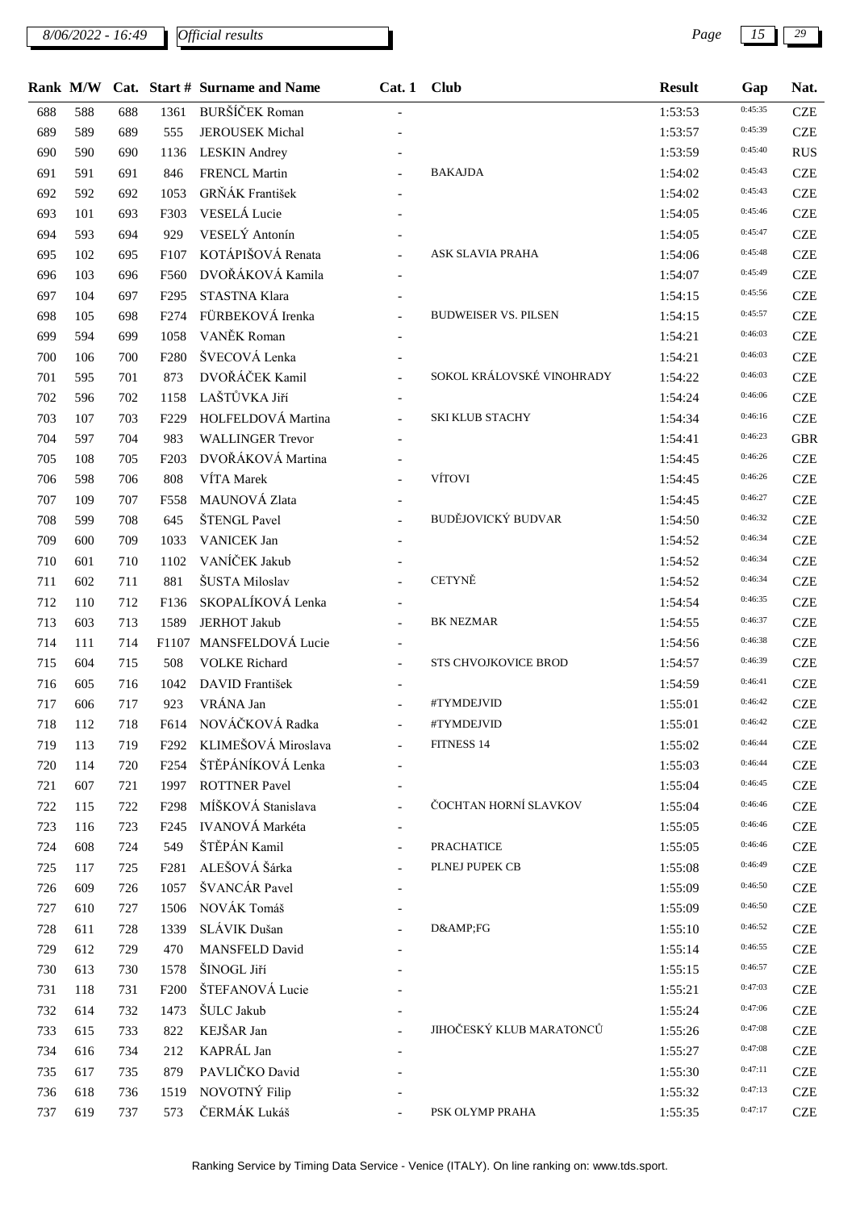8/06/2022 - 16:49 *Official results*

| Rank | M/W | Cat. | Start # | Surname and Name | Cat. 1 | Club | Result | Gap | Nat. |
|---|---|---|---|---|---|---|---|---|---|
| 688 | 588 | 688 | 1361 | BURŠÍČEK Roman | - | | 1:53:53 | 0:45:35 | CZE |
| 689 | 589 | 689 | 555 | JEROUSEK Michal | - | | 1:53:57 | 0:45:39 | CZE |
| 690 | 590 | 690 | 1136 | LESKIN Andrey | - | | 1:53:59 | 0:45:40 | RUS |
| 691 | 591 | 691 | 846 | FRENCL Martin | - | BAKAJDA | 1:54:02 | 0:45:43 | CZE |
| 692 | 592 | 692 | 1053 | GRŇÁK František | - | | 1:54:02 | 0:45:43 | CZE |
| 693 | 101 | 693 | F303 | VESELÁ Lucie | - | | 1:54:05 | 0:45:46 | CZE |
| 694 | 593 | 694 | 929 | VESELÝ Antonín | - | | 1:54:05 | 0:45:47 | CZE |
| 695 | 102 | 695 | F107 | KOTÁPIŠOVÁ Renata | - | ASK SLAVIA PRAHA | 1:54:06 | 0:45:48 | CZE |
| 696 | 103 | 696 | F560 | DVOŘÁKOVÁ Kamila | - | | 1:54:07 | 0:45:49 | CZE |
| 697 | 104 | 697 | F295 | STASTNA Klara | - | | 1:54:15 | 0:45:56 | CZE |
| 698 | 105 | 698 | F274 | FÜRBEKOVÁ Irenka | - | BUDWEISER VS. PILSEN | 1:54:15 | 0:45:57 | CZE |
| 699 | 594 | 699 | 1058 | VANĚK Roman | - | | 1:54:21 | 0:46:03 | CZE |
| 700 | 106 | 700 | F280 | ŠVECOVÁ Lenka | - | | 1:54:21 | 0:46:03 | CZE |
| 701 | 595 | 701 | 873 | DVOŘÁČEK Kamil | - | SOKOL KRÁLOVSKÉ VINOHRADY | 1:54:22 | 0:46:03 | CZE |
| 702 | 596 | 702 | 1158 | LAŠTŮVKA Jiří | - | | 1:54:24 | 0:46:06 | CZE |
| 703 | 107 | 703 | F229 | HOLFELDOVÁ Martina | - | SKI KLUB STACHY | 1:54:34 | 0:46:16 | CZE |
| 704 | 597 | 704 | 983 | WALLINGER Trevor | - | | 1:54:41 | 0:46:23 | GBR |
| 705 | 108 | 705 | F203 | DVOŘÁKOVÁ Martina | - | | 1:54:45 | 0:46:26 | CZE |
| 706 | 598 | 706 | 808 | VÍTA Marek | - | VÍTOVI | 1:54:45 | 0:46:26 | CZE |
| 707 | 109 | 707 | F558 | MAUNOVÁ Zlata | - | | 1:54:45 | 0:46:27 | CZE |
| 708 | 599 | 708 | 645 | ŠTENGL Pavel | - | BUDĚJOVICKÝ BUDVAR | 1:54:50 | 0:46:32 | CZE |
| 709 | 600 | 709 | 1033 | VANICEK Jan | - | | 1:54:52 | 0:46:34 | CZE |
| 710 | 601 | 710 | 1102 | VANÍČEK Jakub | - | | 1:54:52 | 0:46:34 | CZE |
| 711 | 602 | 711 | 881 | ŠUSTA Miloslav | - | CETYNĚ | 1:54:52 | 0:46:34 | CZE |
| 712 | 110 | 712 | F136 | SKOPALÍKOVÁ Lenka | - | | 1:54:54 | 0:46:35 | CZE |
| 713 | 603 | 713 | 1589 | JERHOT Jakub | - | BK NEZMAR | 1:54:55 | 0:46:37 | CZE |
| 714 | 111 | 714 | F1107 | MANSFELDOVÁ Lucie | - | | 1:54:56 | 0:46:38 | CZE |
| 715 | 604 | 715 | 508 | VOLKE Richard | - | STS CHVOJKOVICE BROD | 1:54:57 | 0:46:39 | CZE |
| 716 | 605 | 716 | 1042 | DAVID František | - | | 1:54:59 | 0:46:41 | CZE |
| 717 | 606 | 717 | 923 | VRÁNA Jan | - | #TYMDEJVID | 1:55:01 | 0:46:42 | CZE |
| 718 | 112 | 718 | F614 | NOVÁČKOVÁ Radka | - | #TYMDEJVID | 1:55:01 | 0:46:42 | CZE |
| 719 | 113 | 719 | F292 | KLIMEŠOVÁ Miroslava | - | FITNESS 14 | 1:55:02 | 0:46:44 | CZE |
| 720 | 114 | 720 | F254 | ŠTĚPÁNÍKOVÁ Lenka | - | | 1:55:03 | 0:46:44 | CZE |
| 721 | 607 | 721 | 1997 | ROTTNER Pavel | - | | 1:55:04 | 0:46:45 | CZE |
| 722 | 115 | 722 | F298 | MÍŠKOVÁ Stanislava | - | ČOCHTAN HORNÍ SLAVKOV | 1:55:04 | 0:46:46 | CZE |
| 723 | 116 | 723 | F245 | IVANOVÁ Markéta | - | | 1:55:05 | 0:46:46 | CZE |
| 724 | 608 | 724 | 549 | ŠTĚPÁN Kamil | - | PRACHATICE | 1:55:05 | 0:46:46 | CZE |
| 725 | 117 | 725 | F281 | ALEŠOVÁ Šárka | - | PLNEJ PUPEK CB | 1:55:08 | 0:46:49 | CZE |
| 726 | 609 | 726 | 1057 | ŠVANCÁR Pavel | - | | 1:55:09 | 0:46:50 | CZE |
| 727 | 610 | 727 | 1506 | NOVÁK Tomáš | - | | 1:55:09 | 0:46:50 | CZE |
| 728 | 611 | 728 | 1339 | SLÁVIK Dušan | - | D&AMP;FG | 1:55:10 | 0:46:52 | CZE |
| 729 | 612 | 729 | 470 | MANSFELD David | - | | 1:55:14 | 0:46:55 | CZE |
| 730 | 613 | 730 | 1578 | ŠINOGL Jiří | - | | 1:55:15 | 0:46:57 | CZE |
| 731 | 118 | 731 | F200 | ŠTEFANOVÁ Lucie | - | | 1:55:21 | 0:47:03 | CZE |
| 732 | 614 | 732 | 1473 | ŠULC Jakub | - | | 1:55:24 | 0:47:06 | CZE |
| 733 | 615 | 733 | 822 | KEJŠAR Jan | - | JIHOČESKÝ KLUB MARATONCŮ | 1:55:26 | 0:47:08 | CZE |
| 734 | 616 | 734 | 212 | KAPRÁL Jan | - | | 1:55:27 | 0:47:08 | CZE |
| 735 | 617 | 735 | 879 | PAVLIČKO David | - | | 1:55:30 | 0:47:11 | CZE |
| 736 | 618 | 736 | 1519 | NOVOTNÝ Filip | - | | 1:55:32 | 0:47:13 | CZE |
| 737 | 619 | 737 | 573 | ČERMÁK Lukáš | - | PSK OLYMP PRAHA | 1:55:35 | 0:47:17 | CZE |

Ranking Service by Timing Data Service - Venice (ITALY). On line ranking on: www.tds.sport.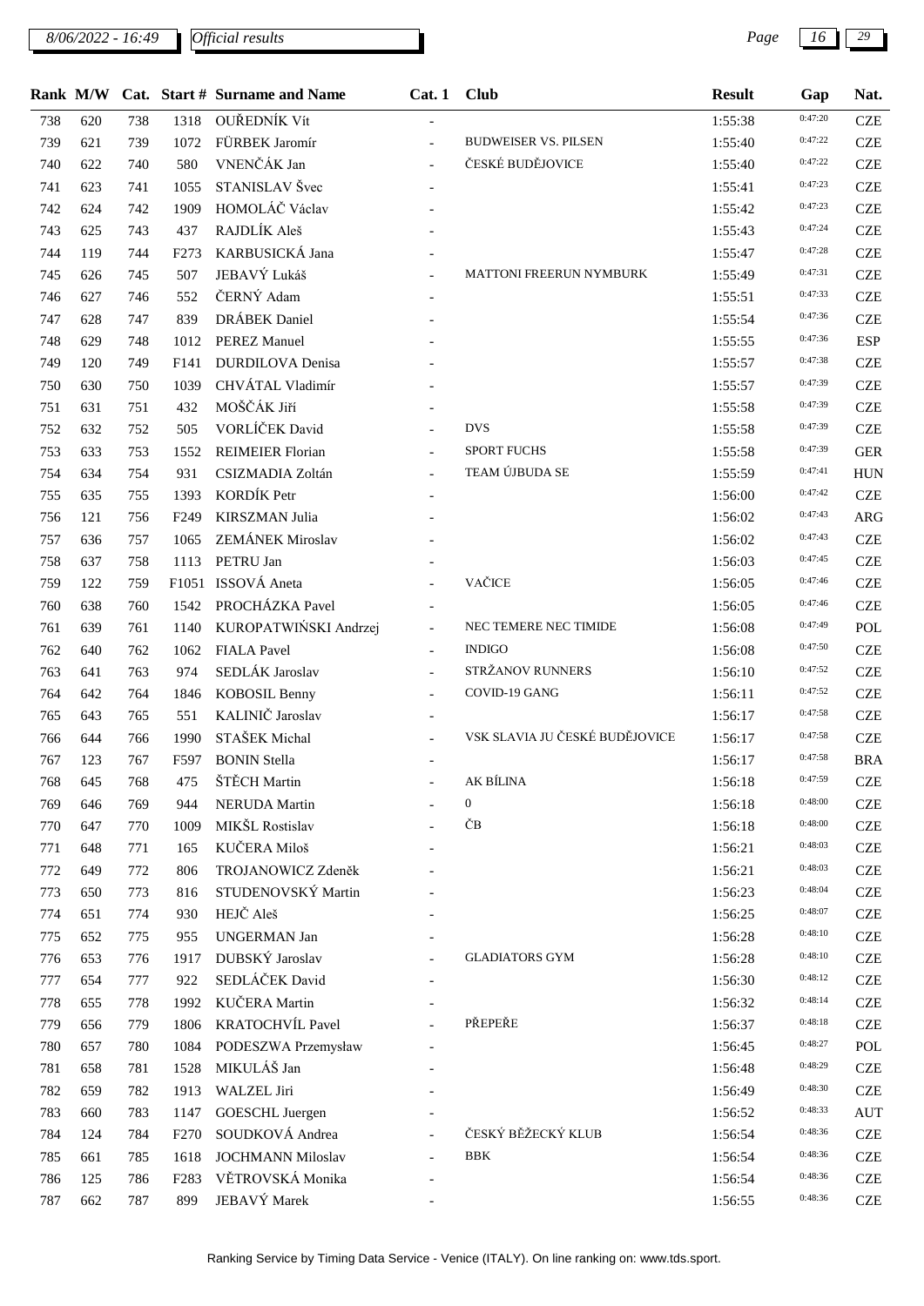| Rank | M/W | Cat. | Start # | Surname and Name | Cat. 1 | Club | Result | Gap | Nat. |
|---|---|---|---|---|---|---|---|---|---|
| 738 | 620 | 738 | 1318 | OUŘEDNÍK Vít | - | | 1:55:38 | 0:47:20 | CZE |
| 739 | 621 | 739 | 1072 | FÜRBEK Jaromír | - | BUDWEISER VS. PILSEN | 1:55:40 | 0:47:22 | CZE |
| 740 | 622 | 740 | 580 | VNENČÁK Jan | - | ČESKÉ BUDĚJOVICE | 1:55:40 | 0:47:22 | CZE |
| 741 | 623 | 741 | 1055 | STANISLAV Švec | - | | 1:55:41 | 0:47:23 | CZE |
| 742 | 624 | 742 | 1909 | HOMOLÁČ Václav | - | | 1:55:42 | 0:47:23 | CZE |
| 743 | 625 | 743 | 437 | RAJDLÍK Aleš | - | | 1:55:43 | 0:47:24 | CZE |
| 744 | 119 | 744 | F273 | KARBUSICKÁ Jana | - | | 1:55:47 | 0:47:28 | CZE |
| 745 | 626 | 745 | 507 | JEBAVÝ Lukáš | - | MATTONI FREERUN NYMBURK | 1:55:49 | 0:47:31 | CZE |
| 746 | 627 | 746 | 552 | ČERNÝ Adam | - | | 1:55:51 | 0:47:33 | CZE |
| 747 | 628 | 747 | 839 | DRÁBEK Daniel | - | | 1:55:54 | 0:47:36 | CZE |
| 748 | 629 | 748 | 1012 | PEREZ Manuel | - | | 1:55:55 | 0:47:36 | ESP |
| 749 | 120 | 749 | F141 | DURDILOVA Denisa | - | | 1:55:57 | 0:47:38 | CZE |
| 750 | 630 | 750 | 1039 | CHVÁTAL Vladimír | - | | 1:55:57 | 0:47:39 | CZE |
| 751 | 631 | 751 | 432 | MOŠČÁK Jiří | - | | 1:55:58 | 0:47:39 | CZE |
| 752 | 632 | 752 | 505 | VORLÍČEK David | - | DVS | 1:55:58 | 0:47:39 | CZE |
| 753 | 633 | 753 | 1552 | REIMEIER Florian | - | SPORT FUCHS | 1:55:58 | 0:47:39 | GER |
| 754 | 634 | 754 | 931 | CSIZMADIA Zoltán | - | TEAM ÚJBUDA SE | 1:55:59 | 0:47:41 | HUN |
| 755 | 635 | 755 | 1393 | KORDÍK Petr | - | | 1:56:00 | 0:47:42 | CZE |
| 756 | 121 | 756 | F249 | KIRSZMAN Julia | - | | 1:56:02 | 0:47:43 | ARG |
| 757 | 636 | 757 | 1065 | ZEMÁNEK Miroslav | - | | 1:56:02 | 0:47:43 | CZE |
| 758 | 637 | 758 | 1113 | PETRU Jan | - | | 1:56:03 | 0:47:45 | CZE |
| 759 | 122 | 759 | F1051 | ISSOVÁ Aneta | - | VAČICE | 1:56:05 | 0:47:46 | CZE |
| 760 | 638 | 760 | 1542 | PROCHÁZKA Pavel | - | | 1:56:05 | 0:47:46 | CZE |
| 761 | 639 | 761 | 1140 | KUROPATWIŃSKI Andrzej | - | NEC TEMERE NEC TIMIDE | 1:56:08 | 0:47:49 | POL |
| 762 | 640 | 762 | 1062 | FIALA Pavel | - | INDIGO | 1:56:08 | 0:47:50 | CZE |
| 763 | 641 | 763 | 974 | SEDLÁK Jaroslav | - | STRŽANOV RUNNERS | 1:56:10 | 0:47:52 | CZE |
| 764 | 642 | 764 | 1846 | KOBOSIL Benny | - | COVID-19 GANG | 1:56:11 | 0:47:52 | CZE |
| 765 | 643 | 765 | 551 | KALINIČ Jaroslav | - | | 1:56:17 | 0:47:58 | CZE |
| 766 | 644 | 766 | 1990 | STAŠEK Michal | - | VSK SLAVIA JU ČESKÉ BUDĚJOVICE | 1:56:17 | 0:47:58 | CZE |
| 767 | 123 | 767 | F597 | BONIN Stella | - | | 1:56:17 | 0:47:58 | BRA |
| 768 | 645 | 768 | 475 | ŠTĚCH Martin | - | AK BÍLINA | 1:56:18 | 0:47:59 | CZE |
| 769 | 646 | 769 | 944 | NERUDA Martin | - | 0 | 1:56:18 | 0:48:00 | CZE |
| 770 | 647 | 770 | 1009 | MIKŠL Rostislav | - | ČB | 1:56:18 | 0:48:00 | CZE |
| 771 | 648 | 771 | 165 | KUČERA Miloš | - | | 1:56:21 | 0:48:03 | CZE |
| 772 | 649 | 772 | 806 | TROJANOWICZ Zdeněk | - | | 1:56:21 | 0:48:03 | CZE |
| 773 | 650 | 773 | 816 | STUDENOVSKÝ Martin | - | | 1:56:23 | 0:48:04 | CZE |
| 774 | 651 | 774 | 930 | HEJČ Aleš | - | | 1:56:25 | 0:48:07 | CZE |
| 775 | 652 | 775 | 955 | UNGERMAN Jan | - | | 1:56:28 | 0:48:10 | CZE |
| 776 | 653 | 776 | 1917 | DUBSKÝ Jaroslav | - | GLADIATORS GYM | 1:56:28 | 0:48:10 | CZE |
| 777 | 654 | 777 | 922 | SEDLÁČEK David | - | | 1:56:30 | 0:48:12 | CZE |
| 778 | 655 | 778 | 1992 | KUČERA Martin | - | | 1:56:32 | 0:48:14 | CZE |
| 779 | 656 | 779 | 1806 | KRATOCHVÍL Pavel | - | PŘEPEŘE | 1:56:37 | 0:48:18 | CZE |
| 780 | 657 | 780 | 1084 | PODESZWA Przemysław | - | | 1:56:45 | 0:48:27 | POL |
| 781 | 658 | 781 | 1528 | MIKULÁŠ Jan | - | | 1:56:48 | 0:48:29 | CZE |
| 782 | 659 | 782 | 1913 | WALZEL Jiri | - | | 1:56:49 | 0:48:30 | CZE |
| 783 | 660 | 783 | 1147 | GOESCHL Juergen | - | | 1:56:52 | 0:48:33 | AUT |
| 784 | 124 | 784 | F270 | SOUDKOVÁ Andrea | - | ČESKÝ BĚŽECKÝ KLUB | 1:56:54 | 0:48:36 | CZE |
| 785 | 661 | 785 | 1618 | JOCHMANN Miloslav | - | BBK | 1:56:54 | 0:48:36 | CZE |
| 786 | 125 | 786 | F283 | VĚTROVSKÁ Monika | - | | 1:56:54 | 0:48:36 | CZE |
| 787 | 662 | 787 | 899 | JEBAVÝ Marek | - | | 1:56:55 | 0:48:36 | CZE |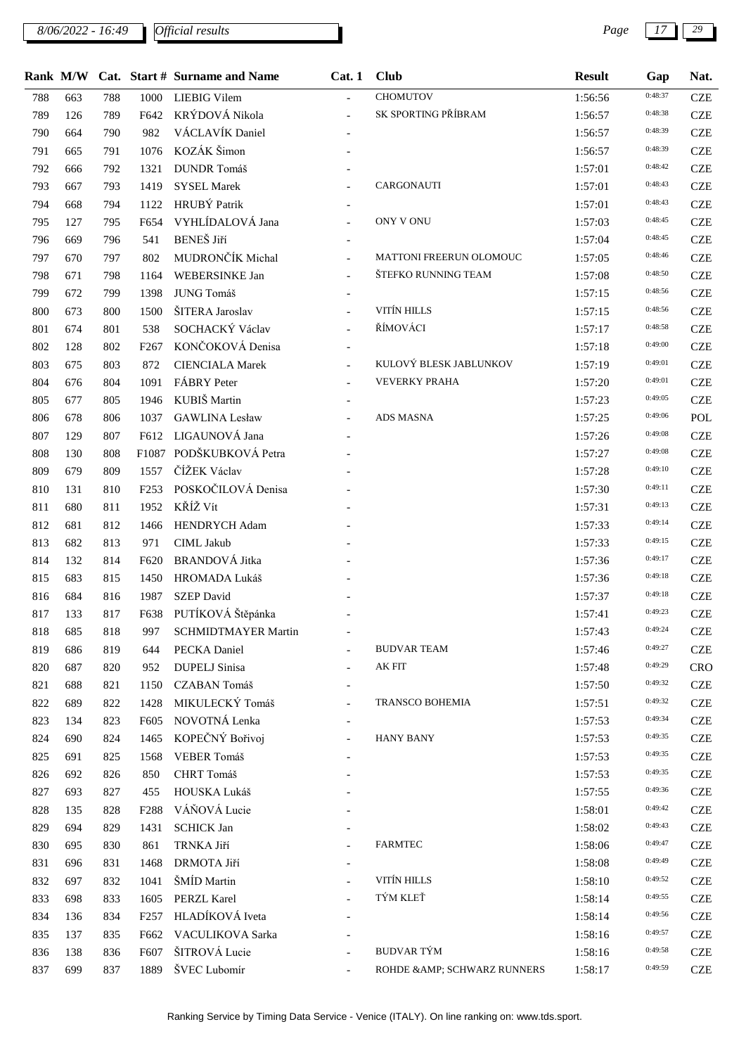| Rank | M/W | Cat. | Start # | Surname and Name | Cat. 1 | Club | Result | Gap | Nat. |
|---|---|---|---|---|---|---|---|---|---|
| 788 | 663 | 788 | 1000 | LIEBIG Vilem | - | CHOMUTOV | 1:56:56 | 0:48:37 | CZE |
| 789 | 126 | 789 | F642 | KRÝDOVÁ Nikola | - | SK SPORTING PŘÍBRAM | 1:56:57 | 0:48:38 | CZE |
| 790 | 664 | 790 | 982 | VÁCLAVÍK Daniel | - | | 1:56:57 | 0:48:39 | CZE |
| 791 | 665 | 791 | 1076 | KOZÁK Šimon | - | | 1:56:57 | 0:48:39 | CZE |
| 792 | 666 | 792 | 1321 | DUNDR Tomáš | - | | 1:57:01 | 0:48:42 | CZE |
| 793 | 667 | 793 | 1419 | SYSEL Marek | - | CARGONAUTI | 1:57:01 | 0:48:43 | CZE |
| 794 | 668 | 794 | 1122 | HRUBÝ Patrik | - | | 1:57:01 | 0:48:43 | CZE |
| 795 | 127 | 795 | F654 | VYHLÍDALOVÁ Jana | - | ONY V ONU | 1:57:03 | 0:48:45 | CZE |
| 796 | 669 | 796 | 541 | BENEŠ Jiří | - | | 1:57:04 | 0:48:45 | CZE |
| 797 | 670 | 797 | 802 | MUDRONČÍK Michal | - | MATTONI FREERUN OLOMOUC | 1:57:05 | 0:48:46 | CZE |
| 798 | 671 | 798 | 1164 | WEBERSINKE Jan | - | ŠTEFKO RUNNING TEAM | 1:57:08 | 0:48:50 | CZE |
| 799 | 672 | 799 | 1398 | JUNG Tomáš | - | | 1:57:15 | 0:48:56 | CZE |
| 800 | 673 | 800 | 1500 | ŠITERA Jaroslav | - | VITÍN HILLS | 1:57:15 | 0:48:56 | CZE |
| 801 | 674 | 801 | 538 | SOCHACKÝ Václav | - | ŘÍMOVÁCI | 1:57:17 | 0:48:58 | CZE |
| 802 | 128 | 802 | F267 | KONČOKOVÁ Denisa | - | | 1:57:18 | 0:49:00 | CZE |
| 803 | 675 | 803 | 872 | CIENCIALA Marek | - | KULOVÝ BLESK JABLUNKOV | 1:57:19 | 0:49:01 | CZE |
| 804 | 676 | 804 | 1091 | FÁBRY Peter | - | VEVERKY PRAHA | 1:57:20 | 0:49:01 | CZE |
| 805 | 677 | 805 | 1946 | KUBIŠ Martin | - | | 1:57:23 | 0:49:05 | CZE |
| 806 | 678 | 806 | 1037 | GAWLINA Lesław | - | ADS MASNA | 1:57:25 | 0:49:06 | POL |
| 807 | 129 | 807 | F612 | LIGAUNOVÁ Jana | - | | 1:57:26 | 0:49:08 | CZE |
| 808 | 130 | 808 | F1087 | PODŠKUBKOVÁ Petra | - | | 1:57:27 | 0:49:08 | CZE |
| 809 | 679 | 809 | 1557 | ČÍŽEK Václav | - | | 1:57:28 | 0:49:10 | CZE |
| 810 | 131 | 810 | F253 | POSKOČILOVÁ Denisa | - | | 1:57:30 | 0:49:11 | CZE |
| 811 | 680 | 811 | 1952 | KŘÍŽ Vít | - | | 1:57:31 | 0:49:13 | CZE |
| 812 | 681 | 812 | 1466 | HENDRYCH Adam | - | | 1:57:33 | 0:49:14 | CZE |
| 813 | 682 | 813 | 971 | CIML Jakub | - | | 1:57:33 | 0:49:15 | CZE |
| 814 | 132 | 814 | F620 | BRANDOVÁ Jitka | - | | 1:57:36 | 0:49:17 | CZE |
| 815 | 683 | 815 | 1450 | HROMADA Lukáš | - | | 1:57:36 | 0:49:18 | CZE |
| 816 | 684 | 816 | 1987 | SZEP David | - | | 1:57:37 | 0:49:18 | CZE |
| 817 | 133 | 817 | F638 | PUTÍKOVÁ Štěpánka | - | | 1:57:41 | 0:49:23 | CZE |
| 818 | 685 | 818 | 997 | SCHMIDTMAYER Martin | - | | 1:57:43 | 0:49:24 | CZE |
| 819 | 686 | 819 | 644 | PECKA Daniel | - | BUDVAR TEAM | 1:57:46 | 0:49:27 | CZE |
| 820 | 687 | 820 | 952 | DUPELJ Sinisa | - | AK FIT | 1:57:48 | 0:49:29 | CRO |
| 821 | 688 | 821 | 1150 | CZABAN Tomáš | - | | 1:57:50 | 0:49:32 | CZE |
| 822 | 689 | 822 | 1428 | MIKULECKÝ Tomáš | - | TRANSCO BOHEMIA | 1:57:51 | 0:49:32 | CZE |
| 823 | 134 | 823 | F605 | NOVOTNÁ Lenka | - | | 1:57:53 | 0:49:34 | CZE |
| 824 | 690 | 824 | 1465 | KOPEČNÝ Bořivoj | - | HANY BANY | 1:57:53 | 0:49:35 | CZE |
| 825 | 691 | 825 | 1568 | VEBER Tomáš | - | | 1:57:53 | 0:49:35 | CZE |
| 826 | 692 | 826 | 850 | CHRT Tomáš | - | | 1:57:53 | 0:49:35 | CZE |
| 827 | 693 | 827 | 455 | HOUSKA Lukáš | - | | 1:57:55 | 0:49:36 | CZE |
| 828 | 135 | 828 | F288 | VÁŇOVÁ Lucie | - | | 1:58:01 | 0:49:42 | CZE |
| 829 | 694 | 829 | 1431 | SCHICK Jan | - | | 1:58:02 | 0:49:43 | CZE |
| 830 | 695 | 830 | 861 | TRNKA Jiří | - | FARMTEC | 1:58:06 | 0:49:47 | CZE |
| 831 | 696 | 831 | 1468 | DRMOTA Jiří | - | | 1:58:08 | 0:49:49 | CZE |
| 832 | 697 | 832 | 1041 | ŠMÍD Martin | - | VITÍN HILLS | 1:58:10 | 0:49:52 | CZE |
| 833 | 698 | 833 | 1605 | PERZL Karel | - | TÝM KLEŤ | 1:58:14 | 0:49:55 | CZE |
| 834 | 136 | 834 | F257 | HLADÍKOVÁ Iveta | - | | 1:58:14 | 0:49:56 | CZE |
| 835 | 137 | 835 | F662 | VACULIKOVA Sarka | - | | 1:58:16 | 0:49:57 | CZE |
| 836 | 138 | 836 | F607 | ŠITROVÁ Lucie | - | BUDVAR TÝM | 1:58:16 | 0:49:58 | CZE |
| 837 | 699 | 837 | 1889 | ŠVEC Lubomír | - | ROHDE &AMP; SCHWARZ RUNNERS | 1:58:17 | 0:49:59 | CZE |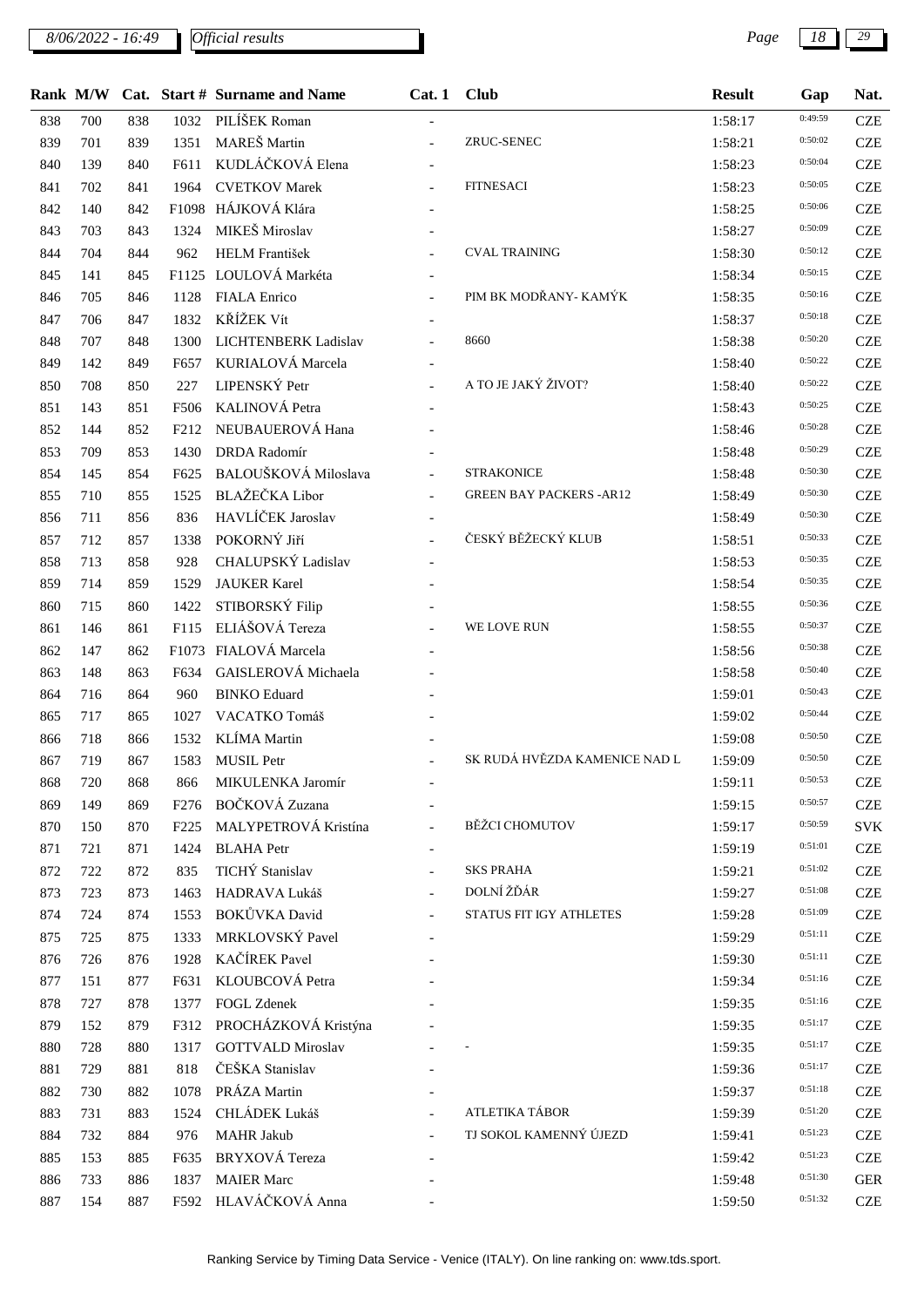8/06/2022 - 16:49 *Official results*

| Rank | M/W | Cat. | Start # | Surname and Name | Cat. 1 | Club | Result | Gap | Nat. |
|---|---|---|---|---|---|---|---|---|---|
| 838 | 700 | 838 | 1032 | PILÍŠEK Roman | - | | 1:58:17 | 0:49:59 | CZE |
| 839 | 701 | 839 | 1351 | MAREŠ Martin | - | ZRUC-SENEC | 1:58:21 | 0:50:02 | CZE |
| 840 | 139 | 840 | F611 | KUDLÁČKOVÁ Elena | - | | 1:58:23 | 0:50:04 | CZE |
| 841 | 702 | 841 | 1964 | CVETKOV Marek | - | FITNESACI | 1:58:23 | 0:50:05 | CZE |
| 842 | 140 | 842 | F1098 | HÁJKOVÁ Klára | - | | 1:58:25 | 0:50:06 | CZE |
| 843 | 703 | 843 | 1324 | MIKEŠ Miroslav | - | | 1:58:27 | 0:50:09 | CZE |
| 844 | 704 | 844 | 962 | HELM František | - | CVAL TRAINING | 1:58:30 | 0:50:12 | CZE |
| 845 | 141 | 845 | F1125 | LOULOVÁ Markéta | - | | 1:58:34 | 0:50:15 | CZE |
| 846 | 705 | 846 | 1128 | FIALA Enrico | - | PIM BK MODŘANY- KAMÝK | 1:58:35 | 0:50:16 | CZE |
| 847 | 706 | 847 | 1832 | KŘÍŽEK Vít | - | | 1:58:37 | 0:50:18 | CZE |
| 848 | 707 | 848 | 1300 | LICHTENBERK Ladislav | - | 8660 | 1:58:38 | 0:50:20 | CZE |
| 849 | 142 | 849 | F657 | KURIALOVÁ Marcela | - | | 1:58:40 | 0:50:22 | CZE |
| 850 | 708 | 850 | 227 | LIPENSKÝ Petr | - | A TO JE JAKÝ ŽIVOT? | 1:58:40 | 0:50:22 | CZE |
| 851 | 143 | 851 | F506 | KALINOVÁ Petra | - | | 1:58:43 | 0:50:25 | CZE |
| 852 | 144 | 852 | F212 | NEUBAUEROVÁ Hana | - | | 1:58:46 | 0:50:28 | CZE |
| 853 | 709 | 853 | 1430 | DRDA Radomír | - | | 1:58:48 | 0:50:29 | CZE |
| 854 | 145 | 854 | F625 | BALOUŠKOVÁ Miloslava | - | STRAKONICE | 1:58:48 | 0:50:30 | CZE |
| 855 | 710 | 855 | 1525 | BLAŽEČKA Libor | - | GREEN BAY PACKERS -AR12 | 1:58:49 | 0:50:30 | CZE |
| 856 | 711 | 856 | 836 | HAVLÍČEK Jaroslav | - | | 1:58:49 | 0:50:30 | CZE |
| 857 | 712 | 857 | 1338 | POKORNÝ Jiří | - | ČESKÝ BĚŽECKÝ KLUB | 1:58:51 | 0:50:33 | CZE |
| 858 | 713 | 858 | 928 | CHALUPSKÝ Ladislav | - | | 1:58:53 | 0:50:35 | CZE |
| 859 | 714 | 859 | 1529 | JAUKER Karel | - | | 1:58:54 | 0:50:35 | CZE |
| 860 | 715 | 860 | 1422 | STIBORSKÝ Filip | - | | 1:58:55 | 0:50:36 | CZE |
| 861 | 146 | 861 | F115 | ELIÁŠOVÁ Tereza | - | WE LOVE RUN | 1:58:55 | 0:50:37 | CZE |
| 862 | 147 | 862 | F1073 | FIALOVÁ Marcela | - | | 1:58:56 | 0:50:38 | CZE |
| 863 | 148 | 863 | F634 | GAISLEROVÁ Michaela | - | | 1:58:58 | 0:50:40 | CZE |
| 864 | 716 | 864 | 960 | BINKO Eduard | - | | 1:59:01 | 0:50:43 | CZE |
| 865 | 717 | 865 | 1027 | VACATKO Tomáš | - | | 1:59:02 | 0:50:44 | CZE |
| 866 | 718 | 866 | 1532 | KLÍMA Martin | - | | 1:59:08 | 0:50:50 | CZE |
| 867 | 719 | 867 | 1583 | MUSIL Petr | - | SK RUDÁ HVĚZDA KAMENICE NAD L | 1:59:09 | 0:50:50 | CZE |
| 868 | 720 | 868 | 866 | MIKULENKA Jaromír | - | | 1:59:11 | 0:50:53 | CZE |
| 869 | 149 | 869 | F276 | BOČKOVÁ Zuzana | - | | 1:59:15 | 0:50:57 | CZE |
| 870 | 150 | 870 | F225 | MALYPETROVÁ Kristína | - | BĚŽCI CHOMUTOV | 1:59:17 | 0:50:59 | SVK |
| 871 | 721 | 871 | 1424 | BLAHA Petr | - | | 1:59:19 | 0:51:01 | CZE |
| 872 | 722 | 872 | 835 | TICHÝ Stanislav | - | SKS PRAHA | 1:59:21 | 0:51:02 | CZE |
| 873 | 723 | 873 | 1463 | HADRAVA Lukáš | - | DOLNÍ ŽĎÁR | 1:59:27 | 0:51:08 | CZE |
| 874 | 724 | 874 | 1553 | BOKŮVKA David | - | STATUS FIT IGY ATHLETES | 1:59:28 | 0:51:09 | CZE |
| 875 | 725 | 875 | 1333 | MRKLOVSKÝ Pavel | - | | 1:59:29 | 0:51:11 | CZE |
| 876 | 726 | 876 | 1928 | KAČÍREK Pavel | - | | 1:59:30 | 0:51:11 | CZE |
| 877 | 151 | 877 | F631 | KLOUBCOVÁ Petra | - | | 1:59:34 | 0:51:16 | CZE |
| 878 | 727 | 878 | 1377 | FOGL Zdenek | - | | 1:59:35 | 0:51:16 | CZE |
| 879 | 152 | 879 | F312 | PROCHÁZKOVÁ Kristýna | - | | 1:59:35 | 0:51:17 | CZE |
| 880 | 728 | 880 | 1317 | GOTTVALD Miroslav | - | - | 1:59:35 | 0:51:17 | CZE |
| 881 | 729 | 881 | 818 | ČEŠKA Stanislav | - | | 1:59:36 | 0:51:17 | CZE |
| 882 | 730 | 882 | 1078 | PRÁZA Martin | - | | 1:59:37 | 0:51:18 | CZE |
| 883 | 731 | 883 | 1524 | CHLÁDEK Lukáš | - | ATLETIKA TÁBOR | 1:59:39 | 0:51:20 | CZE |
| 884 | 732 | 884 | 976 | MAHR Jakub | - | TJ SOKOL KAMENNÝ ÚJEZD | 1:59:41 | 0:51:23 | CZE |
| 885 | 153 | 885 | F635 | BRYXOVÁ Tereza | - | | 1:59:42 | 0:51:23 | CZE |
| 886 | 733 | 886 | 1837 | MAIER Marc | - | | 1:59:48 | 0:51:30 | GER |
| 887 | 154 | 887 | F592 | HLAVÁČKOVÁ Anna | - | | 1:59:50 | 0:51:32 | CZE |

Ranking Service by Timing Data Service - Venice (ITALY). On line ranking on: www.tds.sport.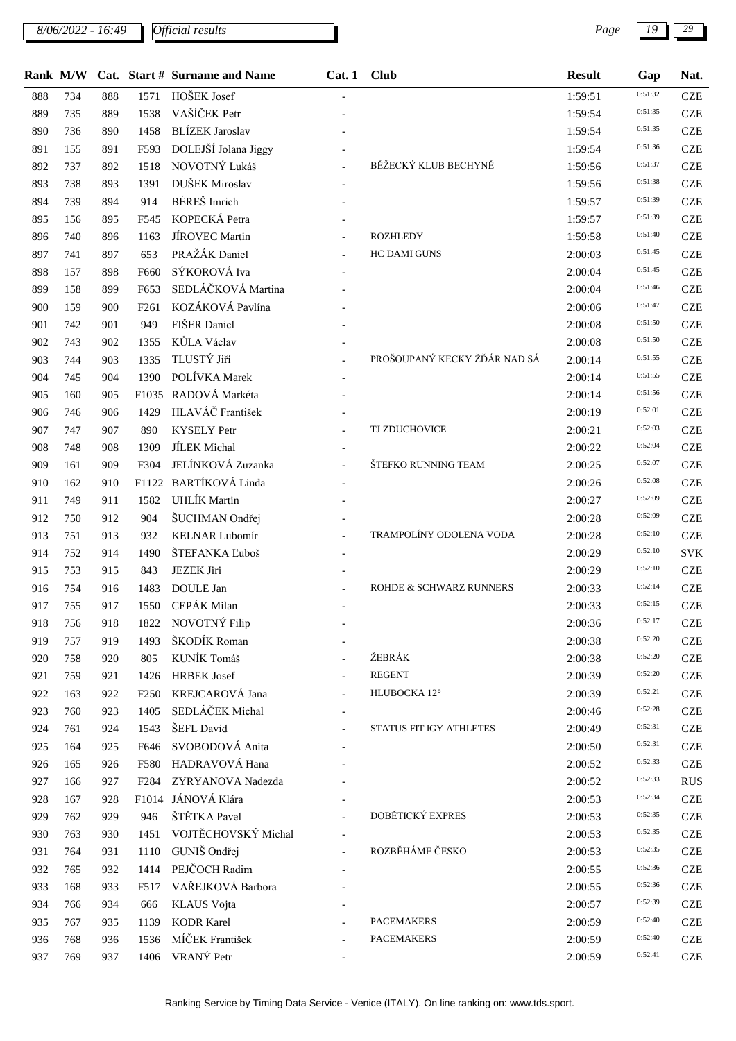| Rank | M/W | Cat. | Start # | Surname and Name | Cat. 1 | Club | Result | Gap | Nat. |
|---|---|---|---|---|---|---|---|---|---|
| 888 | 734 | 888 | 1571 | HOŠEK Josef | - | | 1:59:51 | 0:51:32 | CZE |
| 889 | 735 | 889 | 1538 | VAŠÍČEK Petr | - | | 1:59:54 | 0:51:35 | CZE |
| 890 | 736 | 890 | 1458 | BLÍZEK Jaroslav | - | | 1:59:54 | 0:51:35 | CZE |
| 891 | 155 | 891 | F593 | DOLEJŠÍ Jolana Jiggy | - | | 1:59:54 | 0:51:36 | CZE |
| 892 | 737 | 892 | 1518 | NOVOTNÝ Lukáš | - | BĚŽECKÝ KLUB BECHYNĚ | 1:59:56 | 0:51:37 | CZE |
| 893 | 738 | 893 | 1391 | DUŠEK Miroslav | - | | 1:59:56 | 0:51:38 | CZE |
| 894 | 739 | 894 | 914 | BÉREŠ Imrich | - | | 1:59:57 | 0:51:39 | CZE |
| 895 | 156 | 895 | F545 | KOPECKÁ Petra | - | | 1:59:57 | 0:51:39 | CZE |
| 896 | 740 | 896 | 1163 | JÍROVEC Martin | - | ROZHLEDY | 1:59:58 | 0:51:40 | CZE |
| 897 | 741 | 897 | 653 | PRAŽÁK Daniel | - | HC DAMI GUNS | 2:00:03 | 0:51:45 | CZE |
| 898 | 157 | 898 | F660 | SÝKOROVÁ Iva | - | | 2:00:04 | 0:51:45 | CZE |
| 899 | 158 | 899 | F653 | SEDLÁČKOVÁ Martina | - | | 2:00:04 | 0:51:46 | CZE |
| 900 | 159 | 900 | F261 | KOZÁKOVÁ Pavlína | - | | 2:00:06 | 0:51:47 | CZE |
| 901 | 742 | 901 | 949 | FIŠER Daniel | - | | 2:00:08 | 0:51:50 | CZE |
| 902 | 743 | 902 | 1355 | KŮLA Václav | - | | 2:00:08 | 0:51:50 | CZE |
| 903 | 744 | 903 | 1335 | TLUSTÝ Jiří | - | PROŠOUPANÝ KECKY ŽĎÁR NAD SÁ | 2:00:14 | 0:51:55 | CZE |
| 904 | 745 | 904 | 1390 | POLÍVKA Marek | - | | 2:00:14 | 0:51:55 | CZE |
| 905 | 160 | 905 | F1035 | RADOVÁ Markéta | - | | 2:00:14 | 0:51:56 | CZE |
| 906 | 746 | 906 | 1429 | HLAVÁČ František | - | | 2:00:19 | 0:52:01 | CZE |
| 907 | 747 | 907 | 890 | KYSELY Petr | - | TJ ZDUCHOVICE | 2:00:21 | 0:52:03 | CZE |
| 908 | 748 | 908 | 1309 | JÍLEK Michal | - | | 2:00:22 | 0:52:04 | CZE |
| 909 | 161 | 909 | F304 | JELÍNKOVÁ Zuzanka | - | ŠTEFKO RUNNING TEAM | 2:00:25 | 0:52:07 | CZE |
| 910 | 162 | 910 | F1122 | BARTÍKOVÁ Linda | - | | 2:00:26 | 0:52:08 | CZE |
| 911 | 749 | 911 | 1582 | UHLÍK Martin | - | | 2:00:27 | 0:52:09 | CZE |
| 912 | 750 | 912 | 904 | ŠUCHMAN Ondřej | - | | 2:00:28 | 0:52:09 | CZE |
| 913 | 751 | 913 | 932 | KELNAR Lubomír | - | TRAMPOLÍNY ODOLENA VODA | 2:00:28 | 0:52:10 | CZE |
| 914 | 752 | 914 | 1490 | ŠTEFANKA Ľuboš | - | | 2:00:29 | 0:52:10 | SVK |
| 915 | 753 | 915 | 843 | JEZEK Jiri | - | | 2:00:29 | 0:52:10 | CZE |
| 916 | 754 | 916 | 1483 | DOULE Jan | - | ROHDE & SCHWARZ RUNNERS | 2:00:33 | 0:52:14 | CZE |
| 917 | 755 | 917 | 1550 | CEPÁK Milan | - | | 2:00:33 | 0:52:15 | CZE |
| 918 | 756 | 918 | 1822 | NOVOTNÝ Filip | - | | 2:00:36 | 0:52:17 | CZE |
| 919 | 757 | 919 | 1493 | ŠKODÍK Roman | - | | 2:00:38 | 0:52:20 | CZE |
| 920 | 758 | 920 | 805 | KUNÍK Tomáš | - | ŽEBRÁK | 2:00:38 | 0:52:20 | CZE |
| 921 | 759 | 921 | 1426 | HRBEK Josef | - | REGENT | 2:00:39 | 0:52:20 | CZE |
| 922 | 163 | 922 | F250 | KREJCAROVÁ Jana | - | HLUBOCKA 12° | 2:00:39 | 0:52:21 | CZE |
| 923 | 760 | 923 | 1405 | SEDLÁČEK Michal | - | | 2:00:46 | 0:52:28 | CZE |
| 924 | 761 | 924 | 1543 | ŠEFL David | - | STATUS FIT IGY ATHLETES | 2:00:49 | 0:52:31 | CZE |
| 925 | 164 | 925 | F646 | SVOBODOVÁ Anita | - | | 2:00:50 | 0:52:31 | CZE |
| 926 | 165 | 926 | F580 | HADRAVOVÁ Hana | - | | 2:00:52 | 0:52:33 | CZE |
| 927 | 166 | 927 | F284 | ZYRYANOVA Nadezda | - | | 2:00:52 | 0:52:33 | RUS |
| 928 | 167 | 928 | F1014 | JÁNOVÁ Klára | - | | 2:00:53 | 0:52:34 | CZE |
| 929 | 762 | 929 | 946 | ŠTĚTKA Pavel | - | DOBĚTICKÝ EXPRES | 2:00:53 | 0:52:35 | CZE |
| 930 | 763 | 930 | 1451 | VOJTĚCHOVSKÝ Michal | - | | 2:00:53 | 0:52:35 | CZE |
| 931 | 764 | 931 | 1110 | GUNIŠ Ondřej | - | ROZBĚHÁME ČESKO | 2:00:53 | 0:52:35 | CZE |
| 932 | 765 | 932 | 1414 | PEJČOCH Radim | - | | 2:00:55 | 0:52:36 | CZE |
| 933 | 168 | 933 | F517 | VAŘEJKOVÁ Barbora | - | | 2:00:55 | 0:52:36 | CZE |
| 934 | 766 | 934 | 666 | KLAUS Vojta | - | | 2:00:57 | 0:52:39 | CZE |
| 935 | 767 | 935 | 1139 | KODR Karel | - | PACEMAKERS | 2:00:59 | 0:52:40 | CZE |
| 936 | 768 | 936 | 1536 | MÍČEK František | - | PACEMAKERS | 2:00:59 | 0:52:40 | CZE |
| 937 | 769 | 937 | 1406 | VRANÝ Petr | - | | 2:00:59 | 0:52:41 | CZE |

Ranking Service by Timing Data Service - Venice (ITALY). On line ranking on: www.tds.sport.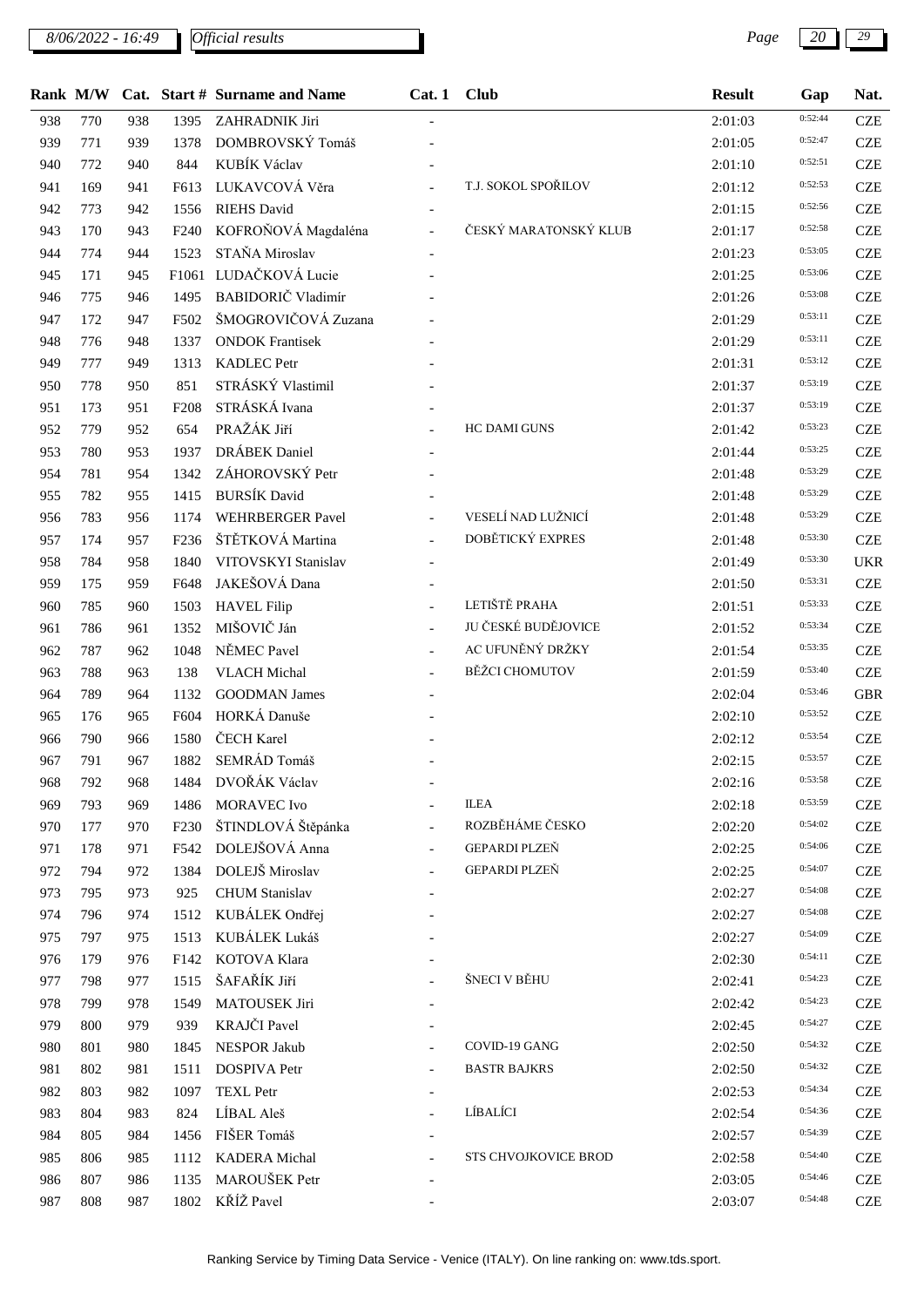| Rank | M/W | Cat. | Start # | Surname and Name | Cat. 1 | Club | Result | Gap | Nat. |
|---|---|---|---|---|---|---|---|---|---|
| 938 | 770 | 938 | 1395 | ZAHRADNIK Jiri | - | | 2:01:03 | 0:52:44 | CZE |
| 939 | 771 | 939 | 1378 | DOMBROVSKÝ Tomáš | - | | 2:01:05 | 0:52:47 | CZE |
| 940 | 772 | 940 | 844 | KUBÍK Václav | - | | 2:01:10 | 0:52:51 | CZE |
| 941 | 169 | 941 | F613 | LUKAVCOVÁ Věra | - | T.J. SOKOL SPOŘILOV | 2:01:12 | 0:52:53 | CZE |
| 942 | 773 | 942 | 1556 | RIEHS David | - | | 2:01:15 | 0:52:56 | CZE |
| 943 | 170 | 943 | F240 | KOFROŇOVÁ Magdaléna | - | ČESKÝ MARATONSKÝ KLUB | 2:01:17 | 0:52:58 | CZE |
| 944 | 774 | 944 | 1523 | STAŇA Miroslav | - | | 2:01:23 | 0:53:05 | CZE |
| 945 | 171 | 945 | F1061 | LUDAČKOVÁ Lucie | - | | 2:01:25 | 0:53:06 | CZE |
| 946 | 775 | 946 | 1495 | BABIDORIČ Vladimír | - | | 2:01:26 | 0:53:08 | CZE |
| 947 | 172 | 947 | F502 | ŠMOGROVIČOVÁ Zuzana | - | | 2:01:29 | 0:53:11 | CZE |
| 948 | 776 | 948 | 1337 | ONDOK Frantisek | - | | 2:01:29 | 0:53:11 | CZE |
| 949 | 777 | 949 | 1313 | KADLEC Petr | - | | 2:01:31 | 0:53:12 | CZE |
| 950 | 778 | 950 | 851 | STRÁSKÝ Vlastimil | - | | 2:01:37 | 0:53:19 | CZE |
| 951 | 173 | 951 | F208 | STRÁSKÁ Ivana | - | | 2:01:37 | 0:53:19 | CZE |
| 952 | 779 | 952 | 654 | PRAŽÁK Jiří | - | HC DAMI GUNS | 2:01:42 | 0:53:23 | CZE |
| 953 | 780 | 953 | 1937 | DRÁBEK Daniel | - | | 2:01:44 | 0:53:25 | CZE |
| 954 | 781 | 954 | 1342 | ZÁHOROVSKÝ Petr | - | | 2:01:48 | 0:53:29 | CZE |
| 955 | 782 | 955 | 1415 | BURSÍK David | - | | 2:01:48 | 0:53:29 | CZE |
| 956 | 783 | 956 | 1174 | WEHRBERGER Pavel | - | VESELÍ NAD LUŽNICÍ | 2:01:48 | 0:53:29 | CZE |
| 957 | 174 | 957 | F236 | ŠTĚTKOVÁ Martina | - | DOBĚTICKÝ EXPRES | 2:01:48 | 0:53:30 | CZE |
| 958 | 784 | 958 | 1840 | VITOVSKYI Stanislav | - | | 2:01:49 | 0:53:30 | UKR |
| 959 | 175 | 959 | F648 | JAKEŠOVÁ Dana | - | | 2:01:50 | 0:53:31 | CZE |
| 960 | 785 | 960 | 1503 | HAVEL Filip | - | LETIŠTĚ PRAHA | 2:01:51 | 0:53:33 | CZE |
| 961 | 786 | 961 | 1352 | MIŠOVIČ Ján | - | JU ČESKÉ BUDĚJOVICE | 2:01:52 | 0:53:34 | CZE |
| 962 | 787 | 962 | 1048 | NĚMEC Pavel | - | AC UFUNĚNÝ DRŽKY | 2:01:54 | 0:53:35 | CZE |
| 963 | 788 | 963 | 138 | VLACH Michal | - | BĚŽCI CHOMUTOV | 2:01:59 | 0:53:40 | CZE |
| 964 | 789 | 964 | 1132 | GOODMAN James | - | | 2:02:04 | 0:53:46 | GBR |
| 965 | 176 | 965 | F604 | HORKÁ Danuše | - | | 2:02:10 | 0:53:52 | CZE |
| 966 | 790 | 966 | 1580 | ČECH Karel | - | | 2:02:12 | 0:53:54 | CZE |
| 967 | 791 | 967 | 1882 | SEMRÁD Tomáš | - | | 2:02:15 | 0:53:57 | CZE |
| 968 | 792 | 968 | 1484 | DVOŘÁK Václav | - | | 2:02:16 | 0:53:58 | CZE |
| 969 | 793 | 969 | 1486 | MORAVEC Ivo | - | ILEA | 2:02:18 | 0:53:59 | CZE |
| 970 | 177 | 970 | F230 | ŠTINDLOVÁ Štěpánka | - | ROZBĚHÁME ČESKO | 2:02:20 | 0:54:02 | CZE |
| 971 | 178 | 971 | F542 | DOLEJŠOVÁ Anna | - | GEPARDI PLZEŇ | 2:02:25 | 0:54:06 | CZE |
| 972 | 794 | 972 | 1384 | DOLEJŠ Miroslav | - | GEPARDI PLZEŇ | 2:02:25 | 0:54:07 | CZE |
| 973 | 795 | 973 | 925 | CHUM Stanislav | - | | 2:02:27 | 0:54:08 | CZE |
| 974 | 796 | 974 | 1512 | KUBÁLEK Ondřej | - | | 2:02:27 | 0:54:08 | CZE |
| 975 | 797 | 975 | 1513 | KUBÁLEK Lukáš | - | | 2:02:27 | 0:54:09 | CZE |
| 976 | 179 | 976 | F142 | KOTOVA Klara | - | | 2:02:30 | 0:54:11 | CZE |
| 977 | 798 | 977 | 1515 | ŠAFAŘÍK Jiří | - | ŠNECI V BĚHU | 2:02:41 | 0:54:23 | CZE |
| 978 | 799 | 978 | 1549 | MATOUSEK Jiri | - | | 2:02:42 | 0:54:23 | CZE |
| 979 | 800 | 979 | 939 | KRAJČI Pavel | - | | 2:02:45 | 0:54:27 | CZE |
| 980 | 801 | 980 | 1845 | NESPOR Jakub | - | COVID-19 GANG | 2:02:50 | 0:54:32 | CZE |
| 981 | 802 | 981 | 1511 | DOSPIVA Petr | - | BASTR BAJKRS | 2:02:50 | 0:54:32 | CZE |
| 982 | 803 | 982 | 1097 | TEXL Petr | - | | 2:02:53 | 0:54:34 | CZE |
| 983 | 804 | 983 | 824 | LÍBAL Aleš | - | LÍBALÍCI | 2:02:54 | 0:54:36 | CZE |
| 984 | 805 | 984 | 1456 | FIŠER Tomáš | - | | 2:02:57 | 0:54:39 | CZE |
| 985 | 806 | 985 | 1112 | KADERA Michal | - | STS CHVOJKOVICE BROD | 2:02:58 | 0:54:40 | CZE |
| 986 | 807 | 986 | 1135 | MAROUŠEK Petr | - | | 2:03:05 | 0:54:46 | CZE |
| 987 | 808 | 987 | 1802 | KŘÍŽ Pavel | - | | 2:03:07 | 0:54:48 | CZE |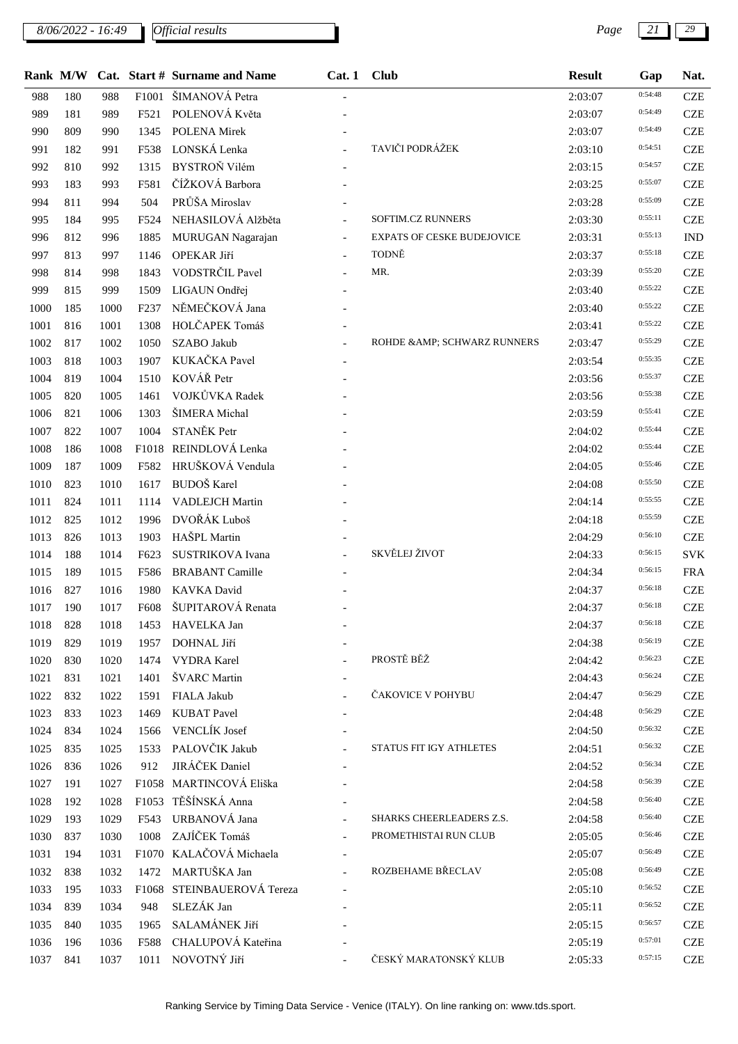| Rank | M/W | Cat. | Start # | Surname and Name | Cat. 1 | Club | Result | Gap | Nat. |
|---|---|---|---|---|---|---|---|---|---|
| 988 | 180 | 988 | F1001 | ŠIMANOVÁ Petra | - | | 2:03:07 | 0:54:48 | CZE |
| 989 | 181 | 989 | F521 | POLENOVÁ Květa | - | | 2:03:07 | 0:54:49 | CZE |
| 990 | 809 | 990 | 1345 | POLENA Mirek | - | | 2:03:07 | 0:54:49 | CZE |
| 991 | 182 | 991 | F538 | LONSKÁ Lenka | - | TAVIČI PODRÁŽEK | 2:03:10 | 0:54:51 | CZE |
| 992 | 810 | 992 | 1315 | BYSTROŇ Vilém | - | | 2:03:15 | 0:54:57 | CZE |
| 993 | 183 | 993 | F581 | ČÍŽKOVÁ Barbora | - | | 2:03:25 | 0:55:07 | CZE |
| 994 | 811 | 994 | 504 | PRŮŠA Miroslav | - | | 2:03:28 | 0:55:09 | CZE |
| 995 | 184 | 995 | F524 | NEHASILOVÁ Alžběta | - | SOFTIM.CZ RUNNERS | 2:03:30 | 0:55:11 | CZE |
| 996 | 812 | 996 | 1885 | MURUGAN Nagarajan | - | EXPATS OF CESKE BUDEJOVICE | 2:03:31 | 0:55:13 | IND |
| 997 | 813 | 997 | 1146 | OPEKAR Jiří | - | TODNĚ | 2:03:37 | 0:55:18 | CZE |
| 998 | 814 | 998 | 1843 | VODSTRČIL Pavel | - | MR. | 2:03:39 | 0:55:20 | CZE |
| 999 | 815 | 999 | 1509 | LIGAUN Ondřej | - | | 2:03:40 | 0:55:22 | CZE |
| 1000 | 185 | 1000 | F237 | NĚMEČKOVÁ Jana | - | | 2:03:40 | 0:55:22 | CZE |
| 1001 | 816 | 1001 | 1308 | HOLČAPEK Tomáš | - | | 2:03:41 | 0:55:22 | CZE |
| 1002 | 817 | 1002 | 1050 | SZABO Jakub | - | ROHDE &AMP; SCHWARZ RUNNERS | 2:03:47 | 0:55:29 | CZE |
| 1003 | 818 | 1003 | 1907 | KUKAČKA Pavel | - | | 2:03:54 | 0:55:35 | CZE |
| 1004 | 819 | 1004 | 1510 | KOVÁŘ Petr | - | | 2:03:56 | 0:55:37 | CZE |
| 1005 | 820 | 1005 | 1461 | VOJKŮVKA Radek | - | | 2:03:56 | 0:55:38 | CZE |
| 1006 | 821 | 1006 | 1303 | ŠIMERA Michal | - | | 2:03:59 | 0:55:41 | CZE |
| 1007 | 822 | 1007 | 1004 | STANĚK Petr | - | | 2:04:02 | 0:55:44 | CZE |
| 1008 | 186 | 1008 | F1018 | REINDLOVÁ Lenka | - | | 2:04:02 | 0:55:44 | CZE |
| 1009 | 187 | 1009 | F582 | HRUŠKOVÁ Vendula | - | | 2:04:05 | 0:55:46 | CZE |
| 1010 | 823 | 1010 | 1617 | BUDOŠ Karel | - | | 2:04:08 | 0:55:50 | CZE |
| 1011 | 824 | 1011 | 1114 | VADLEJCH Martin | - | | 2:04:14 | 0:55:55 | CZE |
| 1012 | 825 | 1012 | 1996 | DVOŘÁK Luboš | - | | 2:04:18 | 0:55:59 | CZE |
| 1013 | 826 | 1013 | 1903 | HAŠPL Martin | - | | 2:04:29 | 0:56:10 | CZE |
| 1014 | 188 | 1014 | F623 | SUSTRIKOVA Ivana | - | SKVĚLEJ ŽIVOT | 2:04:33 | 0:56:15 | SVK |
| 1015 | 189 | 1015 | F586 | BRABANT Camille | - | | 2:04:34 | 0:56:15 | FRA |
| 1016 | 827 | 1016 | 1980 | KAVKA David | - | | 2:04:37 | 0:56:18 | CZE |
| 1017 | 190 | 1017 | F608 | ŠUPITAROVÁ Renata | - | | 2:04:37 | 0:56:18 | CZE |
| 1018 | 828 | 1018 | 1453 | HAVELKA Jan | - | | 2:04:37 | 0:56:18 | CZE |
| 1019 | 829 | 1019 | 1957 | DOHNAL Jiří | - | | 2:04:38 | 0:56:19 | CZE |
| 1020 | 830 | 1020 | 1474 | VYDRA Karel | - | PROSTĚ BĚŽ | 2:04:42 | 0:56:23 | CZE |
| 1021 | 831 | 1021 | 1401 | ŠVARC Martin | - | | 2:04:43 | 0:56:24 | CZE |
| 1022 | 832 | 1022 | 1591 | FIALA Jakub | - | ČAKOVICE V POHYBU | 2:04:47 | 0:56:29 | CZE |
| 1023 | 833 | 1023 | 1469 | KUBAT Pavel | - | | 2:04:48 | 0:56:29 | CZE |
| 1024 | 834 | 1024 | 1566 | VENCLÍK Josef | - | | 2:04:50 | 0:56:32 | CZE |
| 1025 | 835 | 1025 | 1533 | PALOVČIK Jakub | - | STATUS FIT IGY ATHLETES | 2:04:51 | 0:56:32 | CZE |
| 1026 | 836 | 1026 | 912 | JIRÁČEK Daniel | - | | 2:04:52 | 0:56:34 | CZE |
| 1027 | 191 | 1027 | F1058 | MARTINCOVÁ Eliška | - | | 2:04:58 | 0:56:39 | CZE |
| 1028 | 192 | 1028 | F1053 | TĚŠÍNSKÁ Anna | - | | 2:04:58 | 0:56:40 | CZE |
| 1029 | 193 | 1029 | F543 | URBANOVÁ Jana | - | SHARKS CHEERLEADERS Z.S. | 2:04:58 | 0:56:40 | CZE |
| 1030 | 837 | 1030 | 1008 | ZAJÍČEK Tomáš | - | PROMETHISTAI RUN CLUB | 2:05:05 | 0:56:46 | CZE |
| 1031 | 194 | 1031 | F1070 | KALAČOVÁ Michaela | - | | 2:05:07 | 0:56:49 | CZE |
| 1032 | 838 | 1032 | 1472 | MARTUŠKA Jan | - | ROZBEHAME BŘECLAV | 2:05:08 | 0:56:49 | CZE |
| 1033 | 195 | 1033 | F1068 | STEINBAUEROVÁ Tereza | - | | 2:05:10 | 0:56:52 | CZE |
| 1034 | 839 | 1034 | 948 | SLEZÁK Jan | - | | 2:05:11 | 0:56:52 | CZE |
| 1035 | 840 | 1035 | 1965 | SALAMÁNEK Jiří | - | | 2:05:15 | 0:56:57 | CZE |
| 1036 | 196 | 1036 | F588 | CHALUPOVÁ Kateřina | - | | 2:05:19 | 0:57:01 | CZE |
| 1037 | 841 | 1037 | 1011 | NOVOTNÝ Jiří | - | ČESKÝ MARATONSKÝ KLUB | 2:05:33 | 0:57:15 | CZE |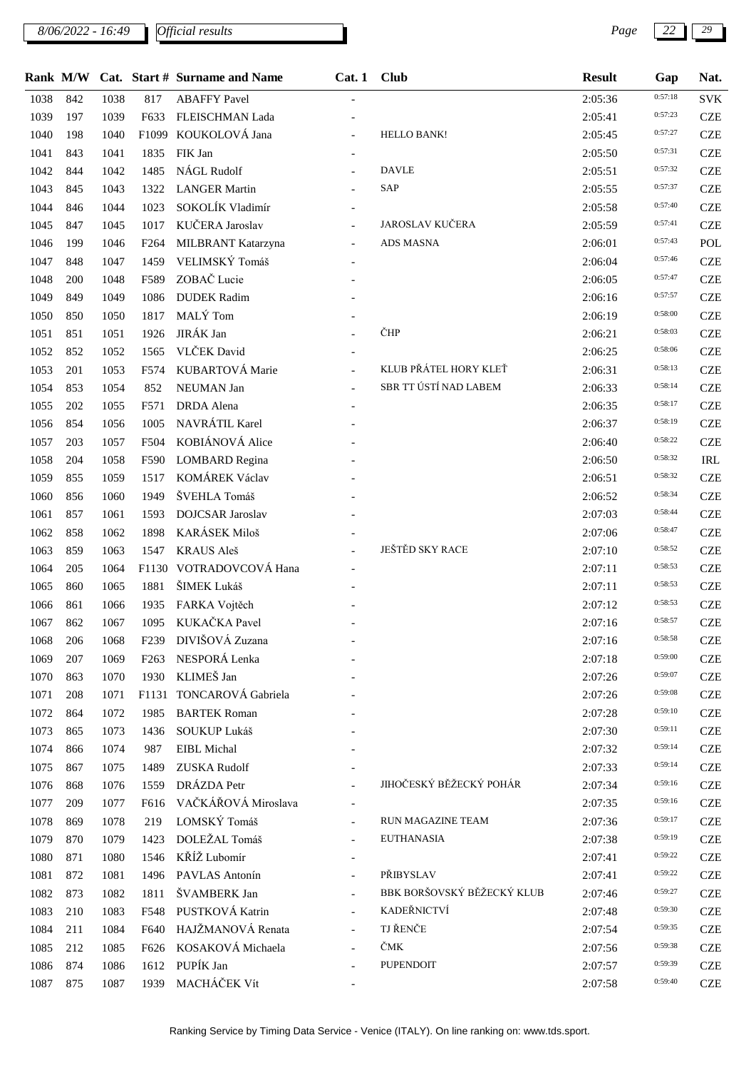| Rank | M/W | Cat. | Start # | Surname and Name | Cat. 1 | Club | Result | Gap | Nat. |
|---|---|---|---|---|---|---|---|---|---|
| 1038 | 842 | 1038 | 817 | ABAFFY Pavel | - | | 2:05:36 | 0:57:18 | SVK |
| 1039 | 197 | 1039 | F633 | FLEISCHMAN Lada | - | | 2:05:41 | 0:57:23 | CZE |
| 1040 | 198 | 1040 | F1099 | KOUKOLOVÁ Jana | - | HELLO BANK! | 2:05:45 | 0:57:27 | CZE |
| 1041 | 843 | 1041 | 1835 | FIK Jan | - | | 2:05:50 | 0:57:31 | CZE |
| 1042 | 844 | 1042 | 1485 | NÁGL Rudolf | - | DAVLE | 2:05:51 | 0:57:32 | CZE |
| 1043 | 845 | 1043 | 1322 | LANGER Martin | - | SAP | 2:05:55 | 0:57:37 | CZE |
| 1044 | 846 | 1044 | 1023 | SOKOLÍK Vladimír | - | | 2:05:58 | 0:57:40 | CZE |
| 1045 | 847 | 1045 | 1017 | KUČERA Jaroslav | - | JAROSLAV KUČERA | 2:05:59 | 0:57:41 | CZE |
| 1046 | 199 | 1046 | F264 | MILBRANT Katarzyna | - | ADS MASNA | 2:06:01 | 0:57:43 | POL |
| 1047 | 848 | 1047 | 1459 | VELIMSKÝ Tomáš | - | | 2:06:04 | 0:57:46 | CZE |
| 1048 | 200 | 1048 | F589 | ZOBAČ Lucie | - | | 2:06:05 | 0:57:47 | CZE |
| 1049 | 849 | 1049 | 1086 | DUDEK Radim | - | | 2:06:16 | 0:57:57 | CZE |
| 1050 | 850 | 1050 | 1817 | MALÝ Tom | - | | 2:06:19 | 0:58:00 | CZE |
| 1051 | 851 | 1051 | 1926 | JIRÁK Jan | - | ČHP | 2:06:21 | 0:58:03 | CZE |
| 1052 | 852 | 1052 | 1565 | VLČEK David | - | | 2:06:25 | 0:58:06 | CZE |
| 1053 | 201 | 1053 | F574 | KUBARTOVÁ Marie | - | KLUB PŘÁTEL HORY KLEŤ | 2:06:31 | 0:58:13 | CZE |
| 1054 | 853 | 1054 | 852 | NEUMAN Jan | - | SBR TT ÚSTÍ NAD LABEM | 2:06:33 | 0:58:14 | CZE |
| 1055 | 202 | 1055 | F571 | DRDA Alena | - | | 2:06:35 | 0:58:17 | CZE |
| 1056 | 854 | 1056 | 1005 | NAVRÁTIL Karel | - | | 2:06:37 | 0:58:19 | CZE |
| 1057 | 203 | 1057 | F504 | KOBIÁNOVÁ Alice | - | | 2:06:40 | 0:58:22 | CZE |
| 1058 | 204 | 1058 | F590 | LOMBARD Regina | - | | 2:06:50 | 0:58:32 | IRL |
| 1059 | 855 | 1059 | 1517 | KOMÁREK Václav | - | | 2:06:51 | 0:58:32 | CZE |
| 1060 | 856 | 1060 | 1949 | ŠVEHLA Tomáš | - | | 2:06:52 | 0:58:34 | CZE |
| 1061 | 857 | 1061 | 1593 | DOJCSAR Jaroslav | - | | 2:07:03 | 0:58:44 | CZE |
| 1062 | 858 | 1062 | 1898 | KARÁSEK Miloš | - | | 2:07:06 | 0:58:47 | CZE |
| 1063 | 859 | 1063 | 1547 | KRAUS Aleš | - | JEŠTĚD SKY RACE | 2:07:10 | 0:58:52 | CZE |
| 1064 | 205 | 1064 | F1130 | VOTRADOVCOVÁ Hana | - | | 2:07:11 | 0:58:53 | CZE |
| 1065 | 860 | 1065 | 1881 | ŠIMEK Lukáš | - | | 2:07:11 | 0:58:53 | CZE |
| 1066 | 861 | 1066 | 1935 | FARKA Vojtěch | - | | 2:07:12 | 0:58:53 | CZE |
| 1067 | 862 | 1067 | 1095 | KUKAČKA Pavel | - | | 2:07:16 | 0:58:57 | CZE |
| 1068 | 206 | 1068 | F239 | DIVIŠOVÁ Zuzana | - | | 2:07:16 | 0:58:58 | CZE |
| 1069 | 207 | 1069 | F263 | NESPORÁ Lenka | - | | 2:07:18 | 0:59:00 | CZE |
| 1070 | 863 | 1070 | 1930 | KLIMEŠ Jan | - | | 2:07:26 | 0:59:07 | CZE |
| 1071 | 208 | 1071 | F1131 | TONCAROVÁ Gabriela | - | | 2:07:26 | 0:59:08 | CZE |
| 1072 | 864 | 1072 | 1985 | BARTEK Roman | - | | 2:07:28 | 0:59:10 | CZE |
| 1073 | 865 | 1073 | 1436 | SOUKUP Lukáš | - | | 2:07:30 | 0:59:11 | CZE |
| 1074 | 866 | 1074 | 987 | EIBL Michal | - | | 2:07:32 | 0:59:14 | CZE |
| 1075 | 867 | 1075 | 1489 | ZUSKA Rudolf | - | | 2:07:33 | 0:59:14 | CZE |
| 1076 | 868 | 1076 | 1559 | DRÁZDA Petr | - | JIHOČESKÝ BĚŽECKÝ POHÁR | 2:07:34 | 0:59:16 | CZE |
| 1077 | 209 | 1077 | F616 | VAČKÁŘOVÁ Miroslava | - | | 2:07:35 | 0:59:16 | CZE |
| 1078 | 869 | 1078 | 219 | LOMSKÝ Tomáš | - | RUN MAGAZINE TEAM | 2:07:36 | 0:59:17 | CZE |
| 1079 | 870 | 1079 | 1423 | DOLEŽAL Tomáš | - | EUTHANASIA | 2:07:38 | 0:59:19 | CZE |
| 1080 | 871 | 1080 | 1546 | KŘÍŽ Lubomír | - | | 2:07:41 | 0:59:22 | CZE |
| 1081 | 872 | 1081 | 1496 | PAVLAS Antonín | - | PŘIBYSLAV | 2:07:41 | 0:59:22 | CZE |
| 1082 | 873 | 1082 | 1811 | ŠVAMBERK Jan | - | BBK BORŠOVSKÝ BĚŽECKÝ KLUB | 2:07:46 | 0:59:27 | CZE |
| 1083 | 210 | 1083 | F548 | PUSTKOVÁ Katrin | - | KADEŘNICTVÍ | 2:07:48 | 0:59:30 | CZE |
| 1084 | 211 | 1084 | F640 | HAJŽMANOVÁ Renata | - | TJ ŘENČE | 2:07:54 | 0:59:35 | CZE |
| 1085 | 212 | 1085 | F626 | KOSAKOVÁ Michaela | - | ČMK | 2:07:56 | 0:59:38 | CZE |
| 1086 | 874 | 1086 | 1612 | PUPÍK Jan | - | PUPENDOIT | 2:07:57 | 0:59:39 | CZE |
| 1087 | 875 | 1087 | 1939 | MACHÁČEK Vít | - | | 2:07:58 | 0:59:40 | CZE |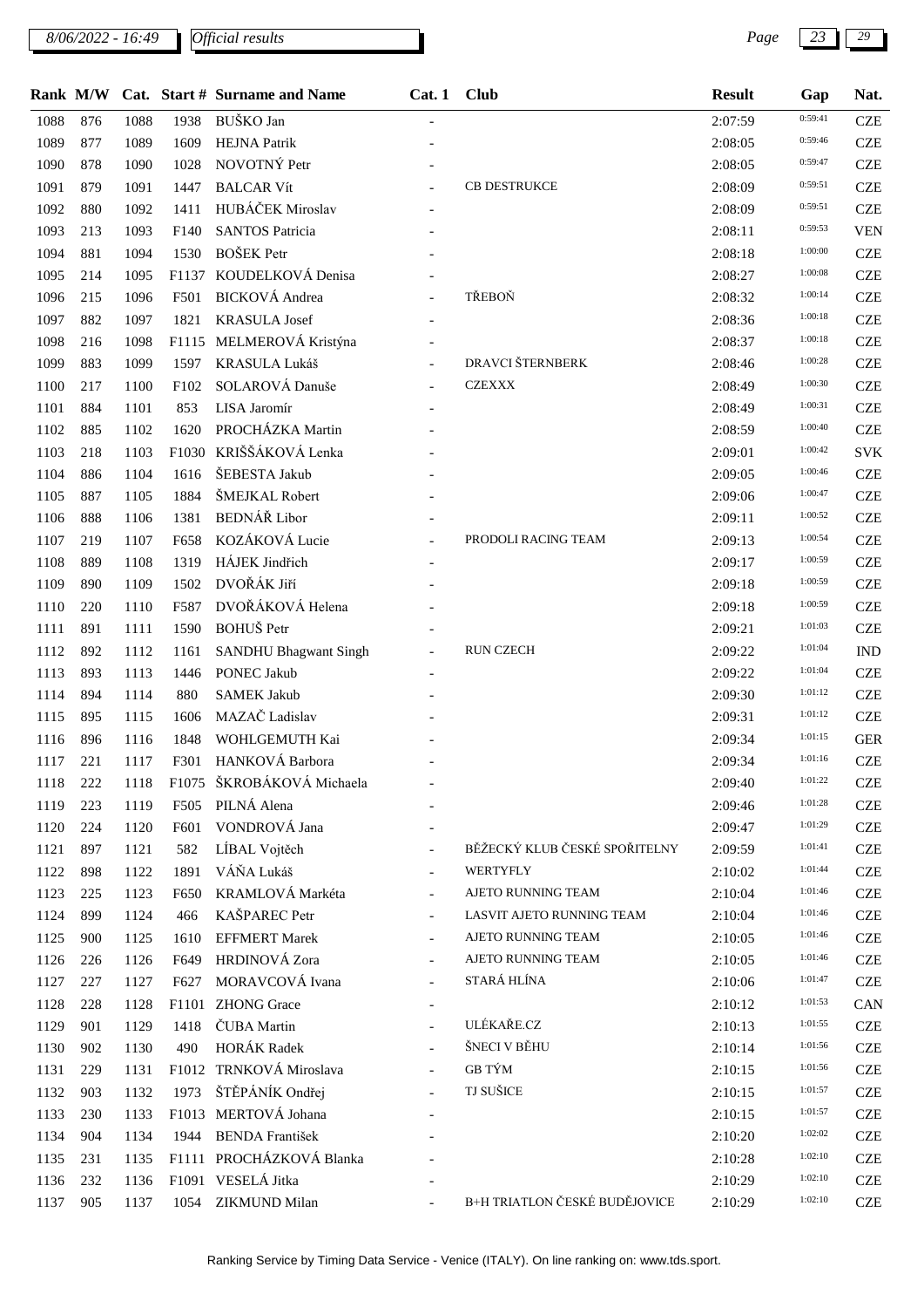*Official results*

| Rank | M/W | Cat. | Start # | Surname and Name | Cat. 1 | Club | Result | Gap | Nat. |
|---|---|---|---|---|---|---|---|---|---|
| 1088 | 876 | 1088 | 1938 | BUŠKO Jan | - | | 2:07:59 | 0:59:41 | CZE |
| 1089 | 877 | 1089 | 1609 | HEJNA Patrik | - | | 2:08:05 | 0:59:46 | CZE |
| 1090 | 878 | 1090 | 1028 | NOVOTNÝ Petr | - | | 2:08:05 | 0:59:47 | CZE |
| 1091 | 879 | 1091 | 1447 | BALCAR Vít | - | CB DESTRUKCE | 2:08:09 | 0:59:51 | CZE |
| 1092 | 880 | 1092 | 1411 | HUBÁČEK Miroslav | - | | 2:08:09 | 0:59:51 | CZE |
| 1093 | 213 | 1093 | F140 | SANTOS Patricia | - | | 2:08:11 | 0:59:53 | VEN |
| 1094 | 881 | 1094 | 1530 | BOŠEK Petr | - | | 2:08:18 | 1:00:00 | CZE |
| 1095 | 214 | 1095 | F1137 | KOUDELKOVÁ Denisa | - | | 2:08:27 | 1:00:08 | CZE |
| 1096 | 215 | 1096 | F501 | BICKOVÁ Andrea | - | TŘEBOŇ | 2:08:32 | 1:00:14 | CZE |
| 1097 | 882 | 1097 | 1821 | KRASULA Josef | - | | 2:08:36 | 1:00:18 | CZE |
| 1098 | 216 | 1098 | F1115 | MELMEROVÁ Kristýna | - | | 2:08:37 | 1:00:18 | CZE |
| 1099 | 883 | 1099 | 1597 | KRASULA Lukáš | - | DRAVCI ŠTERNBERK | 2:08:46 | 1:00:28 | CZE |
| 1100 | 217 | 1100 | F102 | SOLAROVÁ Danuše | - | CZEXXX | 2:08:49 | 1:00:30 | CZE |
| 1101 | 884 | 1101 | 853 | LISA Jaromír | - | | 2:08:49 | 1:00:31 | CZE |
| 1102 | 885 | 1102 | 1620 | PROCHÁZKA Martin | - | | 2:08:59 | 1:00:40 | CZE |
| 1103 | 218 | 1103 | F1030 | KRIŠŠÁKOVÁ Lenka | - | | 2:09:01 | 1:00:42 | SVK |
| 1104 | 886 | 1104 | 1616 | ŠEBESTA Jakub | - | | 2:09:05 | 1:00:46 | CZE |
| 1105 | 887 | 1105 | 1884 | ŠMEJKAL Robert | - | | 2:09:06 | 1:00:47 | CZE |
| 1106 | 888 | 1106 | 1381 | BEDNÁŘ Libor | - | | 2:09:11 | 1:00:52 | CZE |
| 1107 | 219 | 1107 | F658 | KOZÁKOVÁ Lucie | - | PRODOLI RACING TEAM | 2:09:13 | 1:00:54 | CZE |
| 1108 | 889 | 1108 | 1319 | HÁJEK Jindřich | - | | 2:09:17 | 1:00:59 | CZE |
| 1109 | 890 | 1109 | 1502 | DVOŘÁK Jiří | - | | 2:09:18 | 1:00:59 | CZE |
| 1110 | 220 | 1110 | F587 | DVOŘÁKOVÁ Helena | - | | 2:09:18 | 1:00:59 | CZE |
| 1111 | 891 | 1111 | 1590 | BOHUŠ Petr | - | | 2:09:21 | 1:01:03 | CZE |
| 1112 | 892 | 1112 | 1161 | SANDHU Bhagwant Singh | - | RUN CZECH | 2:09:22 | 1:01:04 | IND |
| 1113 | 893 | 1113 | 1446 | PONEC Jakub | - | | 2:09:22 | 1:01:04 | CZE |
| 1114 | 894 | 1114 | 880 | SAMEK Jakub | - | | 2:09:30 | 1:01:12 | CZE |
| 1115 | 895 | 1115 | 1606 | MAZAČ Ladislav | - | | 2:09:31 | 1:01:12 | CZE |
| 1116 | 896 | 1116 | 1848 | WOHLGEMUTH Kai | - | | 2:09:34 | 1:01:15 | GER |
| 1117 | 221 | 1117 | F301 | HANKOVÁ Barbora | - | | 2:09:34 | 1:01:16 | CZE |
| 1118 | 222 | 1118 | F1075 | ŠKROBÁKOVÁ Michaela | - | | 2:09:40 | 1:01:22 | CZE |
| 1119 | 223 | 1119 | F505 | PILNÁ Alena | - | | 2:09:46 | 1:01:28 | CZE |
| 1120 | 224 | 1120 | F601 | VONDROVÁ Jana | - | | 2:09:47 | 1:01:29 | CZE |
| 1121 | 897 | 1121 | 582 | LÍBAL Vojtěch | - | BĚŽECKÝ KLUB ČESKÉ SPOŘITELNY | 2:09:59 | 1:01:41 | CZE |
| 1122 | 898 | 1122 | 1891 | VÁŇA Lukáš | - | WERTYFLY | 2:10:02 | 1:01:44 | CZE |
| 1123 | 225 | 1123 | F650 | KRAMLOVÁ Markéta | - | AJETO RUNNING TEAM | 2:10:04 | 1:01:46 | CZE |
| 1124 | 899 | 1124 | 466 | KAŠPAREC Petr | - | LASVIT AJETO RUNNING TEAM | 2:10:04 | 1:01:46 | CZE |
| 1125 | 900 | 1125 | 1610 | EFFMERT Marek | - | AJETO RUNNING TEAM | 2:10:05 | 1:01:46 | CZE |
| 1126 | 226 | 1126 | F649 | HRDINOVÁ Zora | - | AJETO RUNNING TEAM | 2:10:05 | 1:01:46 | CZE |
| 1127 | 227 | 1127 | F627 | MORAVCOVÁ Ivana | - | STARÁ HLÍNA | 2:10:06 | 1:01:47 | CZE |
| 1128 | 228 | 1128 | F1101 | ZHONG Grace | - | | 2:10:12 | 1:01:53 | CAN |
| 1129 | 901 | 1129 | 1418 | ČUBA Martin | - | ULÉKAŘE.CZ | 2:10:13 | 1:01:55 | CZE |
| 1130 | 902 | 1130 | 490 | HORÁK Radek | - | ŠNECI V BĚHU | 2:10:14 | 1:01:56 | CZE |
| 1131 | 229 | 1131 | F1012 | TRNKOVÁ Miroslava | - | GB TÝM | 2:10:15 | 1:01:56 | CZE |
| 1132 | 903 | 1132 | 1973 | ŠTĚPÁNÍK Ondřej | - | TJ SUŠICE | 2:10:15 | 1:01:57 | CZE |
| 1133 | 230 | 1133 | F1013 | MERTOVÁ Johana | - | | 2:10:15 | 1:01:57 | CZE |
| 1134 | 904 | 1134 | 1944 | BENDA František | - | | 2:10:20 | 1:02:02 | CZE |
| 1135 | 231 | 1135 | F1111 | PROCHÁZKOVÁ Blanka | - | | 2:10:28 | 1:02:10 | CZE |
| 1136 | 232 | 1136 | F1091 | VESELÁ Jitka | - | | 2:10:29 | 1:02:10 | CZE |
| 1137 | 905 | 1137 | 1054 | ZIKMUND Milan | - | B+H TRIATLON ČESKÉ BUDĚJOVICE | 2:10:29 | 1:02:10 | CZE |

Ranking Service by Timing Data Service - Venice (ITALY). On line ranking on: www.tds.sport.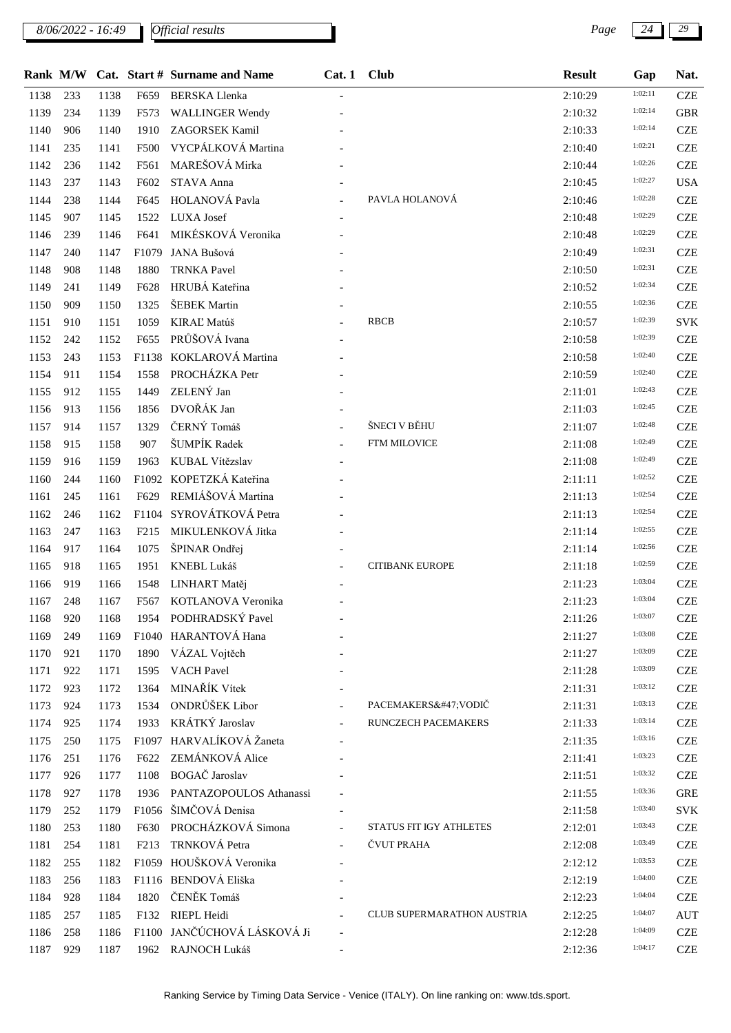| Rank | M/W | Cat. | Start # | Surname and Name | Cat. 1 | Club | Result | Gap | Nat. |
|---|---|---|---|---|---|---|---|---|---|
| 1138 | 233 | 1138 | F659 | BERSKA Llenka | - | | 2:10:29 | 1:02:11 | CZE |
| 1139 | 234 | 1139 | F573 | WALLINGER Wendy | - | | 2:10:32 | 1:02:14 | GBR |
| 1140 | 906 | 1140 | 1910 | ZAGORSEK Kamil | - | | 2:10:33 | 1:02:14 | CZE |
| 1141 | 235 | 1141 | F500 | VYCPÁLKOVÁ Martina | - | | 2:10:40 | 1:02:21 | CZE |
| 1142 | 236 | 1142 | F561 | MAREŠOVÁ Mirka | - | | 2:10:44 | 1:02:26 | CZE |
| 1143 | 237 | 1143 | F602 | STAVA Anna | - | | 2:10:45 | 1:02:27 | USA |
| 1144 | 238 | 1144 | F645 | HOLANOVÁ Pavla | - | PAVLA HOLANOVÁ | 2:10:46 | 1:02:28 | CZE |
| 1145 | 907 | 1145 | 1522 | LUXA Josef | - | | 2:10:48 | 1:02:29 | CZE |
| 1146 | 239 | 1146 | F641 | MIKÉSKOVÁ Veronika | - | | 2:10:48 | 1:02:29 | CZE |
| 1147 | 240 | 1147 | F1079 | JANA Bušová | - | | 2:10:49 | 1:02:31 | CZE |
| 1148 | 908 | 1148 | 1880 | TRNKA Pavel | - | | 2:10:50 | 1:02:31 | CZE |
| 1149 | 241 | 1149 | F628 | HRUBÁ Kateřina | - | | 2:10:52 | 1:02:34 | CZE |
| 1150 | 909 | 1150 | 1325 | ŠEBEK Martin | - | | 2:10:55 | 1:02:36 | CZE |
| 1151 | 910 | 1151 | 1059 | KIRAĽ Matúš | - | RBCB | 2:10:57 | 1:02:39 | SVK |
| 1152 | 242 | 1152 | F655 | PRŮŠOVÁ Ivana | - | | 2:10:58 | 1:02:39 | CZE |
| 1153 | 243 | 1153 | F1138 | KOKLAROVÁ Martina | - | | 2:10:58 | 1:02:40 | CZE |
| 1154 | 911 | 1154 | 1558 | PROCHÁZKA Petr | - | | 2:10:59 | 1:02:40 | CZE |
| 1155 | 912 | 1155 | 1449 | ZELENÝ Jan | - | | 2:11:01 | 1:02:43 | CZE |
| 1156 | 913 | 1156 | 1856 | DVOŘÁK Jan | - | | 2:11:03 | 1:02:45 | CZE |
| 1157 | 914 | 1157 | 1329 | ČERNÝ Tomáš | - | ŠNECI V BĚHU | 2:11:07 | 1:02:48 | CZE |
| 1158 | 915 | 1158 | 907 | ŠUMPÍK Radek | - | FTM MILOVICE | 2:11:08 | 1:02:49 | CZE |
| 1159 | 916 | 1159 | 1963 | KUBAL Vítězslav | - | | 2:11:08 | 1:02:49 | CZE |
| 1160 | 244 | 1160 | F1092 | KOPETZKÁ Kateřina | - | | 2:11:11 | 1:02:52 | CZE |
| 1161 | 245 | 1161 | F629 | REMIÁŠOVÁ Martina | - | | 2:11:13 | 1:02:54 | CZE |
| 1162 | 246 | 1162 | F1104 | SYROVÁTKOVÁ Petra | - | | 2:11:13 | 1:02:54 | CZE |
| 1163 | 247 | 1163 | F215 | MIKULENKOVÁ Jitka | - | | 2:11:14 | 1:02:55 | CZE |
| 1164 | 917 | 1164 | 1075 | ŠPINAR Ondřej | - | | 2:11:14 | 1:02:56 | CZE |
| 1165 | 918 | 1165 | 1951 | KNEBL Lukáš | - | CITIBANK EUROPE | 2:11:18 | 1:02:59 | CZE |
| 1166 | 919 | 1166 | 1548 | LINHART Matěj | - | | 2:11:23 | 1:03:04 | CZE |
| 1167 | 248 | 1167 | F567 | KOTLANOVA Veronika | - | | 2:11:23 | 1:03:04 | CZE |
| 1168 | 920 | 1168 | 1954 | PODHRADSKÝ Pavel | - | | 2:11:26 | 1:03:07 | CZE |
| 1169 | 249 | 1169 | F1040 | HARANTOVÁ Hana | - | | 2:11:27 | 1:03:08 | CZE |
| 1170 | 921 | 1170 | 1890 | VÁZAL Vojtěch | - | | 2:11:27 | 1:03:09 | CZE |
| 1171 | 922 | 1171 | 1595 | VACH Pavel | - | | 2:11:28 | 1:03:09 | CZE |
| 1172 | 923 | 1172 | 1364 | MINAŘÍK Vítek | - | | 2:11:31 | 1:03:12 | CZE |
| 1173 | 924 | 1173 | 1534 | ONDRŮŠEK Libor | - | PACEMAKERS&#47;VODIČ | 2:11:31 | 1:03:13 | CZE |
| 1174 | 925 | 1174 | 1933 | KRÁTKÝ Jaroslav | - | RUNCZECH PACEMAKERS | 2:11:33 | 1:03:14 | CZE |
| 1175 | 250 | 1175 | F1097 | HARVALÍKOVÁ Žaneta | - | | 2:11:35 | 1:03:16 | CZE |
| 1176 | 251 | 1176 | F622 | ZEMÁNKOVÁ Alice | - | | 2:11:41 | 1:03:23 | CZE |
| 1177 | 926 | 1177 | 1108 | BOGAČ Jaroslav | - | | 2:11:51 | 1:03:32 | CZE |
| 1178 | 927 | 1178 | 1936 | PANTAZOPOULOS Athanassi | - | | 2:11:55 | 1:03:36 | GRE |
| 1179 | 252 | 1179 | F1056 | ŠIMČOVÁ Denisa | - | | 2:11:58 | 1:03:40 | SVK |
| 1180 | 253 | 1180 | F630 | PROCHÁZKOVÁ Simona | - | STATUS FIT IGY ATHLETES | 2:12:01 | 1:03:43 | CZE |
| 1181 | 254 | 1181 | F213 | TRNKOVÁ Petra | - | ČVUT PRAHA | 2:12:08 | 1:03:49 | CZE |
| 1182 | 255 | 1182 | F1059 | HOUŠKOVÁ Veronika | - | | 2:12:12 | 1:03:53 | CZE |
| 1183 | 256 | 1183 | F1116 | BENDOVÁ Eliška | - | | 2:12:19 | 1:04:00 | CZE |
| 1184 | 928 | 1184 | 1820 | ČENĚK Tomáš | - | | 2:12:23 | 1:04:04 | CZE |
| 1185 | 257 | 1185 | F132 | RIEPL Heidi | - | CLUB SUPERMARATHON AUSTRIA | 2:12:25 | 1:04:07 | AUT |
| 1186 | 258 | 1186 | F1100 | JANČÚCHOVÁ LÁSKOVÁ Ji | - | | 2:12:28 | 1:04:09 | CZE |
| 1187 | 929 | 1187 | 1962 | RAJNOCH Lukáš | - | | 2:12:36 | 1:04:17 | CZE |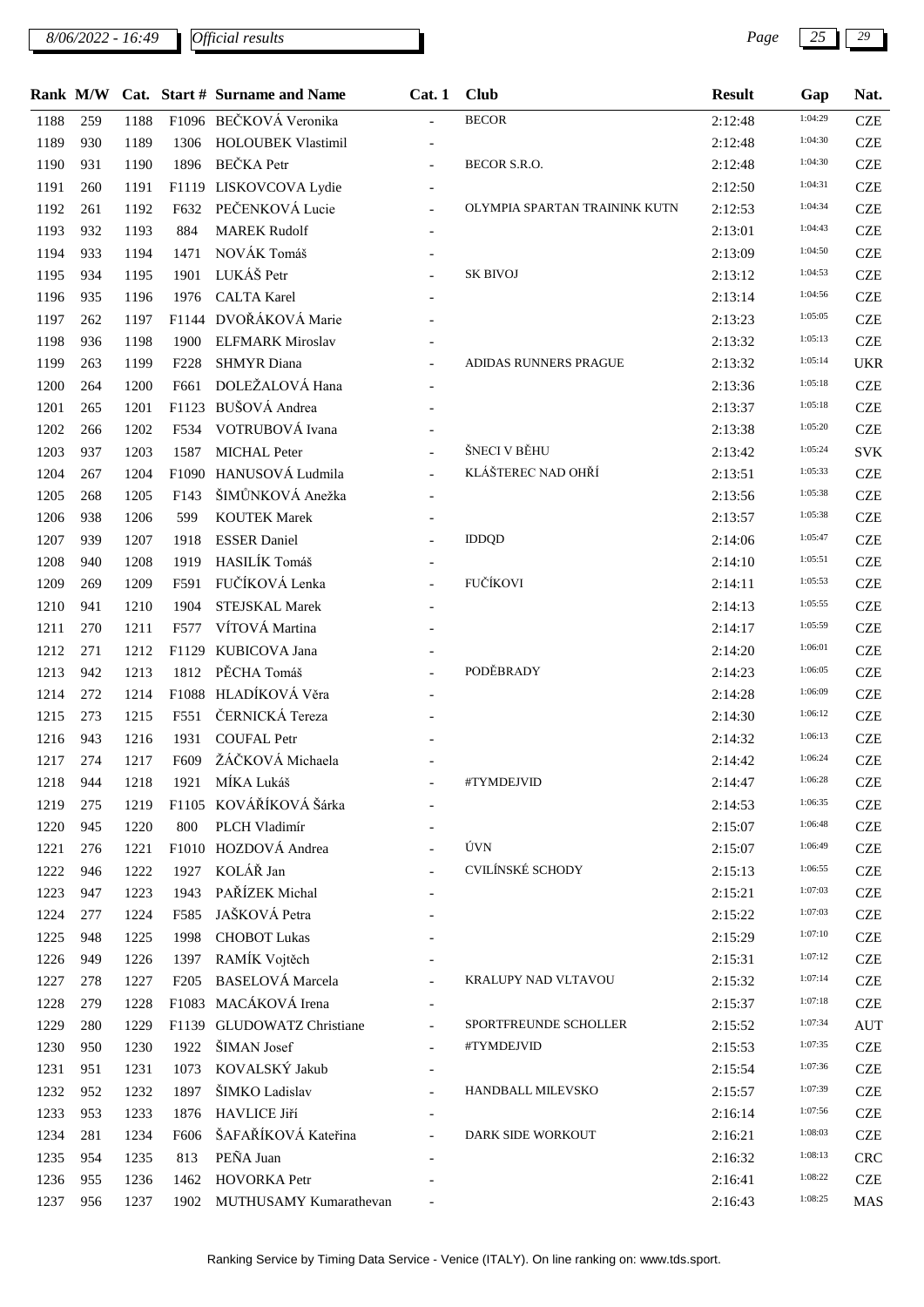| Rank | M/W | Cat. | Start # | Surname and Name | Cat. 1 | Club | Result | Gap | Nat. |
|---|---|---|---|---|---|---|---|---|---|
| 1188 | 259 | 1188 | F1096 | BEČKOVÁ Veronika | - | BECOR | 2:12:48 | 1:04:29 | CZE |
| 1189 | 930 | 1189 | 1306 | HOLOUBEK Vlastimil | - | | 2:12:48 | 1:04:30 | CZE |
| 1190 | 931 | 1190 | 1896 | BEČKA Petr | - | BECOR S.R.O. | 2:12:48 | 1:04:30 | CZE |
| 1191 | 260 | 1191 | F1119 | LISKOVCOVA Lydie | - | | 2:12:50 | 1:04:31 | CZE |
| 1192 | 261 | 1192 | F632 | PEČENKOVÁ Lucie | - | OLYMPIA SPARTAN TRAININK KUTN | 2:12:53 | 1:04:34 | CZE |
| 1193 | 932 | 1193 | 884 | MAREK Rudolf | - | | 2:13:01 | 1:04:43 | CZE |
| 1194 | 933 | 1194 | 1471 | NOVÁK Tomáš | - | | 2:13:09 | 1:04:50 | CZE |
| 1195 | 934 | 1195 | 1901 | LUKÁŠ Petr | - | SK BIVOJ | 2:13:12 | 1:04:53 | CZE |
| 1196 | 935 | 1196 | 1976 | CALTA Karel | - | | 2:13:14 | 1:04:56 | CZE |
| 1197 | 262 | 1197 | F1144 | DVOŘÁKOVÁ Marie | - | | 2:13:23 | 1:05:05 | CZE |
| 1198 | 936 | 1198 | 1900 | ELFMARK Miroslav | - | | 2:13:32 | 1:05:13 | CZE |
| 1199 | 263 | 1199 | F228 | SHMYR Diana | - | ADIDAS RUNNERS PRAGUE | 2:13:32 | 1:05:14 | UKR |
| 1200 | 264 | 1200 | F661 | DOLEŽALOVÁ Hana | - | | 2:13:36 | 1:05:18 | CZE |
| 1201 | 265 | 1201 | F1123 | BUŠOVÁ Andrea | - | | 2:13:37 | 1:05:18 | CZE |
| 1202 | 266 | 1202 | F534 | VOTRUBOVÁ Ivana | - | | 2:13:38 | 1:05:20 | CZE |
| 1203 | 937 | 1203 | 1587 | MICHAL Peter | - | ŠNECI V BĚHU | 2:13:42 | 1:05:24 | SVK |
| 1204 | 267 | 1204 | F1090 | HANUSOVÁ Ludmila | - | KLÁŠTEREC NAD OHŘÍ | 2:13:51 | 1:05:33 | CZE |
| 1205 | 268 | 1205 | F143 | ŠIMŮNKOVÁ Anežka | - | | 2:13:56 | 1:05:38 | CZE |
| 1206 | 938 | 1206 | 599 | KOUTEK Marek | - | | 2:13:57 | 1:05:38 | CZE |
| 1207 | 939 | 1207 | 1918 | ESSER Daniel | - | IDDQD | 2:14:06 | 1:05:47 | CZE |
| 1208 | 940 | 1208 | 1919 | HASILÍK Tomáš | - | | 2:14:10 | 1:05:51 | CZE |
| 1209 | 269 | 1209 | F591 | FUČÍKOVÁ Lenka | - | FUČÍKOVI | 2:14:11 | 1:05:53 | CZE |
| 1210 | 941 | 1210 | 1904 | STEJSKAL Marek | - | | 2:14:13 | 1:05:55 | CZE |
| 1211 | 270 | 1211 | F577 | VÍTOVÁ Martina | - | | 2:14:17 | 1:05:59 | CZE |
| 1212 | 271 | 1212 | F1129 | KUBICOVA Jana | - | | 2:14:20 | 1:06:01 | CZE |
| 1213 | 942 | 1213 | 1812 | PĚCHA Tomáš | - | PODĚBRADY | 2:14:23 | 1:06:05 | CZE |
| 1214 | 272 | 1214 | F1088 | HLADÍKOVÁ Věra | - | | 2:14:28 | 1:06:09 | CZE |
| 1215 | 273 | 1215 | F551 | ČERNICKÁ Tereza | - | | 2:14:30 | 1:06:12 | CZE |
| 1216 | 943 | 1216 | 1931 | COUFAL Petr | - | | 2:14:32 | 1:06:13 | CZE |
| 1217 | 274 | 1217 | F609 | ŽÁČKOVÁ Michaela | - | | 2:14:42 | 1:06:24 | CZE |
| 1218 | 944 | 1218 | 1921 | MÍKA Lukáš | - | #TYMDEJVID | 2:14:47 | 1:06:28 | CZE |
| 1219 | 275 | 1219 | F1105 | KOVÁŘÍKOVÁ Šárka | - | | 2:14:53 | 1:06:35 | CZE |
| 1220 | 945 | 1220 | 800 | PLCH Vladimír | - | | 2:15:07 | 1:06:48 | CZE |
| 1221 | 276 | 1221 | F1010 | HOZDOVÁ Andrea | - | ÚVN | 2:15:07 | 1:06:49 | CZE |
| 1222 | 946 | 1222 | 1927 | KOLÁŘ Jan | - | CVILÍNSKÉ SCHODY | 2:15:13 | 1:06:55 | CZE |
| 1223 | 947 | 1223 | 1943 | PAŘÍZEK Michal | - | | 2:15:21 | 1:07:03 | CZE |
| 1224 | 277 | 1224 | F585 | JAŠKOVÁ Petra | - | | 2:15:22 | 1:07:03 | CZE |
| 1225 | 948 | 1225 | 1998 | CHOBOT Lukas | - | | 2:15:29 | 1:07:10 | CZE |
| 1226 | 949 | 1226 | 1397 | RAMÍK Vojtěch | - | | 2:15:31 | 1:07:12 | CZE |
| 1227 | 278 | 1227 | F205 | BASELOVÁ Marcela | - | KRALUPY NAD VLTAVOU | 2:15:32 | 1:07:14 | CZE |
| 1228 | 279 | 1228 | F1083 | MACÁKOVÁ Irena | - | | 2:15:37 | 1:07:18 | CZE |
| 1229 | 280 | 1229 | F1139 | GLUDOWATZ Christiane | - | SPORTFREUNDE SCHOLLER | 2:15:52 | 1:07:34 | AUT |
| 1230 | 950 | 1230 | 1922 | ŠIMAN Josef | - | #TYMDEJVID | 2:15:53 | 1:07:35 | CZE |
| 1231 | 951 | 1231 | 1073 | KOVALSKÝ Jakub | - | | 2:15:54 | 1:07:36 | CZE |
| 1232 | 952 | 1232 | 1897 | ŠIMKO Ladislav | - | HANDBALL MILEVSKO | 2:15:57 | 1:07:39 | CZE |
| 1233 | 953 | 1233 | 1876 | HAVLICE Jiří | - | | 2:16:14 | 1:07:56 | CZE |
| 1234 | 281 | 1234 | F606 | ŠAFAŘÍKOVÁ Kateřina | - | DARK SIDE WORKOUT | 2:16:21 | 1:08:03 | CZE |
| 1235 | 954 | 1235 | 813 | PEÑA Juan | - | | 2:16:32 | 1:08:13 | CRC |
| 1236 | 955 | 1236 | 1462 | HOVORKA Petr | - | | 2:16:41 | 1:08:22 | CZE |
| 1237 | 956 | 1237 | 1902 | MUTHUSAMY Kumarathevan | - | | 2:16:43 | 1:08:25 | MAS |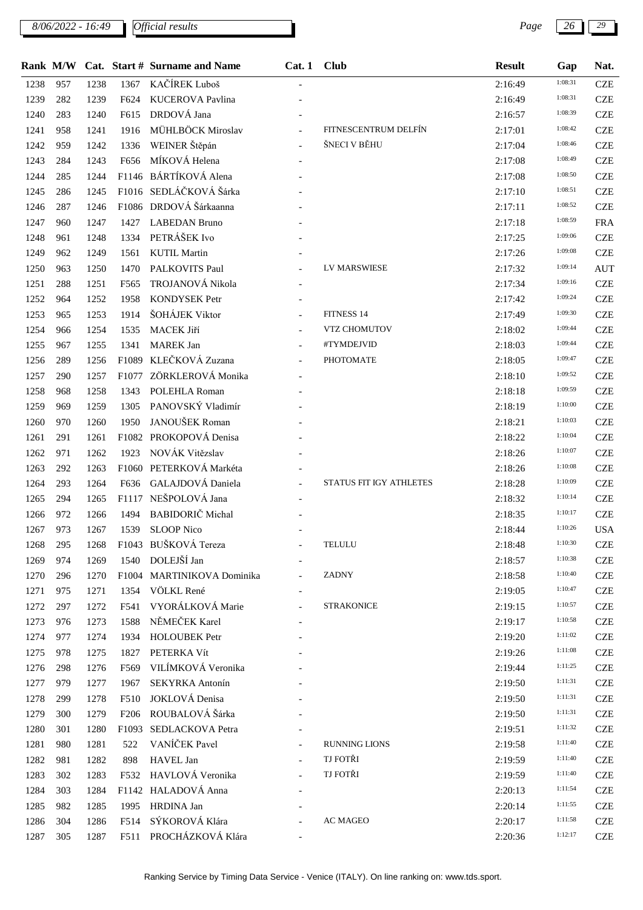*Official results*

| Rank | M/W | Cat. | Start # | Surname and Name | Cat. 1 | Club | Result | Gap | Nat. |
|---|---|---|---|---|---|---|---|---|---|
| 1238 | 957 | 1238 | 1367 | KAČÍREK Luboš | - | | 2:16:49 | 1:08:31 | CZE |
| 1239 | 282 | 1239 | F624 | KUCEROVA Pavlina | - | | 2:16:49 | 1:08:31 | CZE |
| 1240 | 283 | 1240 | F615 | DRDOVÁ Jana | - | | 2:16:57 | 1:08:39 | CZE |
| 1241 | 958 | 1241 | 1916 | MÜHLBÖCK Miroslav | - | FITNESCENTRUM DELFÍN | 2:17:01 | 1:08:42 | CZE |
| 1242 | 959 | 1242 | 1336 | WEINER Štěpán | - | ŠNECI V BĚHU | 2:17:04 | 1:08:46 | CZE |
| 1243 | 284 | 1243 | F656 | MÍKOVÁ Helena | - | | 2:17:08 | 1:08:49 | CZE |
| 1244 | 285 | 1244 | F1146 | BÁRTÍKOVÁ Alena | - | | 2:17:08 | 1:08:50 | CZE |
| 1245 | 286 | 1245 | F1016 | SEDLÁČKOVÁ Šárka | - | | 2:17:10 | 1:08:51 | CZE |
| 1246 | 287 | 1246 | F1086 | DRDOVÁ Šárkaanna | - | | 2:17:11 | 1:08:52 | CZE |
| 1247 | 960 | 1247 | 1427 | LABEDAN Bruno | - | | 2:17:18 | 1:08:59 | FRA |
| 1248 | 961 | 1248 | 1334 | PETRÁŠEK Ivo | - | | 2:17:25 | 1:09:06 | CZE |
| 1249 | 962 | 1249 | 1561 | KUTIL Martin | - | | 2:17:26 | 1:09:08 | CZE |
| 1250 | 963 | 1250 | 1470 | PALKOVITS Paul | - | LV MARSWIESE | 2:17:32 | 1:09:14 | AUT |
| 1251 | 288 | 1251 | F565 | TROJANOVÁ Nikola | - | | 2:17:34 | 1:09:16 | CZE |
| 1252 | 964 | 1252 | 1958 | KONDYSEK Petr | - | | 2:17:42 | 1:09:24 | CZE |
| 1253 | 965 | 1253 | 1914 | ŠOHÁJEK Viktor | - | FITNESS 14 | 2:17:49 | 1:09:30 | CZE |
| 1254 | 966 | 1254 | 1535 | MACEK Jiří | - | VTZ CHOMUTOV | 2:18:02 | 1:09:44 | CZE |
| 1255 | 967 | 1255 | 1341 | MAREK Jan | - | #TYMDEJVID | 2:18:03 | 1:09:44 | CZE |
| 1256 | 289 | 1256 | F1089 | KLEČKOVÁ Zuzana | - | PHOTOMATE | 2:18:05 | 1:09:47 | CZE |
| 1257 | 290 | 1257 | F1077 | ZÖRKLEROVÁ Monika | - | | 2:18:10 | 1:09:52 | CZE |
| 1258 | 968 | 1258 | 1343 | POLEHLA Roman | - | | 2:18:18 | 1:09:59 | CZE |
| 1259 | 969 | 1259 | 1305 | PANOVSKÝ Vladimír | - | | 2:18:19 | 1:10:00 | CZE |
| 1260 | 970 | 1260 | 1950 | JANOUŠEK Roman | - | | 2:18:21 | 1:10:03 | CZE |
| 1261 | 291 | 1261 | F1082 | PROKOPOVÁ Denisa | - | | 2:18:22 | 1:10:04 | CZE |
| 1262 | 971 | 1262 | 1923 | NOVÁK Vitězslav | - | | 2:18:26 | 1:10:07 | CZE |
| 1263 | 292 | 1263 | F1060 | PETERKOVÁ Markéta | - | | 2:18:26 | 1:10:08 | CZE |
| 1264 | 293 | 1264 | F636 | GALAJDOVÁ Daniela | - | STATUS FIT IGY ATHLETES | 2:18:28 | 1:10:09 | CZE |
| 1265 | 294 | 1265 | F1117 | NEŠPOLOVÁ Jana | - | | 2:18:32 | 1:10:14 | CZE |
| 1266 | 972 | 1266 | 1494 | BABIDORIČ Michal | - | | 2:18:35 | 1:10:17 | CZE |
| 1267 | 973 | 1267 | 1539 | SLOOP Nico | - | | 2:18:44 | 1:10:26 | USA |
| 1268 | 295 | 1268 | F1043 | BUŠKOVÁ Tereza | - | TELULU | 2:18:48 | 1:10:30 | CZE |
| 1269 | 974 | 1269 | 1540 | DOLEJŠÍ Jan | - | | 2:18:57 | 1:10:38 | CZE |
| 1270 | 296 | 1270 | F1004 | MARTINIKOVA Dominika | - | ZADNY | 2:18:58 | 1:10:40 | CZE |
| 1271 | 975 | 1271 | 1354 | VÖLKL René | - | | 2:19:05 | 1:10:47 | CZE |
| 1272 | 297 | 1272 | F541 | VYORÁLKOVÁ Marie | - | STRAKONICE | 2:19:15 | 1:10:57 | CZE |
| 1273 | 976 | 1273 | 1588 | NĚMEČEK Karel | - | | 2:19:17 | 1:10:58 | CZE |
| 1274 | 977 | 1274 | 1934 | HOLOUBEK Petr | - | | 2:19:20 | 1:11:02 | CZE |
| 1275 | 978 | 1275 | 1827 | PETERKA Vít | - | | 2:19:26 | 1:11:08 | CZE |
| 1276 | 298 | 1276 | F569 | VILÍMKOVÁ Veronika | - | | 2:19:44 | 1:11:25 | CZE |
| 1277 | 979 | 1277 | 1967 | SEKYRKA Antonín | - | | 2:19:50 | 1:11:31 | CZE |
| 1278 | 299 | 1278 | F510 | JOKLOVÁ Denisa | - | | 2:19:50 | 1:11:31 | CZE |
| 1279 | 300 | 1279 | F206 | ROUBALOVÁ Šárka | - | | 2:19:50 | 1:11:31 | CZE |
| 1280 | 301 | 1280 | F1093 | SEDLACKOVA Petra | - | | 2:19:51 | 1:11:32 | CZE |
| 1281 | 980 | 1281 | 522 | VANÍČEK Pavel | - | RUNNING LIONS | 2:19:58 | 1:11:40 | CZE |
| 1282 | 981 | 1282 | 898 | HAVEL Jan | - | TJ FOTŘI | 2:19:59 | 1:11:40 | CZE |
| 1283 | 302 | 1283 | F532 | HAVLOVÁ Veronika | - | TJ FOTŘI | 2:19:59 | 1:11:40 | CZE |
| 1284 | 303 | 1284 | F1142 | HALADOVÁ Anna | - | | 2:20:13 | 1:11:54 | CZE |
| 1285 | 982 | 1285 | 1995 | HRDINA Jan | - | | 2:20:14 | 1:11:55 | CZE |
| 1286 | 304 | 1286 | F514 | SÝKOROVÁ Klára | - | AC MAGEO | 2:20:17 | 1:11:58 | CZE |
| 1287 | 305 | 1287 | F511 | PROCHÁZKOVÁ Klára | - | | 2:20:36 | 1:12:17 | CZE |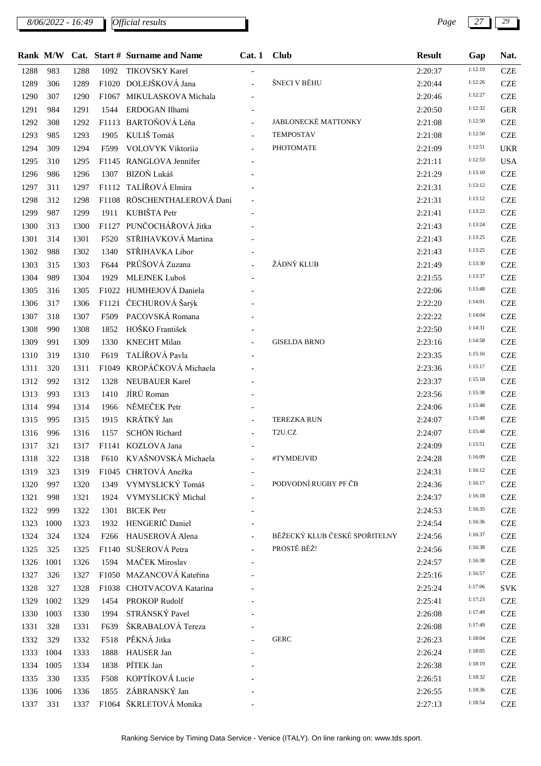*8/06/2022 - 16:49* *Official results*

| Rank | M/W | Cat. | Start # | Surname and Name | Cat. 1 | Club | Result | Gap | Nat. |
|---|---|---|---|---|---|---|---|---|---|
| 1288 | 983 | 1288 | 1092 | TIKOVSKY Karel | - | | 2:20:37 | 1:12:19 | CZE |
| 1289 | 306 | 1289 | F1020 | DOLEJŠKOVÁ Jana | - | ŠNECI V BĚHU | 2:20:44 | 1:12:26 | CZE |
| 1290 | 307 | 1290 | F1067 | MIKULASKOVA Michala | - | | 2:20:46 | 1:12:27 | CZE |
| 1291 | 984 | 1291 | 1544 | ERDOGAN Ilhami | - | | 2:20:50 | 1:12:32 | GER |
| 1292 | 308 | 1292 | F1113 | BARTOŇOVÁ Léňa | - | JABLONECKÉ MATTONKY | 2:21:08 | 1:12:50 | CZE |
| 1293 | 985 | 1293 | 1905 | KULIŠ Tomáš | - | TEMPOSTAV | 2:21:08 | 1:12:50 | CZE |
| 1294 | 309 | 1294 | F599 | VOLOVYK Viktoriia | - | PHOTOMATE | 2:21:09 | 1:12:51 | UKR |
| 1295 | 310 | 1295 | F1145 | RANGLOVA Jennifer | - | | 2:21:11 | 1:12:53 | USA |
| 1296 | 986 | 1296 | 1307 | BIZOŇ Lukáš | - | | 2:21:29 | 1:13:10 | CZE |
| 1297 | 311 | 1297 | F1112 | TALÍŘOVÁ Elmira | - | | 2:21:31 | 1:13:12 | CZE |
| 1298 | 312 | 1298 | F1108 | RÖSCHENTHALEROVÁ Dani | - | | 2:21:31 | 1:13:12 | CZE |
| 1299 | 987 | 1299 | 1911 | KUBIŠTA Petr | - | | 2:21:41 | 1:13:22 | CZE |
| 1300 | 313 | 1300 | F1127 | PUNČOCHÁŘOVÁ Jitka | - | | 2:21:43 | 1:13:24 | CZE |
| 1301 | 314 | 1301 | F520 | STŘIHAVKOVÁ Martina | - | | 2:21:43 | 1:13:25 | CZE |
| 1302 | 988 | 1302 | 1340 | STŘIHAVKA Libor | - | | 2:21:43 | 1:13:25 | CZE |
| 1303 | 315 | 1303 | F644 | PRŮŠOVÁ Zuzana | - | ŽÁDNÝ KLUB | 2:21:49 | 1:13:30 | CZE |
| 1304 | 989 | 1304 | 1929 | MLEJNEK Luboš | - | | 2:21:55 | 1:13:37 | CZE |
| 1305 | 316 | 1305 | F1022 | HUMHEJOVÁ Daniela | - | | 2:22:06 | 1:13:48 | CZE |
| 1306 | 317 | 1306 | F1121 | ČECHUROVÁ Šarýk | - | | 2:22:20 | 1:14:01 | CZE |
| 1307 | 318 | 1307 | F509 | PACOVSKÁ Romana | - | | 2:22:22 | 1:14:04 | CZE |
| 1308 | 990 | 1308 | 1852 | HOŠKO František | - | | 2:22:50 | 1:14:31 | CZE |
| 1309 | 991 | 1309 | 1330 | KNECHT Milan | - | GISELDA BRNO | 2:23:16 | 1:14:58 | CZE |
| 1310 | 319 | 1310 | F619 | TALÍŘOVÁ Pavla | - | | 2:23:35 | 1:15:16 | CZE |
| 1311 | 320 | 1311 | F1049 | KROPÁČKOVÁ Michaela | - | | 2:23:36 | 1:15:17 | CZE |
| 1312 | 992 | 1312 | 1328 | NEUBAUER Karel | - | | 2:23:37 | 1:15:18 | CZE |
| 1313 | 993 | 1313 | 1410 | JÍRŮ Roman | - | | 2:23:56 | 1:15:38 | CZE |
| 1314 | 994 | 1314 | 1966 | NĚMEČEK Petr | - | | 2:24:06 | 1:15:48 | CZE |
| 1315 | 995 | 1315 | 1915 | KRÁTKÝ Jan | - | TEREZKA RUN | 2:24:07 | 1:15:48 | CZE |
| 1316 | 996 | 1316 | 1157 | SCHÖN Richard | - | T2U.CZ | 2:24:07 | 1:15:48 | CZE |
| 1317 | 321 | 1317 | F1141 | KOZLOVA Jana | - | | 2:24:09 | 1:15:51 | CZE |
| 1318 | 322 | 1318 | F610 | KVAŠNOVSKÁ Michaela | - | #TYMDEJVID | 2:24:28 | 1:16:09 | CZE |
| 1319 | 323 | 1319 | F1045 | CHRTOVÁ Anežka | - | | 2:24:31 | 1:16:12 | CZE |
| 1320 | 997 | 1320 | 1349 | VYMYSLICKÝ Tomáš | - | PODVODNÍ RUGBY PF ČB | 2:24:36 | 1:16:17 | CZE |
| 1321 | 998 | 1321 | 1924 | VYMYSLICKÝ Michal | - | | 2:24:37 | 1:16:18 | CZE |
| 1322 | 999 | 1322 | 1301 | BICEK Petr | - | | 2:24:53 | 1:16:35 | CZE |
| 1323 | 1000 | 1323 | 1932 | HENGERIČ Daniel | - | | 2:24:54 | 1:16:36 | CZE |
| 1324 | 324 | 1324 | F266 | HAUSEROVÁ Alena | - | BĚŽECKÝ KLUB ČESKÉ SPOŘITELNY | 2:24:56 | 1:16:37 | CZE |
| 1325 | 325 | 1325 | F1140 | SUŠEROVÁ Petra | - | PROSTĚ BĚŽ! | 2:24:56 | 1:16:38 | CZE |
| 1326 | 1001 | 1326 | 1594 | MAČEK Miroslav | - | | 2:24:57 | 1:16:38 | CZE |
| 1327 | 326 | 1327 | F1050 | MAZANCOVÁ Kateřina | - | | 2:25:16 | 1:16:57 | CZE |
| 1328 | 327 | 1328 | F1038 | CHOTVACOVA Katarina | - | | 2:25:24 | 1:17:06 | SVK |
| 1329 | 1002 | 1329 | 1454 | PROKOP Rudolf | - | | 2:25:41 | 1:17:23 | CZE |
| 1330 | 1003 | 1330 | 1994 | STRÁNSKÝ Pavel | - | | 2:26:08 | 1:17:49 | CZE |
| 1331 | 328 | 1331 | F639 | ŠKRABALOVÁ Tereza | - | | 2:26:08 | 1:17:49 | CZE |
| 1332 | 329 | 1332 | F518 | PĚKNÁ Jitka | - | GERC | 2:26:23 | 1:18:04 | CZE |
| 1333 | 1004 | 1333 | 1888 | HAUSER Jan | - | | 2:26:24 | 1:18:05 | CZE |
| 1334 | 1005 | 1334 | 1838 | PÍTEK Jan | - | | 2:26:38 | 1:18:19 | CZE |
| 1335 | 330 | 1335 | F508 | KOPTÍKOVÁ Lucie | - | | 2:26:51 | 1:18:32 | CZE |
| 1336 | 1006 | 1336 | 1855 | ZÁBRANSKÝ Jan | - | | 2:26:55 | 1:18:36 | CZE |
| 1337 | 331 | 1337 | F1064 | ŠKRLETOVÁ Monika | - | | 2:27:13 | 1:18:54 | CZE |

Ranking Service by Timing Data Service - Venice (ITALY). On line ranking on: www.tds.sport.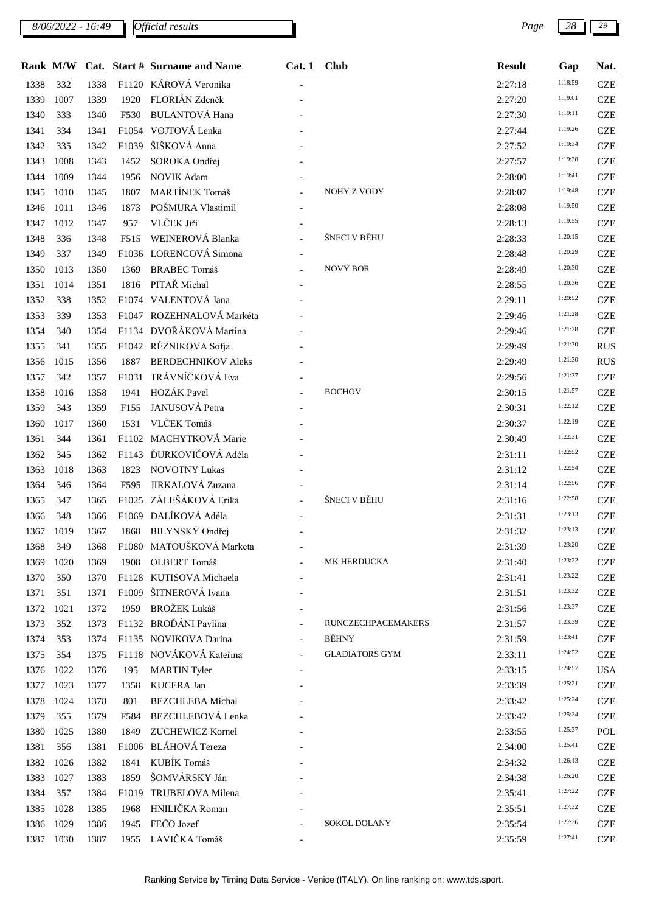| Rank | M/W | Cat. | Start # | Surname and Name | Cat. 1 | Club | Result | Gap | Nat. |
|---|---|---|---|---|---|---|---|---|---|
| 1338 | 332 | 1338 | F1120 | KÁROVÁ Veronika | - | | 2:27:18 | 1:18:59 | CZE |
| 1339 | 1007 | 1339 | 1920 | FLORIÁN Zdeněk | - | | 2:27:20 | 1:19:01 | CZE |
| 1340 | 333 | 1340 | F530 | BULANTOVÁ Hana | - | | 2:27:30 | 1:19:11 | CZE |
| 1341 | 334 | 1341 | F1054 | VOJTOVÁ Lenka | - | | 2:27:44 | 1:19:26 | CZE |
| 1342 | 335 | 1342 | F1039 | ŠIŠKOVÁ Anna | - | | 2:27:52 | 1:19:34 | CZE |
| 1343 | 1008 | 1343 | 1452 | SOROKA Ondřej | - | | 2:27:57 | 1:19:38 | CZE |
| 1344 | 1009 | 1344 | 1956 | NOVIK Adam | - | | 2:28:00 | 1:19:41 | CZE |
| 1345 | 1010 | 1345 | 1807 | MARTÍNEK Tomáš | - | NOHY Z VODY | 2:28:07 | 1:19:48 | CZE |
| 1346 | 1011 | 1346 | 1873 | POŠMURA Vlastimil | - | | 2:28:08 | 1:19:50 | CZE |
| 1347 | 1012 | 1347 | 957 | VLČEK Jiří | - | | 2:28:13 | 1:19:55 | CZE |
| 1348 | 336 | 1348 | F515 | WEINEROVÁ Blanka | - | ŠNECI V BĚHU | 2:28:33 | 1:20:15 | CZE |
| 1349 | 337 | 1349 | F1036 | LORENCOVÁ Simona | - | | 2:28:48 | 1:20:29 | CZE |
| 1350 | 1013 | 1350 | 1369 | BRABEC Tomáš | - | NOVÝ BOR | 2:28:49 | 1:20:30 | CZE |
| 1351 | 1014 | 1351 | 1816 | PITAŘ Michal | - | | 2:28:55 | 1:20:36 | CZE |
| 1352 | 338 | 1352 | F1074 | VALENTOVÁ Jana | - | | 2:29:11 | 1:20:52 | CZE |
| 1353 | 339 | 1353 | F1047 | ROZEHNALOVÁ Markéta | - | | 2:29:46 | 1:21:28 | CZE |
| 1354 | 340 | 1354 | F1134 | DVOŘÁKOVÁ Martina | - | | 2:29:46 | 1:21:28 | CZE |
| 1355 | 341 | 1355 | F1042 | RĚZNIKOVA Sofja | - | | 2:29:49 | 1:21:30 | RUS |
| 1356 | 1015 | 1356 | 1887 | BERDECHNIKOV Aleks | - | | 2:29:49 | 1:21:30 | RUS |
| 1357 | 342 | 1357 | F1031 | TRÁVNÍČKOVÁ Eva | - | | 2:29:56 | 1:21:37 | CZE |
| 1358 | 1016 | 1358 | 1941 | HOZÁK Pavel | - | BOCHOV | 2:30:15 | 1:21:57 | CZE |
| 1359 | 343 | 1359 | F155 | JANUSOVÁ Petra | - | | 2:30:31 | 1:22:12 | CZE |
| 1360 | 1017 | 1360 | 1531 | VLČEK Tomáš | - | | 2:30:37 | 1:22:19 | CZE |
| 1361 | 344 | 1361 | F1102 | MACHYTKOVÁ Marie | - | | 2:30:49 | 1:22:31 | CZE |
| 1362 | 345 | 1362 | F1143 | ĎURKOVIČOVÁ Adéla | - | | 2:31:11 | 1:22:52 | CZE |
| 1363 | 1018 | 1363 | 1823 | NOVOTNY Lukas | - | | 2:31:12 | 1:22:54 | CZE |
| 1364 | 346 | 1364 | F595 | JIRKALOVÁ Zuzana | - | | 2:31:14 | 1:22:56 | CZE |
| 1365 | 347 | 1365 | F1025 | ZÁLEŠÁKOVÁ Erika | - | ŠNECI V BĚHU | 2:31:16 | 1:22:58 | CZE |
| 1366 | 348 | 1366 | F1069 | DALÍKOVÁ Adéla | - | | 2:31:31 | 1:23:13 | CZE |
| 1367 | 1019 | 1367 | 1868 | BILYNSKÝ Ondřej | - | | 2:31:32 | 1:23:13 | CZE |
| 1368 | 349 | 1368 | F1080 | MATOUŠKOVÁ Marketa | - | | 2:31:39 | 1:23:20 | CZE |
| 1369 | 1020 | 1369 | 1908 | OLBERT Tomáš | - | MK HERDUCKA | 2:31:40 | 1:23:22 | CZE |
| 1370 | 350 | 1370 | F1128 | KUTISOVA Michaela | - | | 2:31:41 | 1:23:22 | CZE |
| 1371 | 351 | 1371 | F1009 | ŠITNEROVÁ Ivana | - | | 2:31:51 | 1:23:32 | CZE |
| 1372 | 1021 | 1372 | 1959 | BROŽEK Lukáš | - | | 2:31:56 | 1:23:37 | CZE |
| 1373 | 352 | 1373 | F1132 | BROĎÁNI Pavlína | - | RUNCZECHPACEMAKERS | 2:31:57 | 1:23:39 | CZE |
| 1374 | 353 | 1374 | F1135 | NOVIKOVA Darina | - | BĚHNY | 2:31:59 | 1:23:41 | CZE |
| 1375 | 354 | 1375 | F1118 | NOVÁKOVÁ Kateřina | - | GLADIATORS GYM | 2:33:11 | 1:24:52 | CZE |
| 1376 | 1022 | 1376 | 195 | MARTIN Tyler | - | | 2:33:15 | 1:24:57 | USA |
| 1377 | 1023 | 1377 | 1358 | KUCERA Jan | - | | 2:33:39 | 1:25:21 | CZE |
| 1378 | 1024 | 1378 | 801 | BEZCHLEBA Michal | - | | 2:33:42 | 1:25:24 | CZE |
| 1379 | 355 | 1379 | F584 | BEZCHLEBOVÁ Lenka | - | | 2:33:42 | 1:25:24 | CZE |
| 1380 | 1025 | 1380 | 1849 | ZUCHEWICZ Kornel | - | | 2:33:55 | 1:25:37 | POL |
| 1381 | 356 | 1381 | F1006 | BLÁHOVÁ Tereza | - | | 2:34:00 | 1:25:41 | CZE |
| 1382 | 1026 | 1382 | 1841 | KUBÍK Tomáš | - | | 2:34:32 | 1:26:13 | CZE |
| 1383 | 1027 | 1383 | 1859 | ŠOMVÁRSKY Ján | - | | 2:34:38 | 1:26:20 | CZE |
| 1384 | 357 | 1384 | F1019 | TRUBELOVA Milena | - | | 2:35:41 | 1:27:22 | CZE |
| 1385 | 1028 | 1385 | 1968 | HNILIČKA Roman | - | | 2:35:51 | 1:27:32 | CZE |
| 1386 | 1029 | 1386 | 1945 | FEČO Jozef | - | SOKOL DOLANY | 2:35:54 | 1:27:36 | CZE |
| 1387 | 1030 | 1387 | 1955 | LAVIČKA Tomáš | - | | 2:35:59 | 1:27:41 | CZE |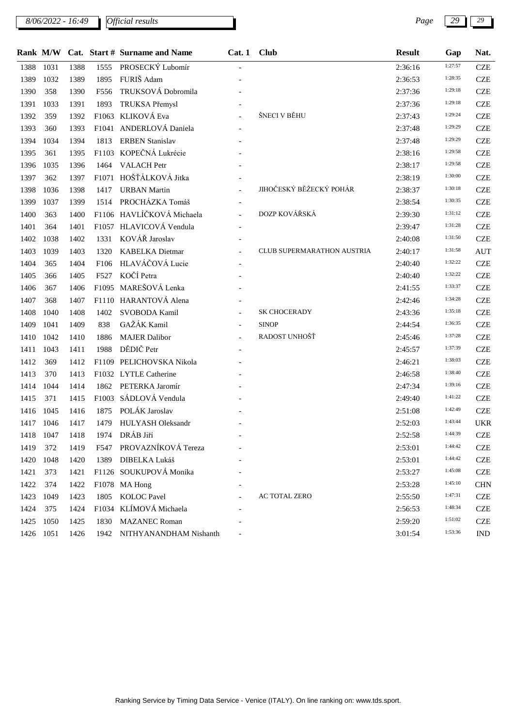| Rank | M/W | Cat. | Start # | Surname and Name | Cat. 1 | Club | Result | Gap | Nat. |
|---|---|---|---|---|---|---|---|---|---|
| 1388 | 1031 | 1388 | 1555 | PROSECKÝ Lubomír | - | | 2:36:16 | 1:27:57 | CZE |
| 1389 | 1032 | 1389 | 1895 | FURIŠ Adam | - | | 2:36:53 | 1:28:35 | CZE |
| 1390 | 358 | 1390 | F556 | TRUKSOVÁ Dobromila | - | | 2:37:36 | 1:29:18 | CZE |
| 1391 | 1033 | 1391 | 1893 | TRUKSA Přemysl | - | | 2:37:36 | 1:29:18 | CZE |
| 1392 | 359 | 1392 | F1063 | KLIKOVÁ Eva | - | ŠNECI V BĚHU | 2:37:43 | 1:29:24 | CZE |
| 1393 | 360 | 1393 | F1041 | ANDERLOVÁ Daniela | - | | 2:37:48 | 1:29:29 | CZE |
| 1394 | 1034 | 1394 | 1813 | ERBEN Stanislav | - | | 2:37:48 | 1:29:29 | CZE |
| 1395 | 361 | 1395 | F1103 | KOPEČNÁ Lukrécie | - | | 2:38:16 | 1:29:58 | CZE |
| 1396 | 1035 | 1396 | 1464 | VALACH Petr | - | | 2:38:17 | 1:29:58 | CZE |
| 1397 | 362 | 1397 | F1071 | HOŠŤÁLKOVÁ Jitka | - | | 2:38:19 | 1:30:00 | CZE |
| 1398 | 1036 | 1398 | 1417 | URBAN Martin | - | JIHOČESKÝ BĚŽECKÝ POHÁR | 2:38:37 | 1:30:18 | CZE |
| 1399 | 1037 | 1399 | 1514 | PROCHÁZKA Tomáš | - | | 2:38:54 | 1:30:35 | CZE |
| 1400 | 363 | 1400 | F1106 | HAVLÍČKOVÁ Michaela | - | DOZP KOVÁŘSKÁ | 2:39:30 | 1:31:12 | CZE |
| 1401 | 364 | 1401 | F1057 | HLAVICOVÁ Vendula | - | | 2:39:47 | 1:31:28 | CZE |
| 1402 | 1038 | 1402 | 1331 | KOVÁŘ Jaroslav | - | | 2:40:08 | 1:31:50 | CZE |
| 1403 | 1039 | 1403 | 1320 | KABELKA Dietmar | - | CLUB SUPERMARATHON AUSTRIA | 2:40:17 | 1:31:58 | AUT |
| 1404 | 365 | 1404 | F106 | HLAVÁČOVÁ Lucie | - | | 2:40:40 | 1:32:22 | CZE |
| 1405 | 366 | 1405 | F527 | KOČÍ Petra | - | | 2:40:40 | 1:32:22 | CZE |
| 1406 | 367 | 1406 | F1095 | MAREŠOVÁ Lenka | - | | 2:41:55 | 1:33:37 | CZE |
| 1407 | 368 | 1407 | F1110 | HARANTOVÁ Alena | - | | 2:42:46 | 1:34:28 | CZE |
| 1408 | 1040 | 1408 | 1402 | SVOBODA Kamil | - | SK CHOCERADY | 2:43:36 | 1:35:18 | CZE |
| 1409 | 1041 | 1409 | 838 | GAŽÁK Kamil | - | SINOP | 2:44:54 | 1:36:35 | CZE |
| 1410 | 1042 | 1410 | 1886 | MAJER Dalibor | - | RADOST UNHOŠŤ | 2:45:46 | 1:37:28 | CZE |
| 1411 | 1043 | 1411 | 1988 | DĚDIČ Petr | - | | 2:45:57 | 1:37:39 | CZE |
| 1412 | 369 | 1412 | F1109 | PELICHOVSKA Nikola | - | | 2:46:21 | 1:38:03 | CZE |
| 1413 | 370 | 1413 | F1032 | LYTLE Catherine | - | | 2:46:58 | 1:38:40 | CZE |
| 1414 | 1044 | 1414 | 1862 | PETERKA Jaromír | - | | 2:47:34 | 1:39:16 | CZE |
| 1415 | 371 | 1415 | F1003 | SÁDLOVÁ Vendula | - | | 2:49:40 | 1:41:22 | CZE |
| 1416 | 1045 | 1416 | 1875 | POLÁK Jaroslav | - | | 2:51:08 | 1:42:49 | CZE |
| 1417 | 1046 | 1417 | 1479 | HULYASH Oleksandr | - | | 2:52:03 | 1:43:44 | UKR |
| 1418 | 1047 | 1418 | 1974 | DRÁB Jiří | - | | 2:52:58 | 1:44:39 | CZE |
| 1419 | 372 | 1419 | F547 | PROVAZNÍKOVÁ Tereza | - | | 2:53:01 | 1:44:42 | CZE |
| 1420 | 1048 | 1420 | 1389 | DIBELKA Lukáš | - | | 2:53:01 | 1:44:42 | CZE |
| 1421 | 373 | 1421 | F1126 | SOUKUPOVÁ Monika | - | | 2:53:27 | 1:45:08 | CZE |
| 1422 | 374 | 1422 | F1078 | MA Hong | - | | 2:53:28 | 1:45:10 | CHN |
| 1423 | 1049 | 1423 | 1805 | KOLOC Pavel | - | AC TOTAL ZERO | 2:55:50 | 1:47:31 | CZE |
| 1424 | 375 | 1424 | F1034 | KLÍMOVÁ Michaela | - | | 2:56:53 | 1:48:34 | CZE |
| 1425 | 1050 | 1425 | 1830 | MAZANEC Roman | - | | 2:59:20 | 1:51:02 | CZE |
| 1426 | 1051 | 1426 | 1942 | NITHYANANDHAM Nishanth | - | | 3:01:54 | 1:53:36 | IND |